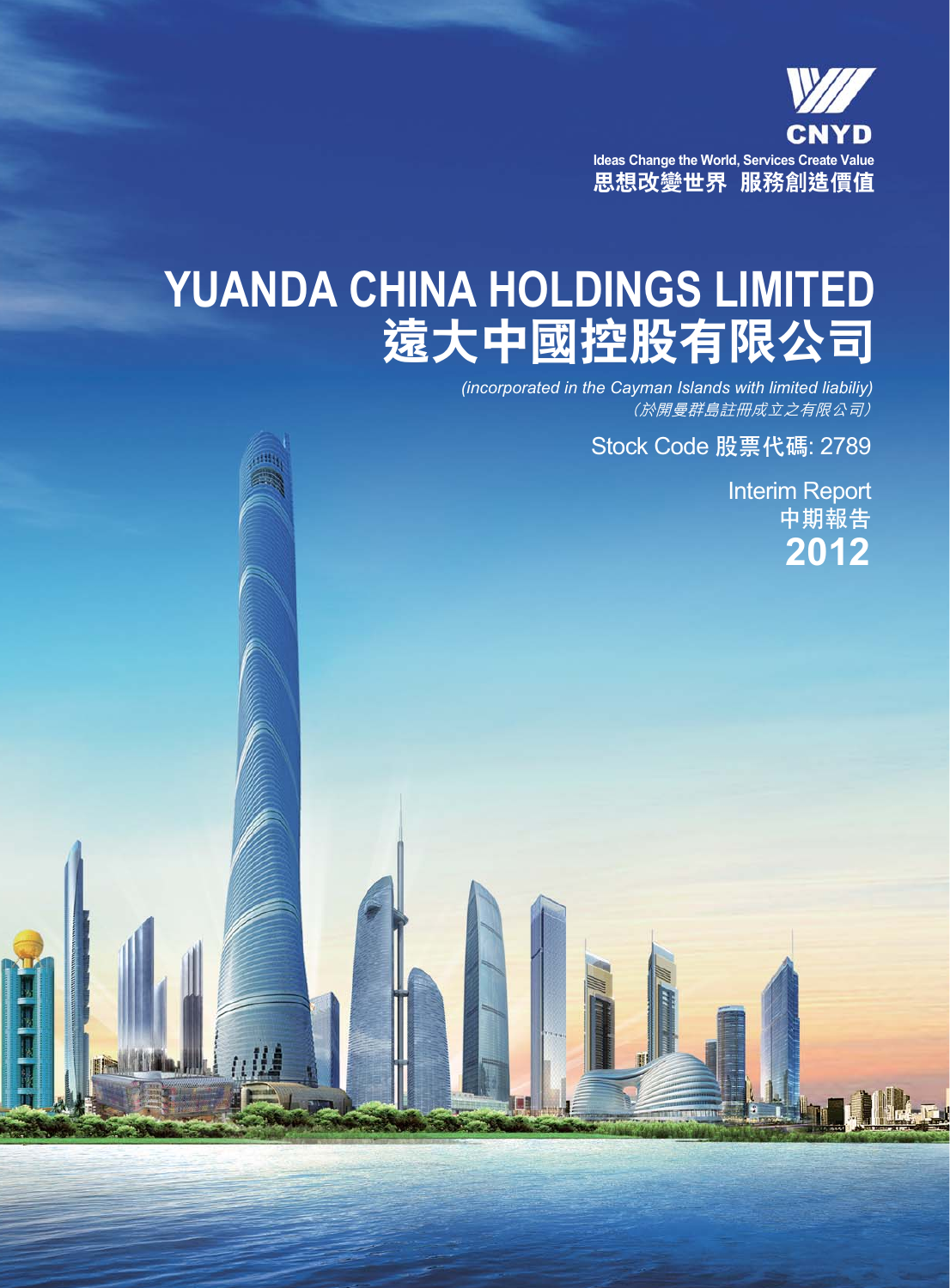CNYD

Ideas Change the World, Services Create Value
思想改變世界 服務創造價值

# YUANDA CHINA HOLDINGS LIMITED
# 遠大中國控股有限公司

*(incorporated in the Cayman Islands with limited liabiliy)*
*（於開曼群島註冊成立之有限公司）*

Stock Code 股票代碼: 2789

Interim Report
中期報告
**2012**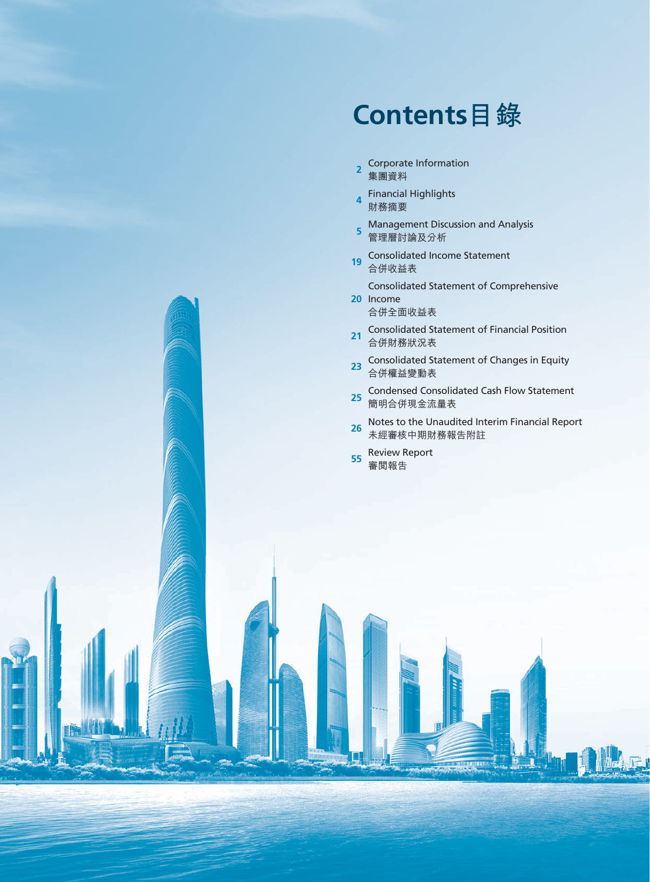# Contents 目錄

| Page | Section |
|---|---|
| 2 | Corporate Information 集團資料 |
| 4 | Financial Highlights 財務摘要 |
| 5 | Management Discussion and Analysis 管理層討論及分析 |
| 19 | Consolidated Income Statement 合併收益表 |
| 20 | Consolidated Statement of Comprehensive Income 合併全面收益表 |
| 21 | Consolidated Statement of Financial Position 合併財務狀況表 |
| 23 | Consolidated Statement of Changes in Equity 合併權益變動表 |
| 25 | Condensed Consolidated Cash Flow Statement 簡明合併現金流量表 |
| 26 | Notes to the Unaudited Interim Financial Report 未經審核中期財務報告附註 |
| 55 | Review Report 審閱報告 |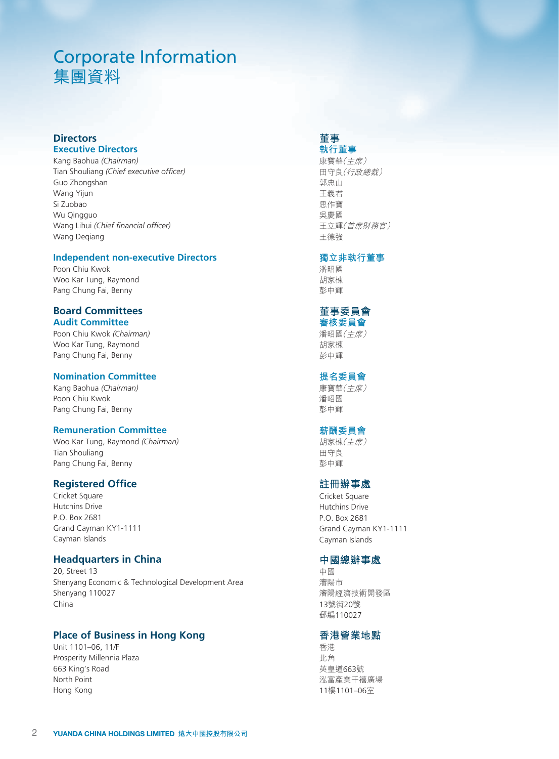# Corporate Information
# 集團資料

## Directors

### Executive Directors

Kang Baohua *(Chairman)*
Tian Shouliang *(Chief executive officer)*
Guo Zhongshan
Wang Yijun
Si Zuobao
Wu Qingguo
Wang Lihui *(Chief financial officer)*
Wang Deqiang

### Independent non-executive Directors

Poon Chiu Kwok
Woo Kar Tung, Raymond
Pang Chung Fai, Benny

## Board Committees

### Audit Committee

Poon Chiu Kwok *(Chairman)*
Woo Kar Tung, Raymond
Pang Chung Fai, Benny

### Nomination Committee

Kang Baohua *(Chairman)*
Poon Chiu Kwok
Pang Chung Fai, Benny

### Remuneration Committee

Woo Kar Tung, Raymond *(Chairman)*
Tian Shouliang
Pang Chung Fai, Benny

## Registered Office

Cricket Square
Hutchins Drive
P.O. Box 2681
Grand Cayman KY1-1111
Cayman Islands

## Headquarters in China

20, Street 13
Shenyang Economic & Technological Development Area
Shenyang 110027
China

## Place of Business in Hong Kong

Unit 1101–06, 11/F
Prosperity Millennia Plaza
663 King's Road
North Point
Hong Kong

## 董事

### 執行董事

康寶華*(主席)*
田守良*(行政總裁)*
郭忠山
王義君
思作寶
吳慶國
王立輝*(首席財務官)*
王德強

### 獨立非執行董事

潘昭國
胡家棟
彭中輝

## 董事委員會

### 審核委員會

潘昭國*(主席)*
胡家棟
彭中輝

### 提名委員會

康寶華*(主席)*
潘昭國
彭中輝

### 薪酬委員會

胡家棟*(主席)*
田守良
彭中輝

## 註冊辦事處

Cricket Square
Hutchins Drive
P.O. Box 2681
Grand Cayman KY1-1111
Cayman Islands

## 中國總辦事處

中國
瀋陽市
瀋陽經濟技術開發區
13號街20號
郵編110027

## 香港營業地點

香港
北角
英皇道663號
泓富產業千禧廣場
11樓1101–06室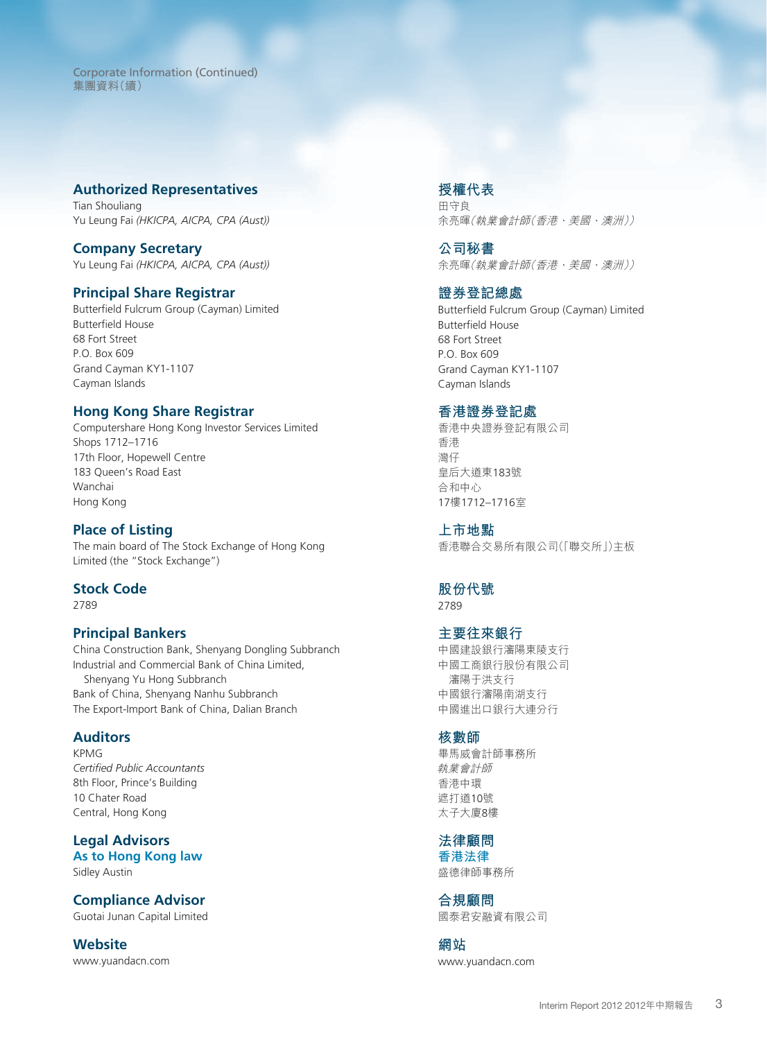Corporate Information (Continued)
集團資料(續)

## Authorized Representatives

Tian Shouliang
Yu Leung Fai *(HKICPA, AICPA, CPA (Aust))*

## Company Secretary

Yu Leung Fai *(HKICPA, AICPA, CPA (Aust))*

## Principal Share Registrar

Butterfield Fulcrum Group (Cayman) Limited
Butterfield House
68 Fort Street
P.O. Box 609
Grand Cayman KY1-1107
Cayman Islands

## Hong Kong Share Registrar

Computershare Hong Kong Investor Services Limited
Shops 1712–1716
17th Floor, Hopewell Centre
183 Queen's Road East
Wanchai
Hong Kong

## Place of Listing

The main board of The Stock Exchange of Hong Kong Limited (the "Stock Exchange")

## Stock Code

2789

## Principal Bankers

China Construction Bank, Shenyang Dongling Subbranch
Industrial and Commercial Bank of China Limited, Shenyang Yu Hong Subbranch
Bank of China, Shenyang Nanhu Subbranch
The Export-Import Bank of China, Dalian Branch

## Auditors

KPMG
*Certified Public Accountants*
8th Floor, Prince's Building
10 Chater Road
Central, Hong Kong

## Legal Advisors

### As to Hong Kong law

Sidley Austin

## Compliance Advisor

Guotai Junan Capital Limited

## Website

www.yuandacn.com

## 授權代表

田守良
余亮暉*(執業會計師(香港、美國、澳洲))*

## 公司秘書

余亮暉*(執業會計師(香港、美國、澳洲))*

## 證券登記總處

Butterfield Fulcrum Group (Cayman) Limited
Butterfield House
68 Fort Street
P.O. Box 609
Grand Cayman KY1-1107
Cayman Islands

## 香港證券登記處

香港中央證券登記有限公司
香港
灣仔
皇后大道東183號
合和中心
17樓1712–1716室

## 上市地點

香港聯合交易所有限公司(「聯交所」)主板

## 股份代號

2789

## 主要往來銀行

中國建設銀行瀋陽東陵支行
中國工商銀行股份有限公司瀋陽于洪支行
中國銀行瀋陽南湖支行
中國進出口銀行大連分行

## 核數師

畢馬威會計師事務所
*執業會計師*
香港中環
遮打道10號
太子大廈8樓

## 法律顧問

### 香港法律

盛德律師事務所

## 合規顧問

國泰君安融資有限公司

## 網站

www.yuandacn.com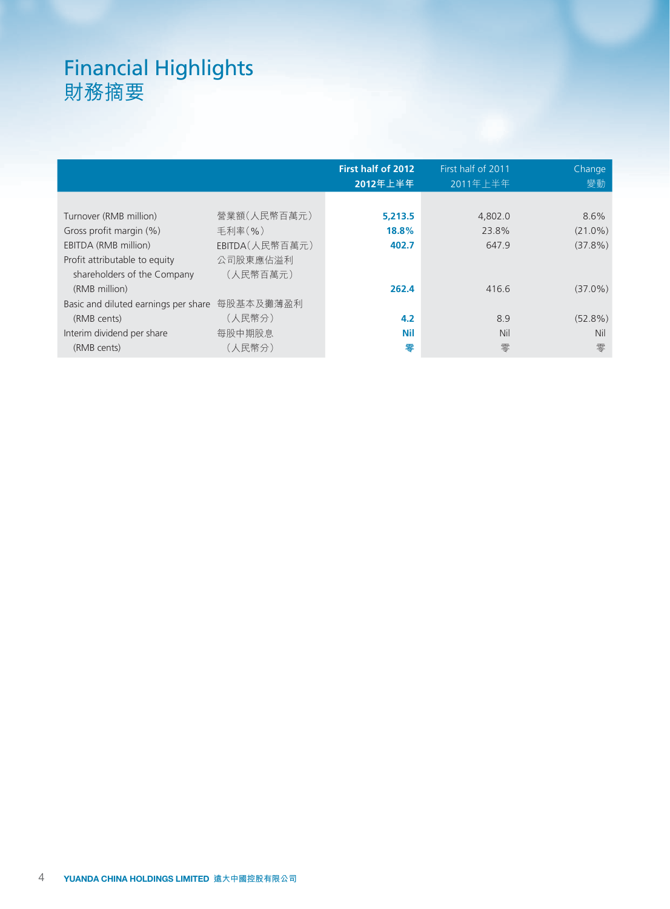# Financial Highlights
# 財務摘要

| | | First half of 2012 2012年上半年 | First half of 2011 2011年上半年 | Change 變動 |
|---|---|---|---|---|
| Turnover (RMB million) | 營業額(人民幣百萬元) | **5,213.5** | 4,802.0 | 8.6% |
| Gross profit margin (%) | 毛利率(%) | **18.8%** | 23.8% | (21.0%) |
| EBITDA (RMB million) | EBITDA(人民幣百萬元) | **402.7** | 647.9 | (37.8%) |
| Profit attributable to equity shareholders of the Company (RMB million) | 公司股東應佔溢利(人民幣百萬元) | **262.4** | 416.6 | (37.0%) |
| Basic and diluted earnings per share (RMB cents) | 每股基本及攤薄盈利(人民幣分) | **4.2** | 8.9 | (52.8%) |
| Interim dividend per share (RMB cents) | 每股中期股息(人民幣分) | **Nil 零** | Nil 零 | Nil 零 |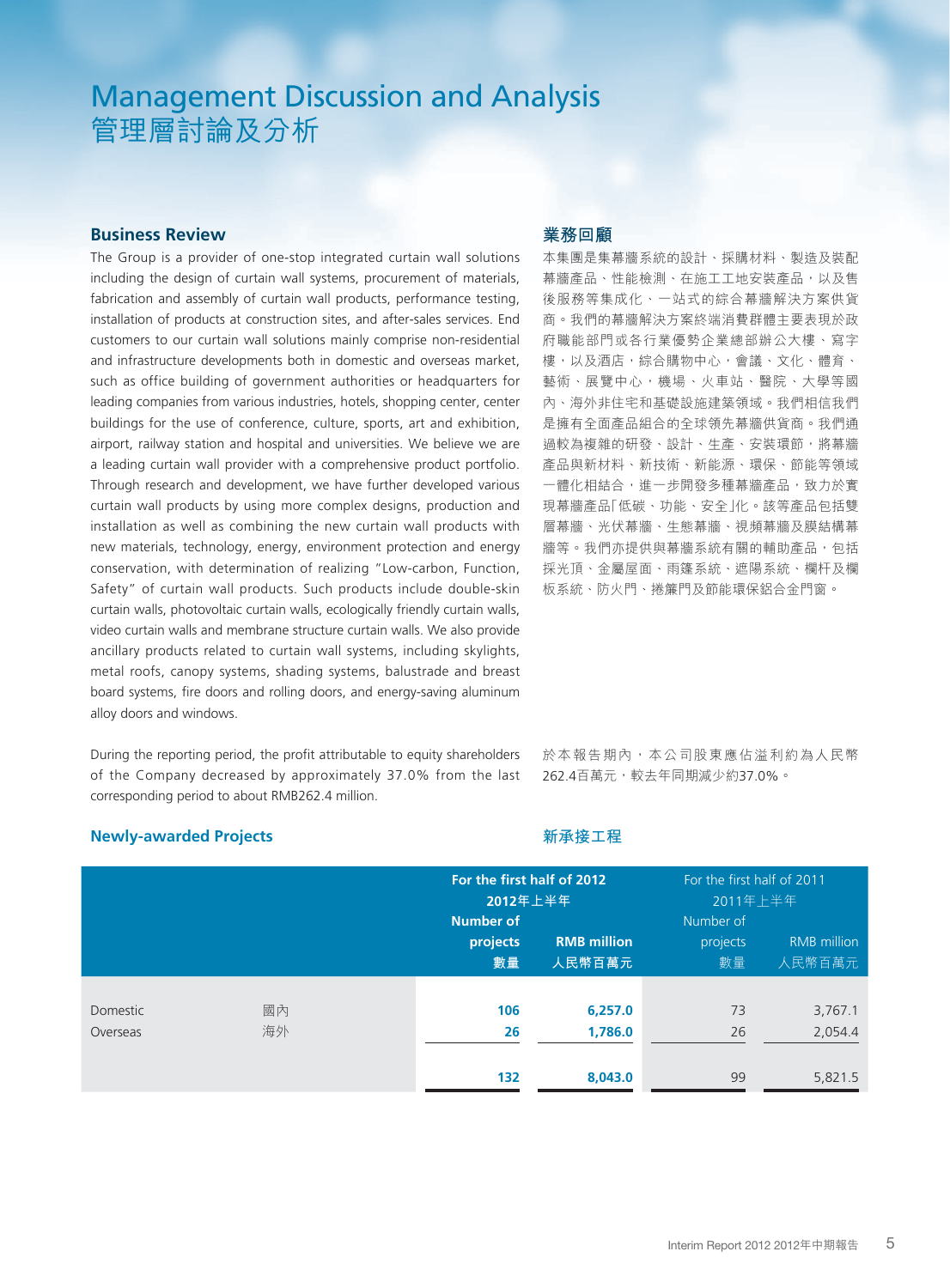# Management Discussion and Analysis
# 管理層討論及分析

## Business Review

The Group is a provider of one-stop integrated curtain wall solutions including the design of curtain wall systems, procurement of materials, fabrication and assembly of curtain wall products, performance testing, installation of products at construction sites, and after-sales services. End customers to our curtain wall solutions mainly comprise non-residential and infrastructure developments both in domestic and overseas market, such as office building of government authorities or headquarters for leading companies from various industries, hotels, shopping center, center buildings for the use of conference, culture, sports, art and exhibition, airport, railway station and hospital and universities. We believe we are a leading curtain wall provider with a comprehensive product portfolio. Through research and development, we have further developed various curtain wall products by using more complex designs, production and installation as well as combining the new curtain wall products with new materials, technology, energy, environment protection and energy conservation, with determination of realizing "Low-carbon, Function, Safety" of curtain wall products. Such products include double-skin curtain walls, photovoltaic curtain walls, ecologically friendly curtain walls, video curtain walls and membrane structure curtain walls. We also provide ancillary products related to curtain wall systems, including skylights, metal roofs, canopy systems, shading systems, balustrade and breast board systems, fire doors and rolling doors, and energy-saving aluminum alloy doors and windows.

During the reporting period, the profit attributable to equity shareholders of the Company decreased by approximately 37.0% from the last corresponding period to about RMB262.4 million.

## 業務回顧

本集團是集幕牆系統的設計、採購材料、製造及裝配幕牆產品、性能檢測、在施工工地安裝產品，以及售後服務等集成化、一站式的綜合幕牆解決方案供貨商。我們的幕牆解決方案終端消費群體主要表現於政府職能部門或各行業優勢企業總部辦公大樓、寫字樓，以及酒店，綜合購物中心，會議、文化、體育、藝術、展覽中心，機場、火車站、醫院、大學等國內、海外非住宅和基礎設施建築領域。我們相信我們是擁有全面產品組合的全球領先幕牆供貨商。我們通過較為複雜的研發、設計、生產、安裝環節，將幕牆產品與新材料、新技術、新能源、環保、節能等領域一體化相結合，進一步開發多種幕牆產品，致力於實現幕牆產品「低碳、功能、安全」化。該等產品包括雙層幕牆、光伏幕牆、生態幕牆、視頻幕牆及膜結構幕牆等。我們亦提供與幕牆系統有關的輔助產品，包括採光頂、金屬屋面、雨篷系統、遮陽系統、欄杆及欄板系統、防火門、捲簾門及節能環保鋁合金門窗。

於本報告期內，本公司股東應佔溢利約為人民幣262.4百萬元，較去年同期減少約37.0%。

### Newly-awarded Projects 新承接工程

| | | For the first half of 2012 2012年上半年 | | For the first half of 2011 2011年上半年 | |
|---|---|---|---|---|---|
| | | Number of projects 數量 | RMB million 人民幣百萬元 | Number of projects 數量 | RMB million 人民幣百萬元 |
| Domestic | 國內 | **106** | **6,257.0** | 73 | 3,767.1 |
| Overseas | 海外 | **26** | **1,786.0** | 26 | 2,054.4 |
| | | **132** | **8,043.0** | 99 | 5,821.5 |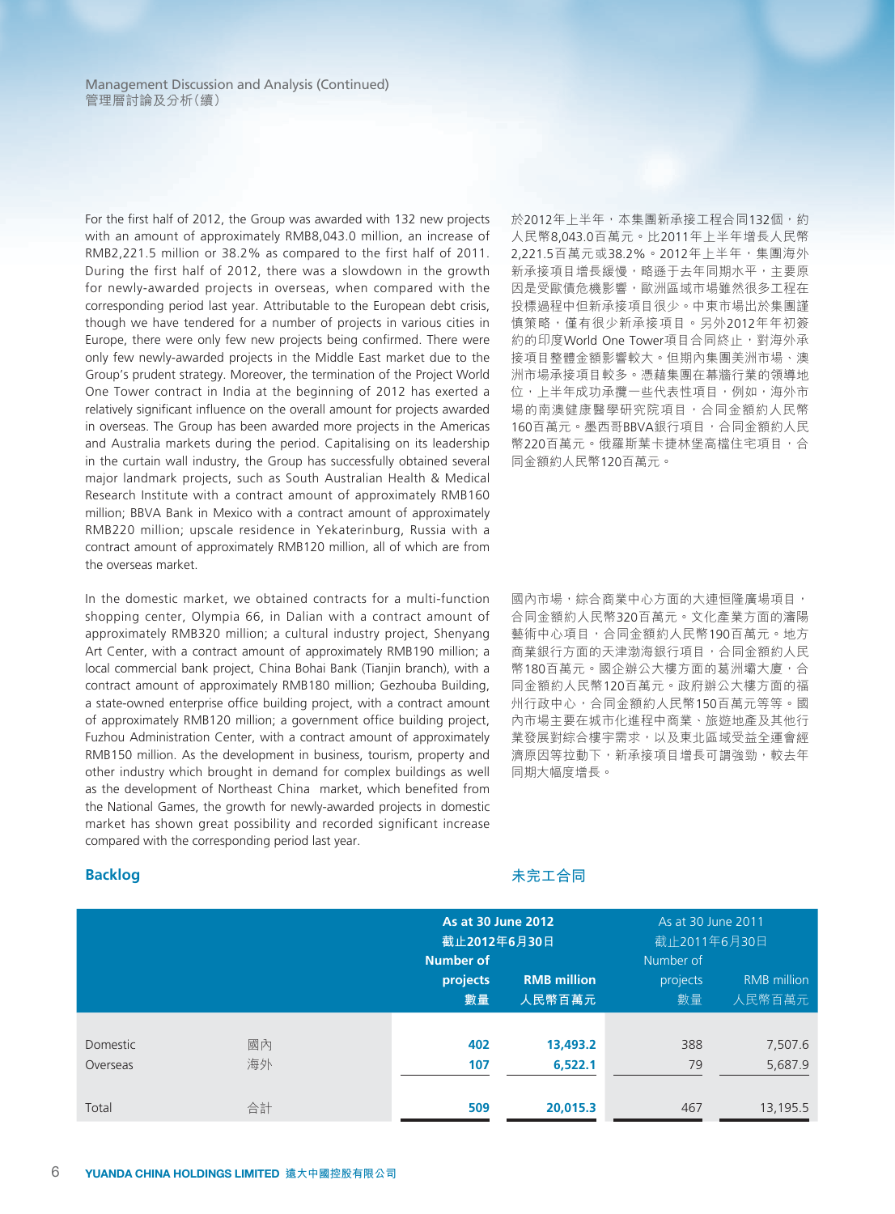For the first half of 2012, the Group was awarded with 132 new projects with an amount of approximately RMB8,043.0 million, an increase of RMB2,221.5 million or 38.2% as compared to the first half of 2011. During the first half of 2012, there was a slowdown in the growth for newly-awarded projects in overseas, when compared with the corresponding period last year. Attributable to the European debt crisis, though we have tendered for a number of projects in various cities in Europe, there were only few new projects being confirmed. There were only few newly-awarded projects in the Middle East market due to the Group's prudent strategy. Moreover, the termination of the Project World One Tower contract in India at the beginning of 2012 has exerted a relatively significant influence on the overall amount for projects awarded in overseas. The Group has been awarded more projects in the Americas and Australia markets during the period. Capitalising on its leadership in the curtain wall industry, the Group has successfully obtained several major landmark projects, such as South Australian Health & Medical Research Institute with a contract amount of approximately RMB160 million; BBVA Bank in Mexico with a contract amount of approximately RMB220 million; upscale residence in Yekaterinburg, Russia with a contract amount of approximately RMB120 million, all of which are from the overseas market.

於2012年上半年，本集團新承接工程合同132個，約人民幣8,043.0百萬元。比2011年上半年增長人民幣2,221.5百萬元或38.2%。2012年上半年，集團海外新承接項目增長緩慢，略遜于去年同期水平，主要原因是受歐債危機影響，歐洲區域市場雖然很多工程在投標過程中但新承接項目很少。中東市場出於集團謹慎策略，僅有很少新承接項目。另外2012年年初簽約的印度World One Tower項目合同終止，對海外承接項目整體金額影響較大。但期內集團美洲市場、澳洲市場承接項目較多。憑藉集團在幕牆行業的領導地位，上半年成功承攬一些代表性項目，例如，海外市場的南澳健康醫學研究院項目，合同金額約人民幣160百萬元。墨西哥BBVA銀行項目，合同金額約人民幣220百萬元。俄羅斯葉卡捷林堡高檔住宅項目，合同金額約人民幣120百萬元。

In the domestic market, we obtained contracts for a multi-function shopping center, Olympia 66, in Dalian with a contract amount of approximately RMB320 million; a cultural industry project, Shenyang Art Center, with a contract amount of approximately RMB190 million; a local commercial bank project, China Bohai Bank (Tianjin branch), with a contract amount of approximately RMB180 million; Gezhouba Building, a state-owned enterprise office building project, with a contract amount of approximately RMB120 million; a government office building project, Fuzhou Administration Center, with a contract amount of approximately RMB150 million. As the development in business, tourism, property and other industry which brought in demand for complex buildings as well as the development of Northeast China market, which benefited from the National Games, the growth for newly-awarded projects in domestic market has shown great possibility and recorded significant increase compared with the corresponding period last year.

國內市場，綜合商業中心方面的大連恒隆廣場項目，合同金額約人民幣320百萬元。文化產業方面的瀋陽藝術中心項目，合同金額約人民幣190百萬元。地方商業銀行方面的天津渤海銀行項目，合同金額約人民幣180百萬元。國企辦公大樓方面的葛洲壩大廈，合同金額約人民幣120百萬元。政府辦公大樓方面的福州行政中心，合同金額約人民幣150百萬元等等。國內市場主要在城市化進程中商業、旅遊地產及其他行業發展對綜合樓宇需求，以及東北區域受益全運會經濟原因等拉動下，新承接項目增長可謂強勁，較去年同期大幅度增長。

## Backlog 未完工合同

| | | As at 30 June 2012 截止2012年6月30日 | | As at 30 June 2011 截止2011年6月30日 | |
|---|---|---|---|---|---|
| | | Number of projects 數量 | RMB million 人民幣百萬元 | Number of projects 數量 | RMB million 人民幣百萬元 |
| Domestic | 國內 | 402 | 13,493.2 | 388 | 7,507.6 |
| Overseas | 海外 | 107 | 6,522.1 | 79 | 5,687.9 |
| Total | 合計 | 509 | 20,015.3 | 467 | 13,195.5 |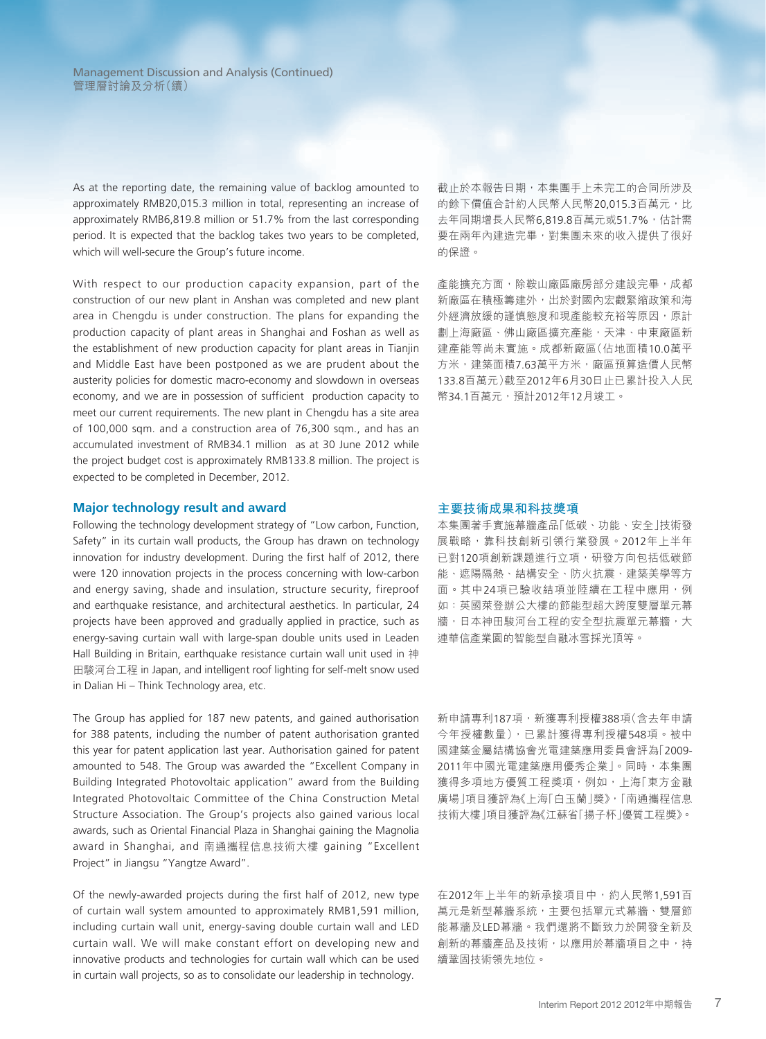As at the reporting date, the remaining value of backlog amounted to approximately RMB20,015.3 million in total, representing an increase of approximately RMB6,819.8 million or 51.7% from the last corresponding period. It is expected that the backlog takes two years to be completed, which will well-secure the Group's future income.

截止於本報告日期，本集團手上未完工的合同所涉及的餘下價值合計約人民幣人民幣20,015.3百萬元，比去年同期增長人民幣6,819.8百萬元或51.7%，估計需要在兩年內建造完畢，對集團未來的收入提供了很好的保證。

With respect to our production capacity expansion, part of the construction of our new plant in Anshan was completed and new plant area in Chengdu is under construction. The plans for expanding the production capacity of plant areas in Shanghai and Foshan as well as the establishment of new production capacity for plant areas in Tianjin and Middle East have been postponed as we are prudent about the austerity policies for domestic macro-economy and slowdown in overseas economy, and we are in possession of sufficient production capacity to meet our current requirements. The new plant in Chengdu has a site area of 100,000 sqm. and a construction area of 76,300 sqm., and has an accumulated investment of RMB34.1 million as at 30 June 2012 while the project budget cost is approximately RMB133.8 million. The project is expected to be completed in December, 2012.

產能擴充方面，除鞍山廠區廠房部分建設完畢，成都新廠區在積極籌建外，出於對國內宏觀緊縮政策和海外經濟放緩的謹慎態度和現產能較充裕等原因，原計劃上海廠區、佛山廠區擴充產能，天津、中東廠區新建產能等尚未實施。成都新廠區(佔地面積10.0萬平方米，建築面積7.63萬平方米，廠區預算造價人民幣133.8百萬元)截至2012年6月30日止已累計投入人民幣34.1百萬元，預計2012年12月竣工。

## Major technology result and award

## 主要技術成果和科技獎項

Following the technology development strategy of "Low carbon, Function, Safety" in its curtain wall products, the Group has drawn on technology innovation for industry development. During the first half of 2012, there were 120 innovation projects in the process concerning with low-carbon and energy saving, shade and insulation, structure security, fireproof and earthquake resistance, and architectural aesthetics. In particular, 24 projects have been approved and gradually applied in practice, such as energy-saving curtain wall with large-span double units used in Leaden Hall Building in Britain, earthquake resistance curtain wall unit used in 神田駿河台工程 in Japan, and intelligent roof lighting for self-melt snow used in Dalian Hi – Think Technology area, etc.

本集團著手實施幕牆產品「低碳、功能、安全」技術發展戰略，靠科技創新引領行業發展。2012年上半年已對120項創新課題進行立項，研發方向包括低碳節能、遮陽隔熱、結構安全、防火抗震、建築美學等方面。其中24項已驗收結項並陸續在工程中應用，例如：英國萊登辦公大樓的節能型超大跨度雙層單元幕牆，日本神田駿河台工程的安全型抗震單元幕牆，大連華信產業園的智能型自融冰雪採光頂等。

The Group has applied for 187 new patents, and gained authorisation for 388 patents, including the number of patent authorisation granted this year for patent application last year. Authorisation gained for patent amounted to 548. The Group was awarded the "Excellent Company in Building Integrated Photovoltaic application" award from the Building Integrated Photovoltaic Committee of the China Construction Metal Structure Association. The Group's projects also gained various local awards, such as Oriental Financial Plaza in Shanghai gaining the Magnolia award in Shanghai, and 南通攜程信息技術大樓 gaining "Excellent Project" in Jiangsu "Yangtze Award".

新申請專利187項，新獲專利授權388項(含去年申請今年授權數量)，已累計獲得專利授權548項。被中國建築金屬結構協會光電建築應用委員會評為「2009-2011年中國光電建築應用優秀企業」。同時，本集團獲得多項地方優質工程獎項，例如，上海「東方金融廣場」項目獲評為《上海「白玉蘭」獎》，「南通攜程信息技術大樓」項目獲評為《江蘇省「揚子杯」優質工程獎》。

Of the newly-awarded projects during the first half of 2012, new type of curtain wall system amounted to approximately RMB1,591 million, including curtain wall unit, energy-saving double curtain wall and LED curtain wall. We will make constant effort on developing new and innovative products and technologies for curtain wall which can be used in curtain wall projects, so as to consolidate our leadership in technology.

在2012年上半年的新承接項目中，約人民幣1,591百萬元是新型幕牆系統，主要包括單元式幕牆、雙層節能幕牆及LED幕牆。我們還將不斷致力於開發全新及創新的幕牆產品及技術，以應用於幕牆項目之中，持續鞏固技術領先地位。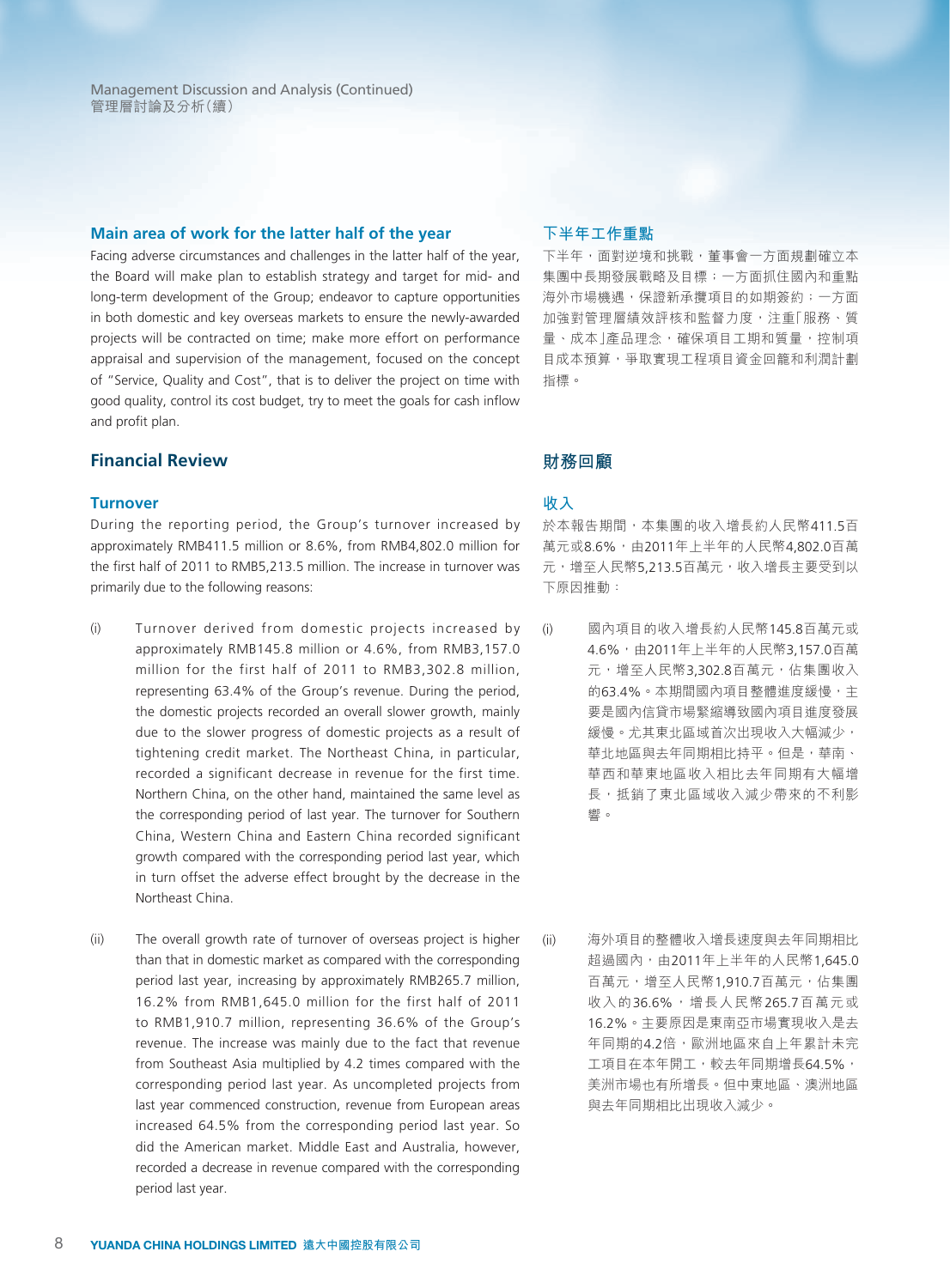## Main area of work for the latter half of the year

Facing adverse circumstances and challenges in the latter half of the year, the Board will make plan to establish strategy and target for mid- and long-term development of the Group; endeavor to capture opportunities in both domestic and key overseas markets to ensure the newly-awarded projects will be contracted on time; make more effort on performance appraisal and supervision of the management, focused on the concept of "Service, Quality and Cost", that is to deliver the project on time with good quality, control its cost budget, try to meet the goals for cash inflow and profit plan.

## 下半年工作重點

下半年，面對逆境和挑戰，董事會一方面規劃確立本集團中長期發展戰略及目標；一方面抓住國內和重點海外市場機遇，保證新承攬項目的如期簽約；一方面加強對管理層績效評核和監督力度，注重「服務、質量、成本」產品理念，確保項目工期和質量，控制項目成本預算，爭取實現工程項目資金回籠和利潤計劃指標。

# Financial Review

## Turnover

During the reporting period, the Group's turnover increased by approximately RMB411.5 million or 8.6%, from RMB4,802.0 million for the first half of 2011 to RMB5,213.5 million. The increase in turnover was primarily due to the following reasons:

(i) Turnover derived from domestic projects increased by approximately RMB145.8 million or 4.6%, from RMB3,157.0 million for the first half of 2011 to RMB3,302.8 million, representing 63.4% of the Group's revenue. During the period, the domestic projects recorded an overall slower growth, mainly due to the slower progress of domestic projects as a result of tightening credit market. The Northeast China, in particular, recorded a significant decrease in revenue for the first time. Northern China, on the other hand, maintained the same level as the corresponding period of last year. The turnover for Southern China, Western China and Eastern China recorded significant growth compared with the corresponding period last year, which in turn offset the adverse effect brought by the decrease in the Northeast China.

(ii) The overall growth rate of turnover of overseas project is higher than that in domestic market as compared with the corresponding period last year, increasing by approximately RMB265.7 million, 16.2% from RMB1,645.0 million for the first half of 2011 to RMB1,910.7 million, representing 36.6% of the Group's revenue. The increase was mainly due to the fact that revenue from Southeast Asia multiplied by 4.2 times compared with the corresponding period last year. As uncompleted projects from last year commenced construction, revenue from European areas increased 64.5% from the corresponding period last year. So did the American market. Middle East and Australia, however, recorded a decrease in revenue compared with the corresponding period last year.

# 財務回顧

## 收入

於本報告期間，本集團的收入增長約人民幣411.5百萬元或8.6%，由2011年上半年的人民幣4,802.0百萬元，增至人民幣5,213.5百萬元，收入增長主要受到以下原因推動：

(i) 國內項目的收入增長約人民幣145.8百萬元或4.6%，由2011年上半年的人民幣3,157.0百萬元，增至人民幣3,302.8百萬元，佔集團收入的63.4%。本期間國內項目整體進度緩慢，主要是國內信貸市場緊縮導致國內項目進度發展緩慢。尤其東北區域首次出現收入大幅減少，華北地區與去年同期相比持平。但是，華南、華西和華東地區收入相比去年同期有大幅增長，抵銷了東北區域收入減少帶來的不利影響。

(ii) 海外項目的整體收入增長速度與去年同期相比超過國內，由2011年上半年的人民幣1,645.0百萬元，增至人民幣1,910.7百萬元，佔集團收入的36.6%，增長人民幣265.7百萬元或16.2%。主要原因是東南亞市場實現收入是去年同期的4.2倍，歐洲地區來自上年累計未完工項目在本年開工，較去年同期增長64.5%，美洲市場也有所增長。但中東地區、澳洲地區與去年同期相比出現收入減少。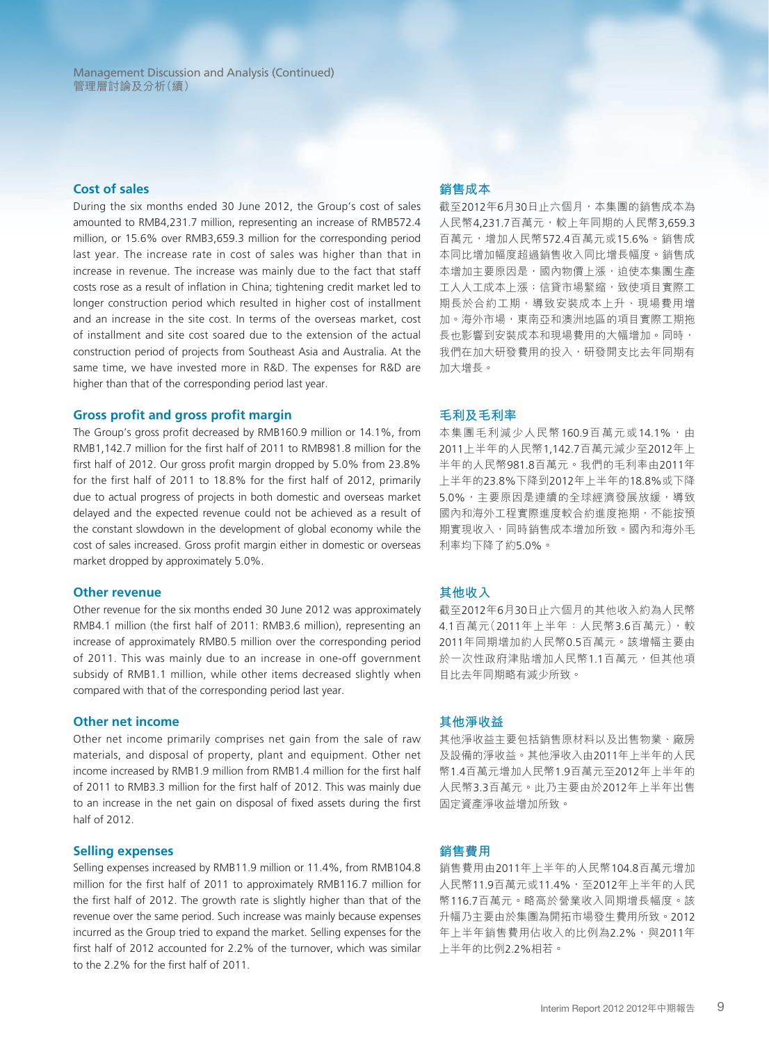## Cost of sales

During the six months ended 30 June 2012, the Group's cost of sales amounted to RMB4,231.7 million, representing an increase of RMB572.4 million, or 15.6% over RMB3,659.3 million for the corresponding period last year. The increase rate in cost of sales was higher than that in increase in revenue. The increase was mainly due to the fact that staff costs rose as a result of inflation in China; tightening credit market led to longer construction period which resulted in higher cost of installment and an increase in the site cost. In terms of the overseas market, cost of installment and site cost soared due to the extension of the actual construction period of projects from Southeast Asia and Australia. At the same time, we have invested more in R&D. The expenses for R&D are higher than that of the corresponding period last year.

## 銷售成本

截至2012年6月30日止六個月，本集團的銷售成本為人民幣4,231.7百萬元，較上年同期的人民幣3,659.3百萬元，增加人民幣572.4百萬元或15.6%。銷售成本同比增加幅度超過銷售收入同比增長幅度。銷售成本增加主要原因是，國內物價上漲，迫使本集團生產工人人工成本上漲；信貸市場緊縮，致使項目實際工期長於合約工期，導致安裝成本上升、現場費用增加。海外市場，東南亞和澳洲地區的項目實際工期拖長也影響到安裝成本和現場費用的大幅增加。同時，我們在加大研發費用的投入，研發開支比去年同期有加大增長。

## Gross profit and gross profit margin

The Group's gross profit decreased by RMB160.9 million or 14.1%, from RMB1,142.7 million for the first half of 2011 to RMB981.8 million for the first half of 2012. Our gross profit margin dropped by 5.0% from 23.8% for the first half of 2011 to 18.8% for the first half of 2012, primarily due to actual progress of projects in both domestic and overseas market delayed and the expected revenue could not be achieved as a result of the constant slowdown in the development of global economy while the cost of sales increased. Gross profit margin either in domestic or overseas market dropped by approximately 5.0%.

## 毛利及毛利率

本集團毛利減少人民幣160.9百萬元或14.1%，由2011上半年的人民幣1,142.7百萬元減少至2012年上半年的人民幣981.8百萬元。我們的毛利率由2011年上半年的23.8%下降到2012年上半年的18.8%或下降5.0%，主要原因是連續的全球經濟發展放緩，導致國內和海外工程實際進度較合約進度拖期，不能按預期實現收入，同時銷售成本增加所致。國內和海外毛利率均下降了約5.0%。

## Other revenue

Other revenue for the six months ended 30 June 2012 was approximately RMB4.1 million (the first half of 2011: RMB3.6 million), representing an increase of approximately RMB0.5 million over the corresponding period of 2011. This was mainly due to an increase in one-off government subsidy of RMB1.1 million, while other items decreased slightly when compared with that of the corresponding period last year.

## 其他收入

截至2012年6月30日止六個月的其他收入約為人民幣4.1百萬元（2011年上半年：人民幣3.6百萬元），較2011年同期增加約人民幣0.5百萬元。該增幅主要由於一次性政府津貼增加人民幣1.1百萬元，但其他項目比去年同期略有減少所致。

## Other net income

Other net income primarily comprises net gain from the sale of raw materials, and disposal of property, plant and equipment. Other net income increased by RMB1.9 million from RMB1.4 million for the first half of 2011 to RMB3.3 million for the first half of 2012. This was mainly due to an increase in the net gain on disposal of fixed assets during the first half of 2012.

## 其他淨收益

其他淨收益主要包括銷售原材料以及出售物業、廠房及設備的淨收益。其他淨收入由2011年上半年的人民幣1.4百萬元增加人民幣1.9百萬元至2012年上半年的人民幣3.3百萬元。此乃主要由於2012年上半年出售固定資產淨收益增加所致。

## Selling expenses

Selling expenses increased by RMB11.9 million or 11.4%, from RMB104.8 million for the first half of 2011 to approximately RMB116.7 million for the first half of 2012. The growth rate is slightly higher than that of the revenue over the same period. Such increase was mainly because expenses incurred as the Group tried to expand the market. Selling expenses for the first half of 2012 accounted for 2.2% of the turnover, which was similar to the 2.2% for the first half of 2011.

## 銷售費用

銷售費用由2011年上半年的人民幣104.8百萬元增加人民幣11.9百萬元或11.4%，至2012年上半年的人民幣116.7百萬元。略高於營業收入同期增長幅度。該升幅乃主要由於集團為開拓市場發生費用所致。2012年上半年銷售費用佔收入的比例為2.2%，與2011年上半年的比例2.2%相若。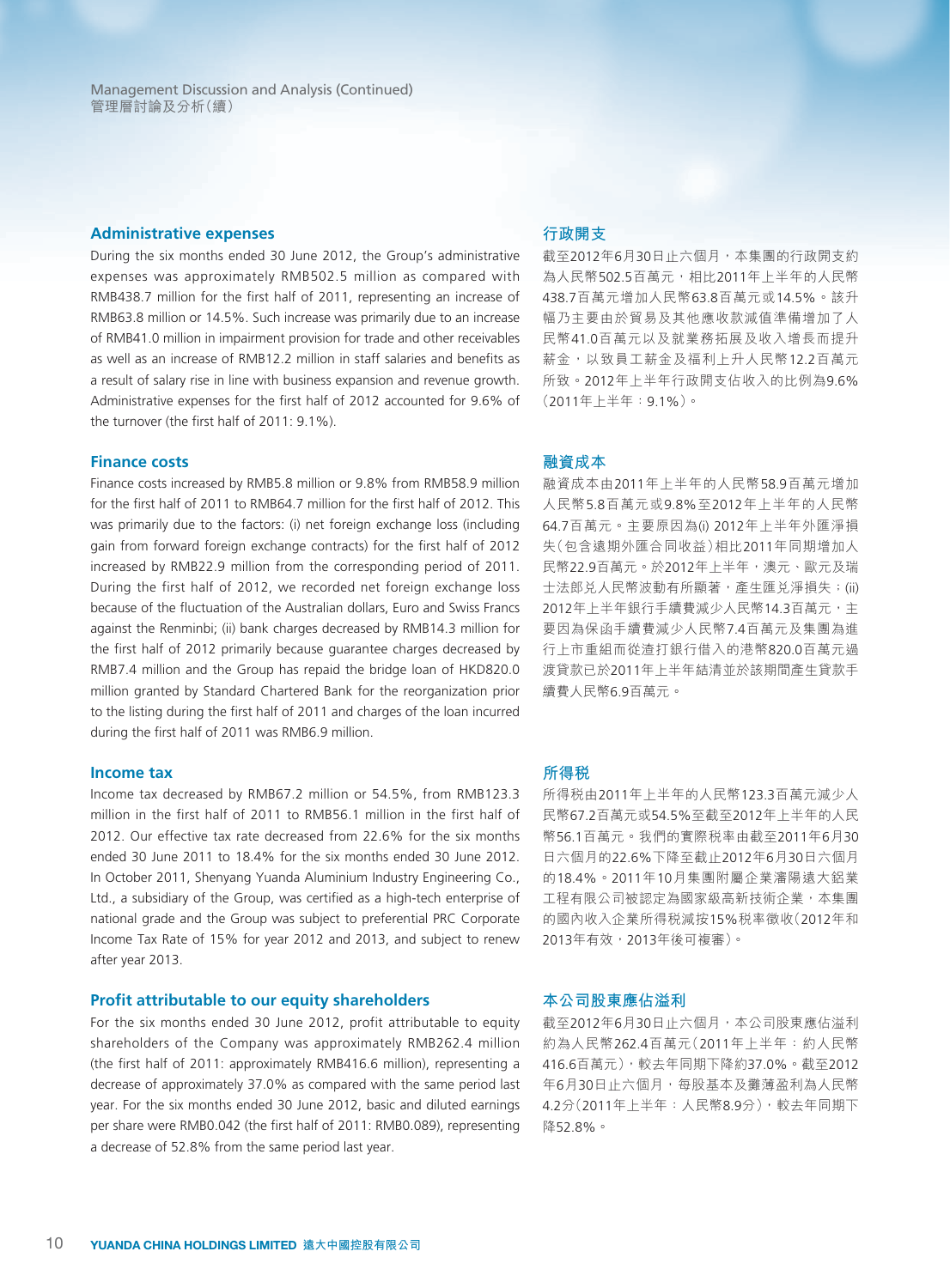## Administrative expenses

During the six months ended 30 June 2012, the Group's administrative expenses was approximately RMB502.5 million as compared with RMB438.7 million for the first half of 2011, representing an increase of RMB63.8 million or 14.5%. Such increase was primarily due to an increase of RMB41.0 million in impairment provision for trade and other receivables as well as an increase of RMB12.2 million in staff salaries and benefits as a result of salary rise in line with business expansion and revenue growth. Administrative expenses for the first half of 2012 accounted for 9.6% of the turnover (the first half of 2011: 9.1%).

## 行政開支

截至2012年6月30日止六個月，本集團的行政開支約為人民幣502.5百萬元，相比2011年上半年的人民幣438.7百萬元增加人民幣63.8百萬元或14.5%。該升幅乃主要由於貿易及其他應收款減值準備增加了人民幣41.0百萬元以及就業務拓展及收入增長而提升薪金，以致員工薪金及福利上升人民幣12.2百萬元所致。2012年上半年行政開支佔收入的比例為9.6%（2011年上半年：9.1%）。

## Finance costs

Finance costs increased by RMB5.8 million or 9.8% from RMB58.9 million for the first half of 2011 to RMB64.7 million for the first half of 2012. This was primarily due to the factors: (i) net foreign exchange loss (including gain from forward foreign exchange contracts) for the first half of 2012 increased by RMB22.9 million from the corresponding period of 2011. During the first half of 2012, we recorded net foreign exchange loss because of the fluctuation of the Australian dollars, Euro and Swiss Francs against the Renminbi; (ii) bank charges decreased by RMB14.3 million for the first half of 2012 primarily because guarantee charges decreased by RMB7.4 million and the Group has repaid the bridge loan of HKD820.0 million granted by Standard Chartered Bank for the reorganization prior to the listing during the first half of 2011 and charges of the loan incurred during the first half of 2011 was RMB6.9 million.

## 融資成本

融資成本由2011年上半年的人民幣58.9百萬元增加人民幣5.8百萬元或9.8%至2012年上半年的人民幣64.7百萬元。主要原因為(i) 2012年上半年外匯淨損失（包含遠期外匯合同收益）相比2011年同期增加人民幣22.9百萬元。於2012年上半年，澳元、歐元及瑞士法郎兑人民幣波動有所顯著，產生匯兑淨損失；(ii) 2012年上半年銀行手續費減少人民幣14.3百萬元，主要因為保函手續費減少人民幣7.4百萬元及集團為進行上市重組而從渣打銀行借入的港幣820.0百萬元過渡貸款已於2011年上半年結清並於該期間產生貸款手續費人民幣6.9百萬元。

## Income tax

Income tax decreased by RMB67.2 million or 54.5%, from RMB123.3 million in the first half of 2011 to RMB56.1 million in the first half of 2012. Our effective tax rate decreased from 22.6% for the six months ended 30 June 2011 to 18.4% for the six months ended 30 June 2012. In October 2011, Shenyang Yuanda Aluminium Industry Engineering Co., Ltd., a subsidiary of the Group, was certified as a high-tech enterprise of national grade and the Group was subject to preferential PRC Corporate Income Tax Rate of 15% for year 2012 and 2013, and subject to renew after year 2013.

## 所得税

所得税由2011年上半年的人民幣123.3百萬元減少人民幣67.2百萬元或54.5%至截至2012年上半年的人民幣56.1百萬元。我們的實際税率由截至2011年6月30日六個月的22.6%下降至截止2012年6月30日六個月的18.4%。2011年10月集團附屬企業瀋陽遠大鋁業工程有限公司被認定為國家級高新技術企業，本集團的國內收入企業所得税減按15%税率徵收（2012年和2013年有效，2013年後可複審）。

## Profit attributable to our equity shareholders

For the six months ended 30 June 2012, profit attributable to equity shareholders of the Company was approximately RMB262.4 million (the first half of 2011: approximately RMB416.6 million), representing a decrease of approximately 37.0% as compared with the same period last year. For the six months ended 30 June 2012, basic and diluted earnings per share were RMB0.042 (the first half of 2011: RMB0.089), representing a decrease of 52.8% from the same period last year.

## 本公司股東應佔溢利

截至2012年6月30日止六個月，本公司股東應佔溢利約為人民幣262.4百萬元（2011年上半年：約人民幣416.6百萬元），較去年同期下降約37.0%。截至2012年6月30日止六個月，每股基本及攤薄盈利為人民幣4.2分（2011年上半年：人民幣8.9分），較去年同期下降52.8%。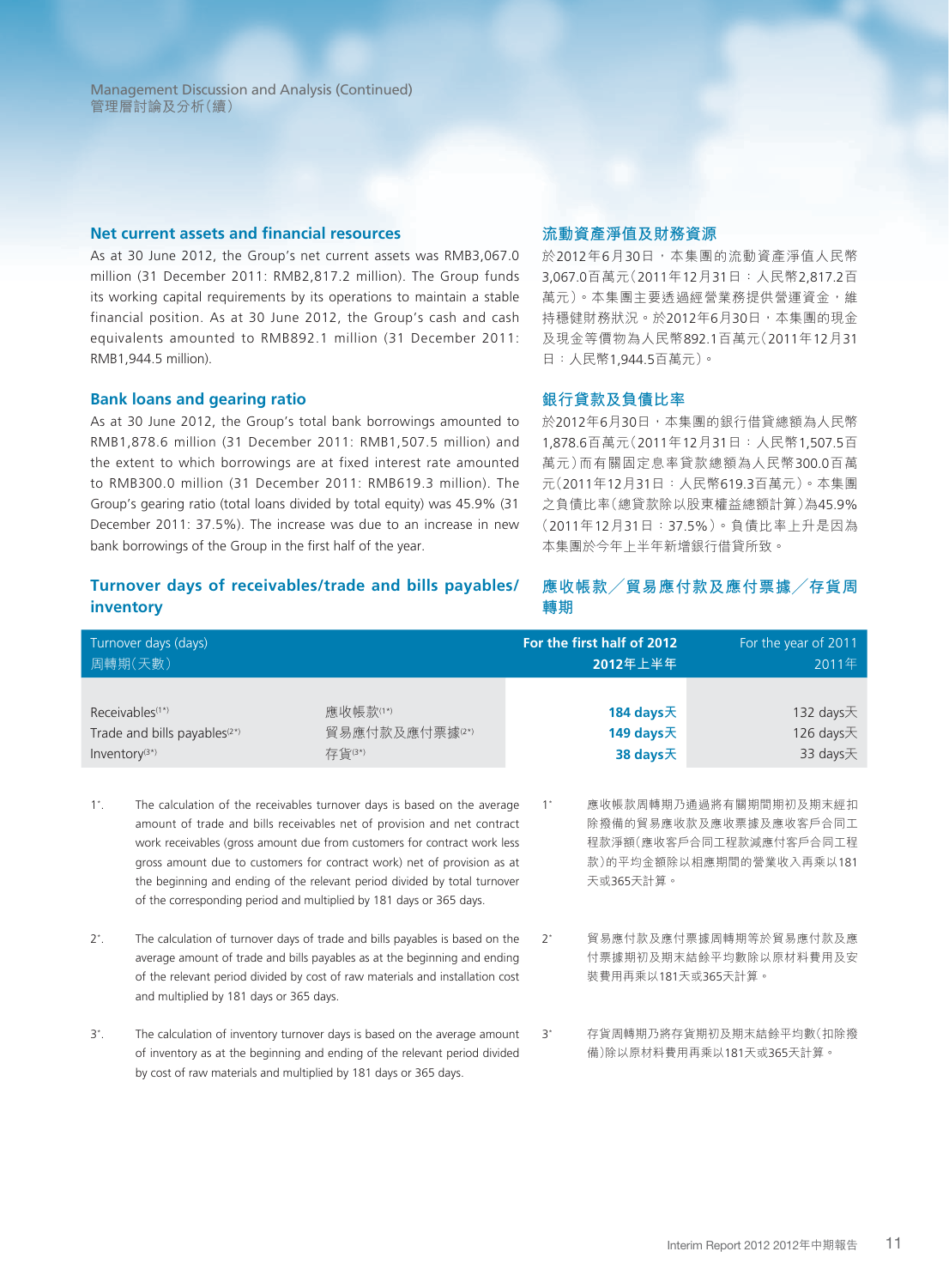## Net current assets and financial resources

As at 30 June 2012, the Group's net current assets was RMB3,067.0 million (31 December 2011: RMB2,817.2 million). The Group funds its working capital requirements by its operations to maintain a stable financial position. As at 30 June 2012, the Group's cash and cash equivalents amounted to RMB892.1 million (31 December 2011: RMB1,944.5 million).

## 流動資產淨值及財務資源

於2012年6月30日，本集團的流動資產淨值人民幣3,067.0百萬元（2011年12月31日：人民幣2,817.2百萬元）。本集團主要透過經營業務提供營運資金，維持穩健財務狀況。於2012年6月30日，本集團的現金及現金等價物為人民幣892.1百萬元（2011年12月31日：人民幣1,944.5百萬元）。

## Bank loans and gearing ratio

As at 30 June 2012, the Group's total bank borrowings amounted to RMB1,878.6 million (31 December 2011: RMB1,507.5 million) and the extent to which borrowings are at fixed interest rate amounted to RMB300.0 million (31 December 2011: RMB619.3 million). The Group's gearing ratio (total loans divided by total equity) was 45.9% (31 December 2011: 37.5%). The increase was due to an increase in new bank borrowings of the Group in the first half of the year.

## 銀行貸款及負債比率

於2012年6月30日，本集團的銀行借貸總額為人民幣1,878.6百萬元（2011年12月31日：人民幣1,507.5百萬元）而有關固定息率貸款總額為人民幣300.0百萬元（2011年12月31日：人民幣619.3百萬元）。本集團之負債比率（總貸款除以股東權益總額計算）為45.9%（2011年12月31日：37.5%）。負債比率上升是因為本集團於今年上半年新增銀行借貸所致。

## Turnover days of receivables/trade and bills payables/inventory

## 應收帳款／貿易應付款及應付票據／存貨周轉期

| Turnover days (days) 周轉期（天數） | | For the first half of 2012 2012年上半年 | For the year of 2011 2011年 |
|---|---|---|---|
| Receivables[1*] | 應收帳款[1*] | **184 days天** | 132 days天 |
| Trade and bills payables[2*] | 貿易應付款及應付票據[2*] | **149 days天** | 126 days天 |
| Inventory[3*] | 存貨[3*] | **38 days天** | 33 days天 |

1*. The calculation of the receivables turnover days is based on the average amount of trade and bills receivables net of provision and net contract work receivables (gross amount due from customers for contract work less gross amount due to customers for contract work) net of provision as at the beginning and ending of the relevant period divided by total turnover of the corresponding period and multiplied by 181 days or 365 days.

1* 應收帳款周轉期乃通過將有關期間期初及期末經扣除撥備的貿易應收款及應收票據及應收客戶合同工程款淨額（應收客戶合同工程款減應付客戶合同工程款）的平均金額除以相應期間的營業收入再乘以181天或365天計算。

2*. The calculation of turnover days of trade and bills payables is based on the average amount of trade and bills payables as at the beginning and ending of the relevant period divided by cost of raw materials and installation cost and multiplied by 181 days or 365 days.

2* 貿易應付款及應付票據周轉期等於貿易應付款及應付票據期初及期末結餘平均數除以原材料費用及安裝費用再乘以181天或365天計算。

3*. The calculation of inventory turnover days is based on the average amount of inventory as at the beginning and ending of the relevant period divided by cost of raw materials and multiplied by 181 days or 365 days.

3* 存貨周轉期乃將存貨期初及期末結餘平均數（扣除撥備）除以原材料費用再乘以181天或365天計算。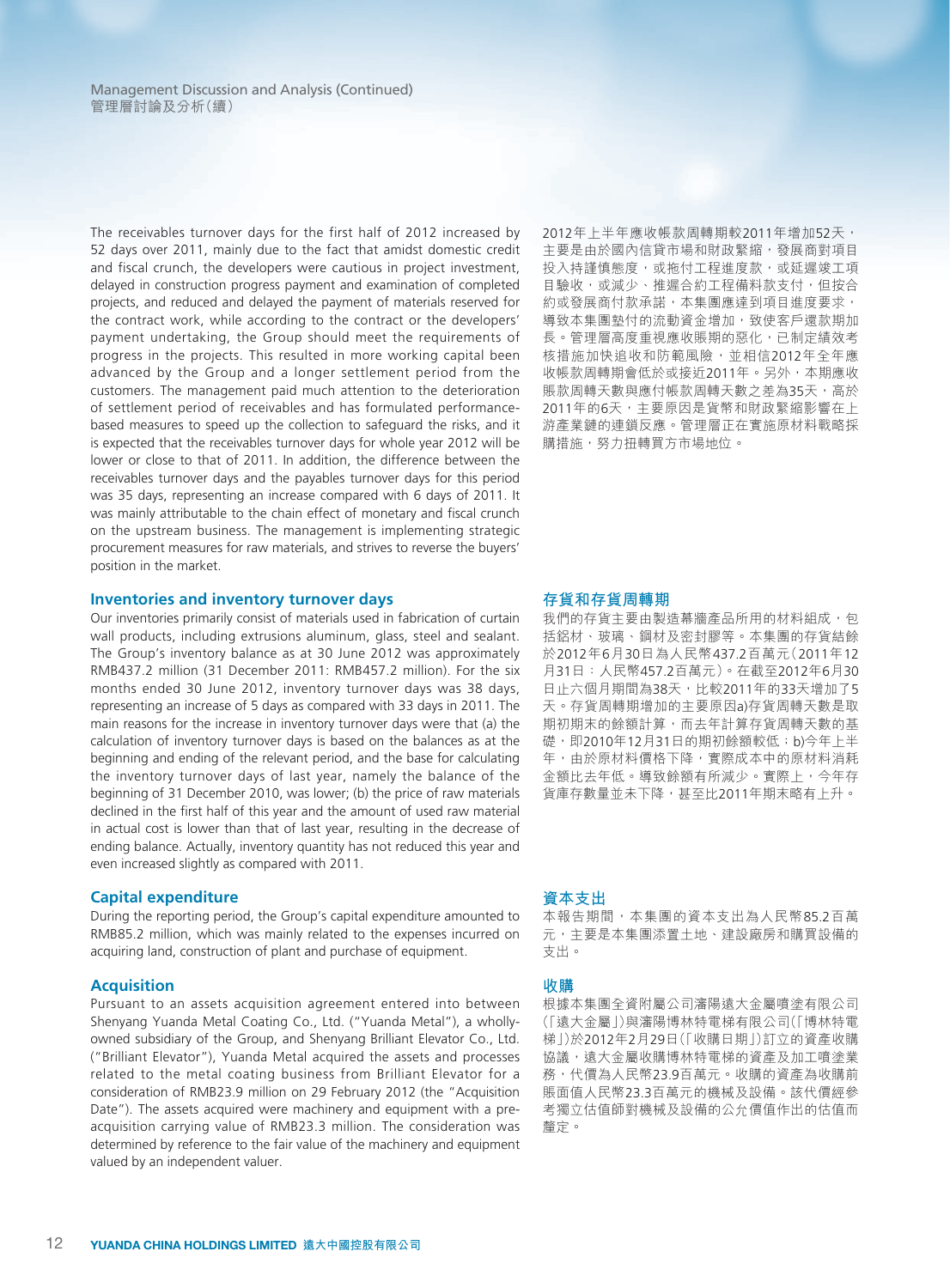The receivables turnover days for the first half of 2012 increased by 52 days over 2011, mainly due to the fact that amidst domestic credit and fiscal crunch, the developers were cautious in project investment, delayed in construction progress payment and examination of completed projects, and reduced and delayed the payment of materials reserved for the contract work, while according to the contract or the developers' payment undertaking, the Group should meet the requirements of progress in the projects. This resulted in more working capital been advanced by the Group and a longer settlement period from the customers. The management paid much attention to the deterioration of settlement period of receivables and has formulated performance-based measures to speed up the collection to safeguard the risks, and it is expected that the receivables turnover days for whole year 2012 will be lower or close to that of 2011. In addition, the difference between the receivables turnover days and the payables turnover days for this period was 35 days, representing an increase compared with 6 days of 2011. It was mainly attributable to the chain effect of monetary and fiscal crunch on the upstream business. The management is implementing strategic procurement measures for raw materials, and strives to reverse the buyers' position in the market.

2012年上半年應收帳款周轉期較2011年增加52天，主要是由於國內信貸市場和財政緊縮，發展商對項目投入持謹慎態度，或拖付工程進度款，或延遲竣工項目驗收，或減少、推遲合約工程備料款支付，但按合約或發展商付款承諾，本集團應達到項目進度要求，導致本集團墊付的流動資金增加，致使客戶還款期加長。管理層高度重視應收賬期的惡化，已制定績效考核措施加快追收和防範風險，並相信2012年全年應收帳款周轉期會低於或接近2011年。另外，本期應收賬款周轉天數與應付帳款周轉天數之差為35天，高於2011年的6天，主要原因是貨幣和財政緊縮影響在上游產業鏈的連鎖反應。管理層正在實施原材料戰略採購措施，努力扭轉買方市場地位。

## Inventories and inventory turnover days

Our inventories primarily consist of materials used in fabrication of curtain wall products, including extrusions aluminum, glass, steel and sealant. The Group's inventory balance as at 30 June 2012 was approximately RMB437.2 million (31 December 2011: RMB457.2 million). For the six months ended 30 June 2012, inventory turnover days was 38 days, representing an increase of 5 days as compared with 33 days in 2011. The main reasons for the increase in inventory turnover days were that (a) the calculation of inventory turnover days is based on the balances as at the beginning and ending of the relevant period, and the base for calculating the inventory turnover days of last year, namely the balance of the beginning of 31 December 2010, was lower; (b) the price of raw materials declined in the first half of this year and the amount of used raw material in actual cost is lower than that of last year, resulting in the decrease of ending balance. Actually, inventory quantity has not reduced this year and even increased slightly as compared with 2011.

## 存貨和存貨周轉期

我們的存貨主要由製造幕牆產品所用的材料組成，包括鋁材、玻璃、鋼材及密封膠等。本集團的存貨結餘於2012年6月30日為人民幣437.2百萬元（2011年12月31日：人民幣457.2百萬元）。在截至2012年6月30日止六個月期間為38天，比較2011年的33天增加了5天。存貨周轉期增加的主要原因a)存貨周轉天數是取期初期末的餘額計算，而去年計算存貨周轉天數的基礎，即2010年12月31日的期初餘額較低；b)今年上半年，由於原材料價格下降，實際成本中的原材料消耗金額比去年低。導致餘額有所減少。實際上，今年存貨庫存數量並未下降，甚至比2011年期末略有上升。

## Capital expenditure

During the reporting period, the Group's capital expenditure amounted to RMB85.2 million, which was mainly related to the expenses incurred on acquiring land, construction of plant and purchase of equipment.

## 資本支出

本報告期間，本集團的資本支出為人民幣85.2百萬元，主要是本集團添置土地、建設廠房和購買設備的支出。

## Acquisition

Pursuant to an assets acquisition agreement entered into between Shenyang Yuanda Metal Coating Co., Ltd. ("Yuanda Metal"), a wholly-owned subsidiary of the Group, and Shenyang Brilliant Elevator Co., Ltd. ("Brilliant Elevator"), Yuanda Metal acquired the assets and processes related to the metal coating business from Brilliant Elevator for a consideration of RMB23.9 million on 29 February 2012 (the "Acquisition Date"). The assets acquired were machinery and equipment with a pre-acquisition carrying value of RMB23.3 million. The consideration was determined by reference to the fair value of the machinery and equipment valued by an independent valuer.

## 收購

根據本集團全資附屬公司瀋陽遠大金屬噴塗有限公司（「遠大金屬」）與瀋陽博林特電梯有限公司（「博林特電梯」）於2012年2月29日（「收購日期」）訂立的資產收購協議，遠大金屬收購博林特電梯的資產及加工噴塗業務，代價為人民幣23.9百萬元。收購的資產為收購前賬面值人民幣23.3百萬元的機械及設備。該代價經參考獨立估值師對機械及設備的公允價值作出的估值而釐定。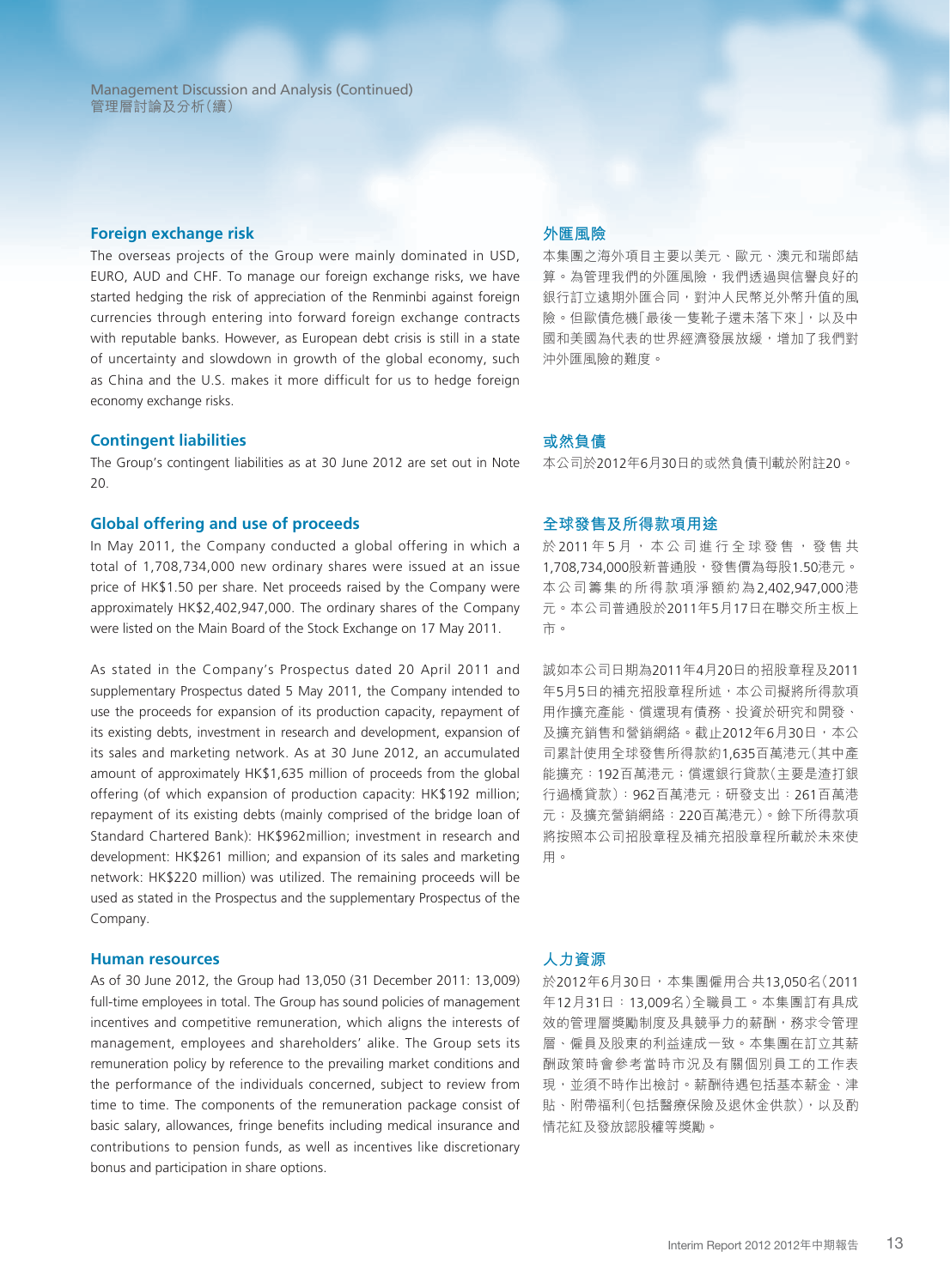## Foreign exchange risk

The overseas projects of the Group were mainly dominated in USD, EURO, AUD and CHF. To manage our foreign exchange risks, we have started hedging the risk of appreciation of the Renminbi against foreign currencies through entering into forward foreign exchange contracts with reputable banks. However, as European debt crisis is still in a state of uncertainty and slowdown in growth of the global economy, such as China and the U.S. makes it more difficult for us to hedge foreign economy exchange risks.

## 外匯風險

本集團之海外項目主要以美元、歐元、澳元和瑞郎結算。為管理我們的外匯風險，我們透過與信譽良好的銀行訂立遠期外匯合同，對沖人民幣兑外幣升值的風險。但歐債危機「最後一隻靴子還未落下來」，以及中國和美國為代表的世界經濟發展放緩，增加了我們對沖外匯風險的難度。

## Contingent liabilities

The Group's contingent liabilities as at 30 June 2012 are set out in Note 20.

## 或然負債

本公司於2012年6月30日的或然負債刊載於附註20。

## Global offering and use of proceeds

In May 2011, the Company conducted a global offering in which a total of 1,708,734,000 new ordinary shares were issued at an issue price of HK$1.50 per share. Net proceeds raised by the Company were approximately HK$2,402,947,000. The ordinary shares of the Company were listed on the Main Board of the Stock Exchange on 17 May 2011.

As stated in the Company's Prospectus dated 20 April 2011 and supplementary Prospectus dated 5 May 2011, the Company intended to use the proceeds for expansion of its production capacity, repayment of its existing debts, investment in research and development, expansion of its sales and marketing network. As at 30 June 2012, an accumulated amount of approximately HK$1,635 million of proceeds from the global offering (of which expansion of production capacity: HK$192 million; repayment of its existing debts (mainly comprised of the bridge loan of Standard Chartered Bank): HK$962million; investment in research and development: HK$261 million; and expansion of its sales and marketing network: HK$220 million) was utilized. The remaining proceeds will be used as stated in the Prospectus and the supplementary Prospectus of the Company.

## 全球發售及所得款項用途

於2011年5月，本公司進行全球發售，發售共1,708,734,000股新普通股，發售價為每股1.50港元。本公司籌集的所得款項淨額約為2,402,947,000港元。本公司普通股於2011年5月17日在聯交所主板上市。

誠如本公司日期為2011年4月20日的招股章程及2011年5月5日的補充招股章程所述，本公司擬將所得款項用作擴充產能、償還現有債務、投資於研究和開發、及擴充銷售和營銷網絡。截止2012年6月30日，本公司累計使用全球發售所得款約1,635百萬港元(其中產能擴充：192百萬港元；償還銀行貸款(主要是渣打銀行過橋貸款)：962百萬港元；研發支出：261百萬港元；及擴充營銷網絡：220百萬港元)。餘下所得款項將按照本公司招股章程及補充招股章程所載於未來使用。

## Human resources

As of 30 June 2012, the Group had 13,050 (31 December 2011: 13,009) full-time employees in total. The Group has sound policies of management incentives and competitive remuneration, which aligns the interests of management, employees and shareholders' alike. The Group sets its remuneration policy by reference to the prevailing market conditions and the performance of the individuals concerned, subject to review from time to time. The components of the remuneration package consist of basic salary, allowances, fringe benefits including medical insurance and contributions to pension funds, as well as incentives like discretionary bonus and participation in share options.

## 人力資源

於2012年6月30日，本集團僱用合共13,050名(2011年12月31日：13,009名)全職員工。本集團訂有具成效的管理層獎勵制度及具競爭力的薪酬，務求令管理層、僱員及股東的利益達成一致。本集團在訂立其薪酬政策時會參考當時市況及有關個別員工的工作表現，並須不時作出檢討。薪酬待遇包括基本薪金、津貼、附帶福利(包括醫療保險及退休金供款)，以及酌情花紅及發放認股權等獎勵。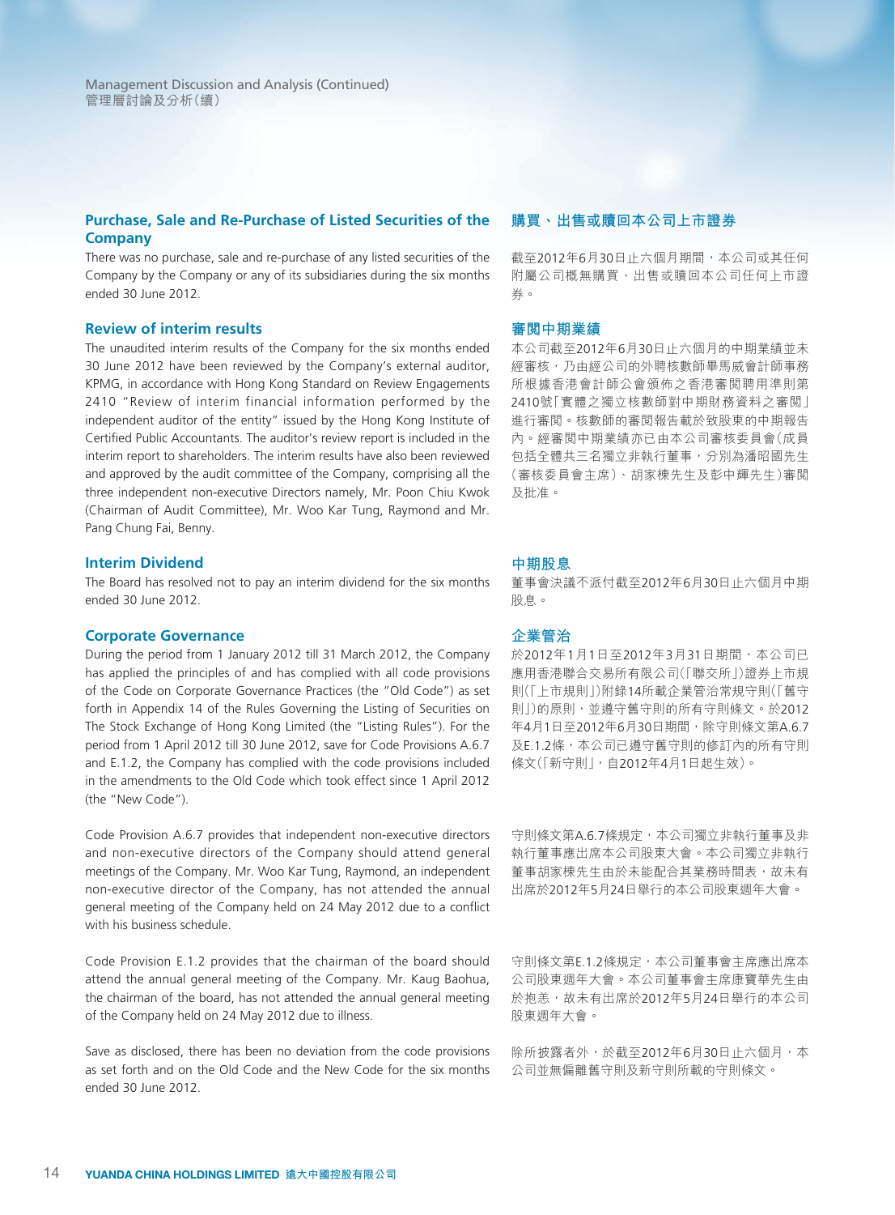## Purchase, Sale and Re-Purchase of Listed Securities of the Company

There was no purchase, sale and re-purchase of any listed securities of the Company by the Company or any of its subsidiaries during the six months ended 30 June 2012.

## Review of interim results

The unaudited interim results of the Company for the six months ended 30 June 2012 have been reviewed by the Company's external auditor, KPMG, in accordance with Hong Kong Standard on Review Engagements 2410 "Review of interim financial information performed by the independent auditor of the entity" issued by the Hong Kong Institute of Certified Public Accountants. The auditor's review report is included in the interim report to shareholders. The interim results have also been reviewed and approved by the audit committee of the Company, comprising all the three independent non-executive Directors namely, Mr. Poon Chiu Kwok (Chairman of Audit Committee), Mr. Woo Kar Tung, Raymond and Mr. Pang Chung Fai, Benny.

## Interim Dividend

The Board has resolved not to pay an interim dividend for the six months ended 30 June 2012.

## Corporate Governance

During the period from 1 January 2012 till 31 March 2012, the Company has applied the principles of and has complied with all code provisions of the Code on Corporate Governance Practices (the "Old Code") as set forth in Appendix 14 of the Rules Governing the Listing of Securities on The Stock Exchange of Hong Kong Limited (the "Listing Rules"). For the period from 1 April 2012 till 30 June 2012, save for Code Provisions A.6.7 and E.1.2, the Company has complied with the code provisions included in the amendments to the Old Code which took effect since 1 April 2012 (the "New Code").

Code Provision A.6.7 provides that independent non-executive directors and non-executive directors of the Company should attend general meetings of the Company. Mr. Woo Kar Tung, Raymond, an independent non-executive director of the Company, has not attended the annual general meeting of the Company held on 24 May 2012 due to a conflict with his business schedule.

Code Provision E.1.2 provides that the chairman of the board should attend the annual general meeting of the Company. Mr. Kaug Baohua, the chairman of the board, has not attended the annual general meeting of the Company held on 24 May 2012 due to illness.

Save as disclosed, there has been no deviation from the code provisions as set forth and on the Old Code and the New Code for the six months ended 30 June 2012.

## 購買、出售或贖回本公司上市證券

截至2012年6月30日止六個月期間，本公司或其任何附屬公司概無購買、出售或贖回本公司任何上市證券。

## 審閱中期業績

本公司截至2012年6月30日止六個月的中期業績並未經審核，乃由經公司的外聘核數師畢馬威會計師事務所根據香港會計師公會頒佈之香港審閱聘用準則第2410號「實體之獨立核數師對中期財務資料之審閱」進行審閱。核數師的審閱報告載於致股東的中期報告內。經審閱中期業績亦已由本公司審核委員會(成員包括全體共三名獨立非執行董事，分別為潘昭國先生(審核委員會主席)、胡家棟先生及彭中輝先生)審閱及批准。

## 中期股息

董事會決議不派付截至2012年6月30日止六個月中期股息。

## 企業管治

於2012年1月1日至2012年3月31日期間，本公司已應用香港聯合交易所有限公司(「聯交所」)證券上市規則(「上市規則」)附錄14所載企業管治常規守則(「舊守則」)的原則，並遵守舊守則的所有守則條文。於2012年4月1日至2012年6月30日期間，除守則條文第A.6.7及E.1.2條，本公司已遵守舊守則的修訂內的所有守則條文(「新守則」，自2012年4月1日起生效)。

守則條文第A.6.7條規定，本公司獨立非執行董事及非執行董事應出席本公司股東大會。本公司獨立非執行董事胡家棟先生由於未能配合其業務時間表，故未有出席於2012年5月24日舉行的本公司股東週年大會。

守則條文第E.1.2條規定，本公司董事會主席應出席本公司股東週年大會。本公司董事會主席康寶華先生由於抱恙，故未有出席於2012年5月24日舉行的本公司股東週年大會。

除所披露者外，於截至2012年6月30日止六個月，本公司並無偏離舊守則及新守則所載的守則條文。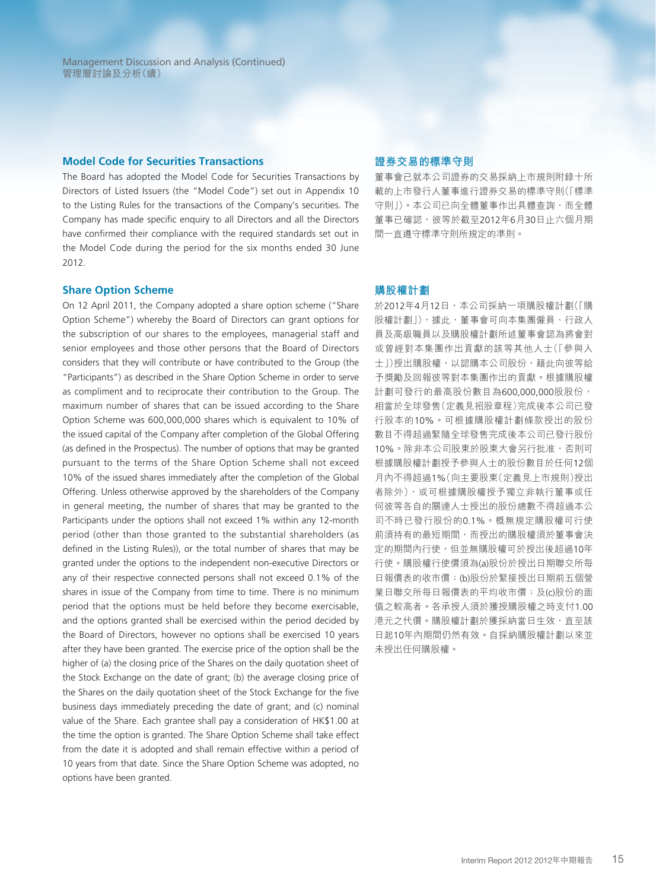## Model Code for Securities Transactions

The Board has adopted the Model Code for Securities Transactions by Directors of Listed Issuers (the "Model Code") set out in Appendix 10 to the Listing Rules for the transactions of the Company's securities. The Company has made specific enquiry to all Directors and all the Directors have confirmed their compliance with the required standards set out in the Model Code during the period for the six months ended 30 June 2012.

## Share Option Scheme

On 12 April 2011, the Company adopted a share option scheme ("Share Option Scheme") whereby the Board of Directors can grant options for the subscription of our shares to the employees, managerial staff and senior employees and those other persons that the Board of Directors considers that they will contribute or have contributed to the Group (the "Participants") as described in the Share Option Scheme in order to serve as compliment and to reciprocate their contribution to the Group. The maximum number of shares that can be issued according to the Share Option Scheme was 600,000,000 shares which is equivalent to 10% of the issued capital of the Company after completion of the Global Offering (as defined in the Prospectus). The number of options that may be granted pursuant to the terms of the Share Option Scheme shall not exceed 10% of the issued shares immediately after the completion of the Global Offering. Unless otherwise approved by the shareholders of the Company in general meeting, the number of shares that may be granted to the Participants under the options shall not exceed 1% within any 12-month period (other than those granted to the substantial shareholders (as defined in the Listing Rules)), or the total number of shares that may be granted under the options to the independent non-executive Directors or any of their respective connected persons shall not exceed 0.1% of the shares in issue of the Company from time to time. There is no minimum period that the options must be held before they become exercisable, and the options granted shall be exercised within the period decided by the Board of Directors, however no options shall be exercised 10 years after they have been granted. The exercise price of the option shall be the higher of (a) the closing price of the Shares on the daily quotation sheet of the Stock Exchange on the date of grant; (b) the average closing price of the Shares on the daily quotation sheet of the Stock Exchange for the five business days immediately preceding the date of grant; and (c) nominal value of the Share. Each grantee shall pay a consideration of HK$1.00 at the time the option is granted. The Share Option Scheme shall take effect from the date it is adopted and shall remain effective within a period of 10 years from that date. Since the Share Option Scheme was adopted, no options have been granted.

## 證券交易的標準守則

董事會已就本公司證券的交易採納上市規則附錄十所載的上市發行人董事進行證券交易的標準守則(「標準守則」)。本公司已向全體董事作出具體查詢，而全體董事已確認，彼等於截至2012年6月30日止六個月期間一直遵守標準守則所規定的準則。

## 購股權計劃

於2012年4月12日，本公司採納一項購股權計劃(「購股權計劃」)，據此，董事會可向本集團僱員、行政人員及高級職員以及購股權計劃所述董事會認為將會對或曾經對本集團作出貢獻的該等其他人士(「參與人士」)授出購股權，以認購本公司股份，藉此向彼等給予獎勵及回報彼等對本集團作出的貢獻。根據購股權計劃可發行的最高股份數目為600,000,000股股份，相當於全球發售(定義見招股章程)完成後本公司已發行股本的10%。可根據購股權計劃條款授出的股份數目不得超過緊隨全球發售完成後本公司已發行股份10%。除非本公司股東於股東大會另行批准，否則可根據購股權計劃授予參與人士的股份數目於任何12個月內不得超過1%(向主要股東(定義見上市規則)授出者除外)，或可根據購股權授予獨立非執行董事或任何彼等各自的關連人士授出的股份總數不得超過本公司不時已發行股份的0.1%。概無規定購股權可行使前須持有的最短期間，而授出的購股權須於董事會決定的期間內行使，但並無購股權可於授出後超過10年行使。購股權行使價須為(a)股份於授出日期聯交所每日報價表的收市價；(b)股份於緊接授出日期前五個營業日聯交所每日報價表的平均收市價；及(c)股份的面值之較高者。各承授人須於獲授購股權之時支付1.00港元之代價。購股權計劃於獲採納當日生效，直至該日起10年內期間仍然有效。自採納購股權計劃以來並未授出任何購股權。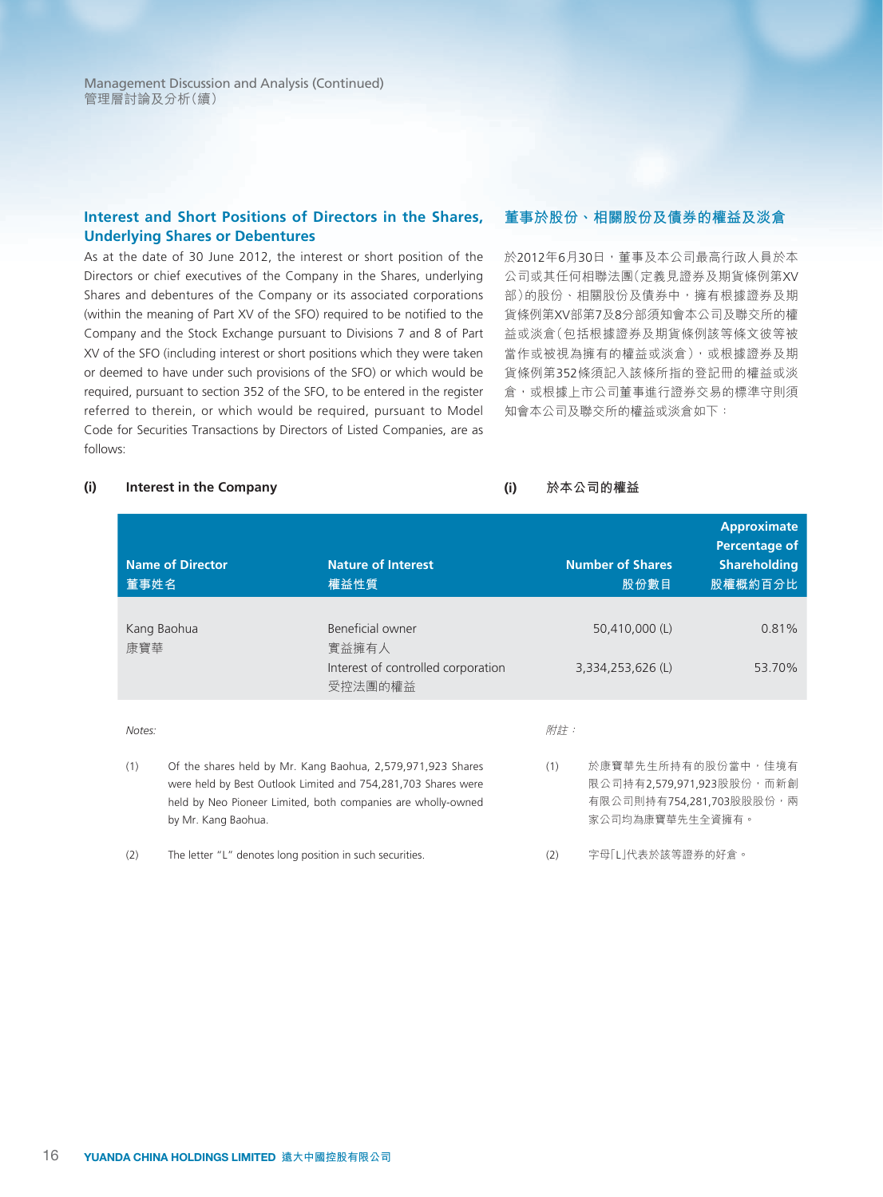## Interest and Short Positions of Directors in the Shares, Underlying Shares or Debentures

As at the date of 30 June 2012, the interest or short position of the Directors or chief executives of the Company in the Shares, underlying Shares and debentures of the Company or its associated corporations (within the meaning of Part XV of the SFO) required to be notified to the Company and the Stock Exchange pursuant to Divisions 7 and 8 of Part XV of the SFO (including interest or short positions which they were taken or deemed to have under such provisions of the SFO) or which would be required, pursuant to section 352 of the SFO, to be entered in the register referred to therein, or which would be required, pursuant to Model Code for Securities Transactions by Directors of Listed Companies, are as follows:

## 董事於股份、相關股份及債券的權益及淡倉

於2012年6月30日，董事及本公司最高行政人員於本公司或其任何相聯法團(定義見證券及期貨條例第XV部)的股份、相關股份及債券中，擁有根據證券及期貨條例第XV部第7及8分部須知會本公司及聯交所的權益或淡倉(包括根據證券及期貨條例該等條文彼等被當作或被視為擁有的權益或淡倉)，或根據證券及期貨條例第352條須記入該條所指的登記冊的權益或淡倉，或根據上市公司董事進行證券交易的標準守則須知會本公司及聯交所的權益或淡倉如下：

### (i) Interest in the Company

### (i) 於本公司的權益

| Name of Director<br>董事姓名 | Nature of Interest<br>權益性質 | Number of Shares<br>股份數目 | Approximate Percentage of Shareholding<br>股權概約百分比 |
|---|---|---|---|
| Kang Baohua<br>康寶華 | Beneficial owner<br>實益擁有人 | 50,410,000 (L) | 0.81% |
| | Interest of controlled corporation<br>受控法團的權益 | 3,334,253,626 (L) | 53.70% |

*Notes:*

(1) Of the shares held by Mr. Kang Baohua, 2,579,971,923 Shares were held by Best Outlook Limited and 754,281,703 Shares were held by Neo Pioneer Limited, both companies are wholly-owned by Mr. Kang Baohua.

(2) The letter "L" denotes long position in such securities.

*附註：*

(1) 於康寶華先生所持有的股份當中，佳境有限公司持有2,579,971,923股股份，而新創有限公司則持有754,281,703股股份，兩家公司均為康寶華先生全資擁有。

(2) 字母「L」代表於該等證券的好倉。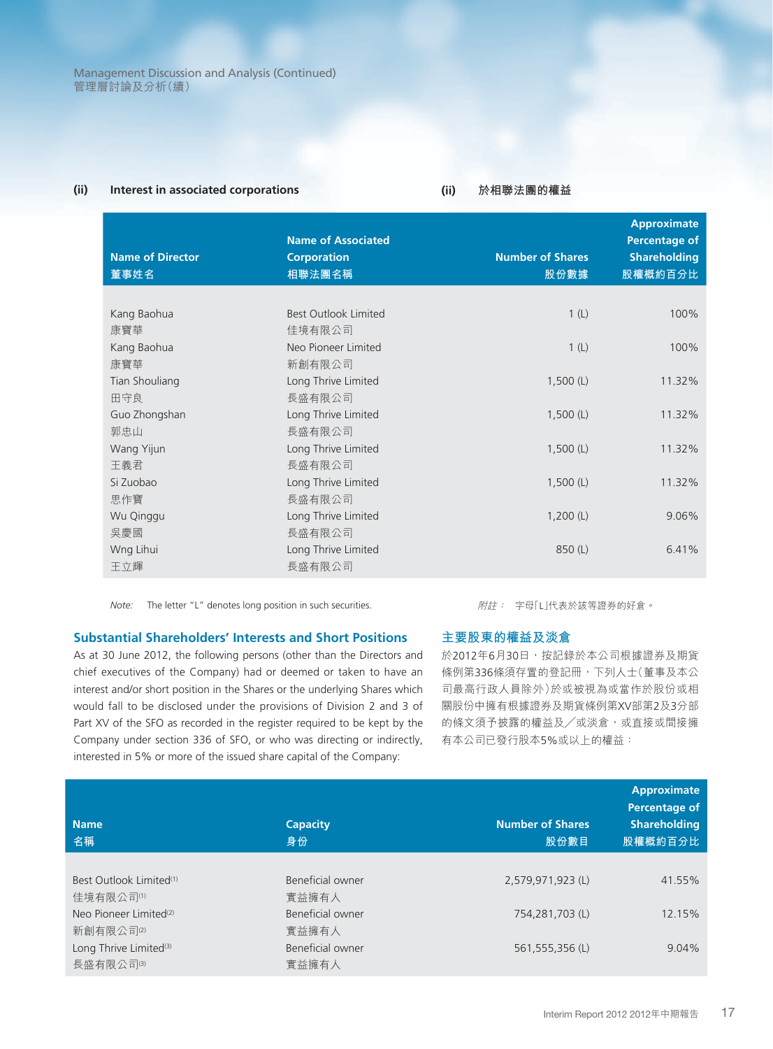### (ii) Interest in associated corporations

### (ii) 於相聯法團的權益

| Name of Director<br>董事姓名 | Name of Associated Corporation<br>相聯法團名稱 | Number of Shares<br>股份數據 | Approximate Percentage of Shareholding<br>股權概約百分比 |
|---|---|---|---|
| Kang Baohua<br>康寶華 | Best Outlook Limited<br>佳境有限公司 | 1 (L) | 100% |
| Kang Baohua<br>康寶華 | Neo Pioneer Limited<br>新創有限公司 | 1 (L) | 100% |
| Tian Shouliang<br>田守良 | Long Thrive Limited<br>長盛有限公司 | 1,500 (L) | 11.32% |
| Guo Zhongshan<br>郭忠山 | Long Thrive Limited<br>長盛有限公司 | 1,500 (L) | 11.32% |
| Wang Yijun<br>王義君 | Long Thrive Limited<br>長盛有限公司 | 1,500 (L) | 11.32% |
| Si Zuobao<br>思作寶 | Long Thrive Limited<br>長盛有限公司 | 1,500 (L) | 11.32% |
| Wu Qinggu<br>吳慶國 | Long Thrive Limited<br>長盛有限公司 | 1,200 (L) | 9.06% |
| Wng Lihui<br>王立輝 | Long Thrive Limited<br>長盛有限公司 | 850 (L) | 6.41% |

*Note:* The letter "L" denotes long position in such securities.

*附註：* 字母「L」代表於該等證券的好倉。

## Substantial Shareholders' Interests and Short Positions

As at 30 June 2012, the following persons (other than the Directors and chief executives of the Company) had or deemed or taken to have an interest and/or short position in the Shares or the underlying Shares which would fall to be disclosed under the provisions of Division 2 and 3 of Part XV of the SFO as recorded in the register required to be kept by the Company under section 336 of SFO, or who was directing or indirectly, interested in 5% or more of the issued share capital of the Company:

## 主要股東的權益及淡倉

於2012年6月30日，按記錄於本公司根據證券及期貨條例第336條須存置的登記冊，下列人士（董事及本公司最高行政人員除外）於或被視為或當作於股份或相關股份中擁有根據證券及期貨條例第XV部第2及3分部的條文須予披露的權益及╱或淡倉，或直接或間接擁有本公司已發行股本5%或以上的權益：

| Name<br>名稱 | Capacity<br>身份 | Number of Shares<br>股份數目 | Approximate Percentage of Shareholding<br>股權概約百分比 |
|---|---|---|---|
| Best Outlook Limited[(1)]<br>佳境有限公司[(1)] | Beneficial owner<br>實益擁有人 | 2,579,971,923 (L) | 41.55% |
| Neo Pioneer Limited[(2)]<br>新創有限公司[(2)] | Beneficial owner<br>實益擁有人 | 754,281,703 (L) | 12.15% |
| Long Thrive Limited[(3)]<br>長盛有限公司[(3)] | Beneficial owner<br>實益擁有人 | 561,555,356 (L) | 9.04% |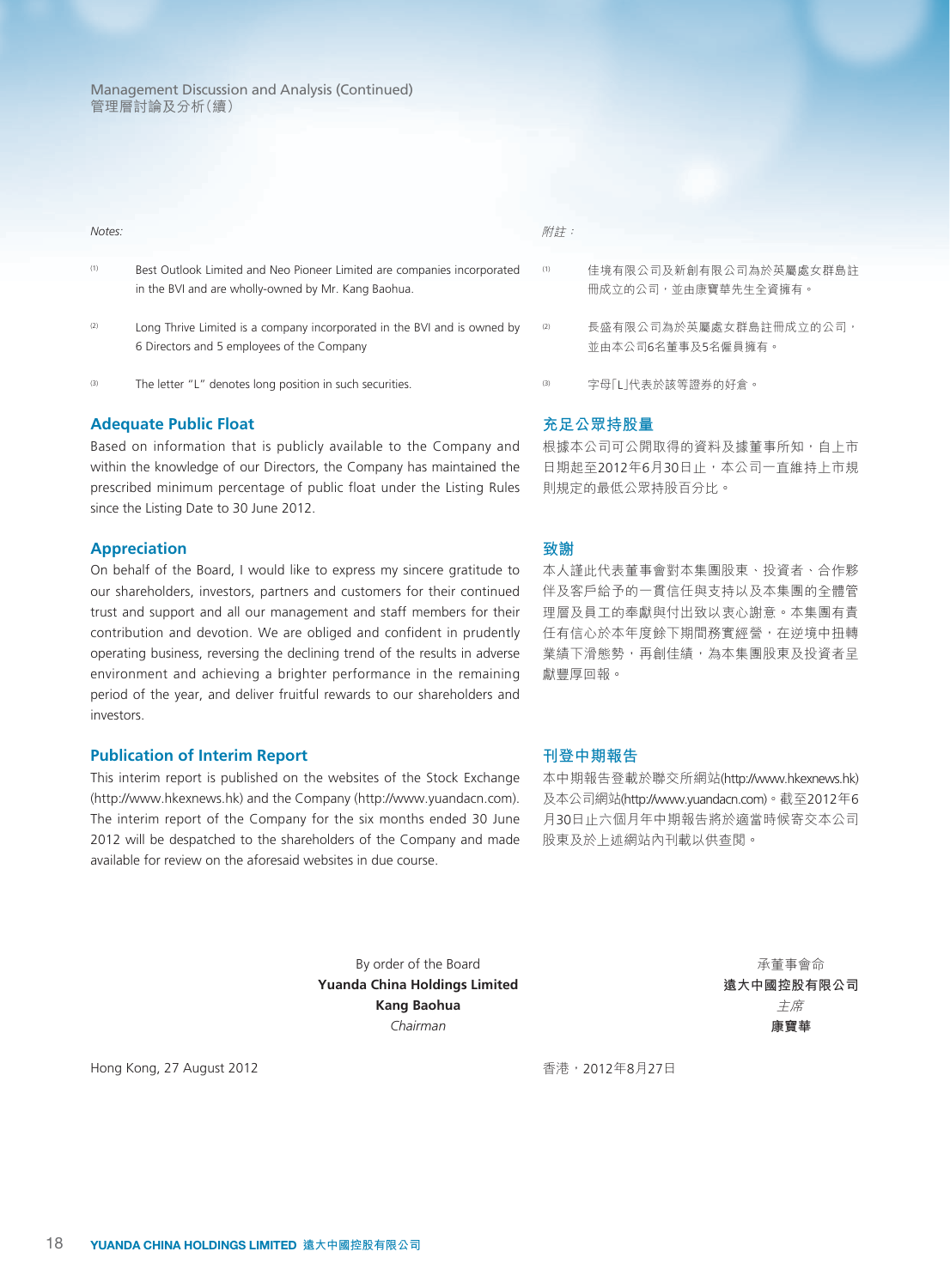Notes:

(1) Best Outlook Limited and Neo Pioneer Limited are companies incorporated in the BVI and are wholly-owned by Mr. Kang Baohua.

(2) Long Thrive Limited is a company incorporated in the BVI and is owned by 6 Directors and 5 employees of the Company

(3) The letter "L" denotes long position in such securities.

附註：

(1) 佳境有限公司及新創有限公司為於英屬處女群島註冊成立的公司，並由康寶華先生全資擁有。

(2) 長盛有限公司為於英屬處女群島註冊成立的公司，並由本公司6名董事及5名僱員擁有。

(3) 字母「L」代表於該等證券的好倉。

## Adequate Public Float

Based on information that is publicly available to the Company and within the knowledge of our Directors, the Company has maintained the prescribed minimum percentage of public float under the Listing Rules since the Listing Date to 30 June 2012.

## 充足公眾持股量

根據本公司可公開取得的資料及據董事所知，自上市日期起至2012年6月30日止，本公司一直維持上市規則規定的最低公眾持股百分比。

## Appreciation

On behalf of the Board, I would like to express my sincere gratitude to our shareholders, investors, partners and customers for their continued trust and support and all our management and staff members for their contribution and devotion. We are obliged and confident in prudently operating business, reversing the declining trend of the results in adverse environment and achieving a brighter performance in the remaining period of the year, and deliver fruitful rewards to our shareholders and investors.

## 致謝

本人謹此代表董事會對本集團股東、投資者、合作夥伴及客戶給予的一貫信任與支持以及本集團的全體管理層及員工的奉獻與付出致以衷心謝意。本集團有責任有信心於本年度餘下期間務實經營，在逆境中扭轉業績下滑態勢，再創佳績，為本集團股東及投資者呈獻豐厚回報。

## Publication of Interim Report

This interim report is published on the websites of the Stock Exchange (http://www.hkexnews.hk) and the Company (http://www.yuandacn.com). The interim report of the Company for the six months ended 30 June 2012 will be despatched to the shareholders of the Company and made available for review on the aforesaid websites in due course.

## 刊登中期報告

本中期報告登載於聯交所網站(http://www.hkexnews.hk)及本公司網站(http://www.yuandacn.com)。截至2012年6月30日止六個月年中期報告將於適當時候寄交本公司股東及於上述網站內刊載以供查閱。

By order of the Board
**Yuanda China Holdings Limited**
**Kang Baohua**
*Chairman*

承董事會命
**遠大中國控股有限公司**
*主席*
**康寶華**

Hong Kong, 27 August 2012

香港，2012年8月27日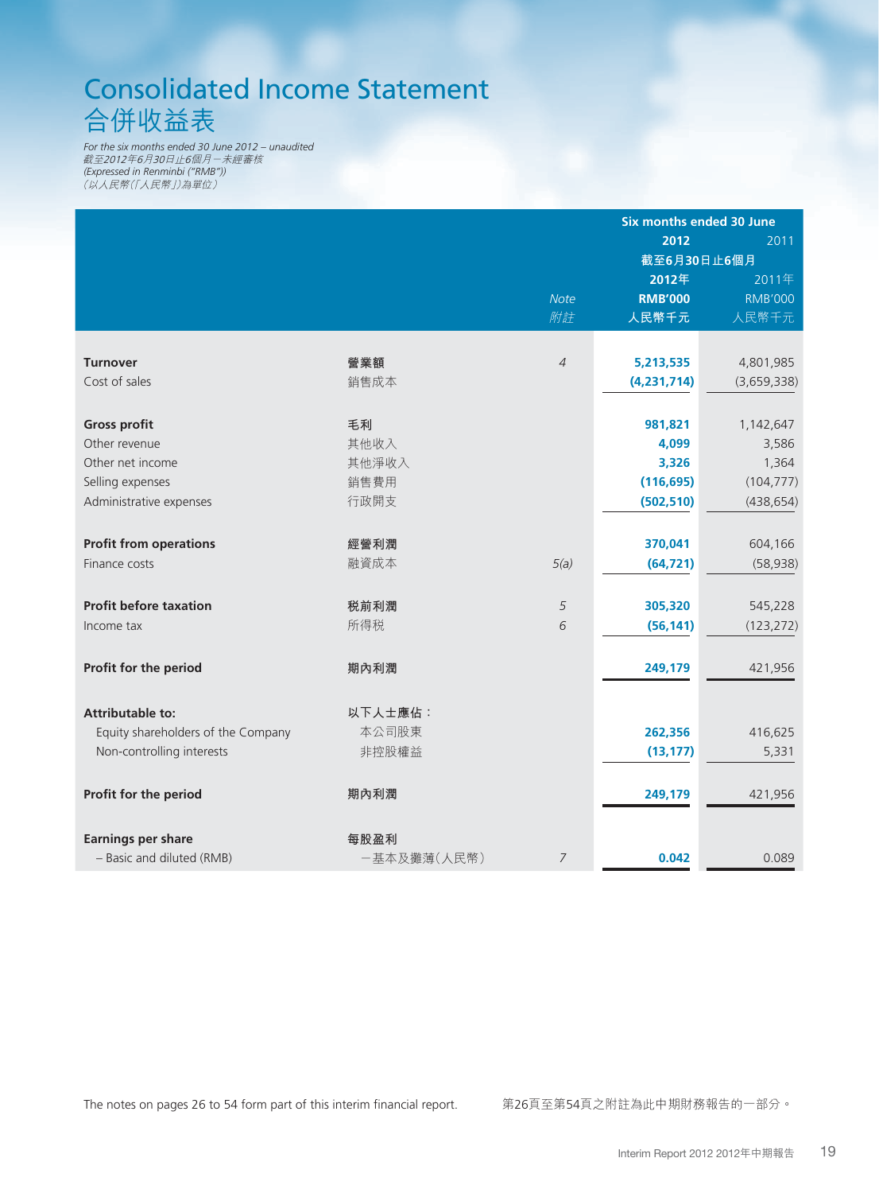# Consolidated Income Statement
# 合併收益表

*For the six months ended 30 June 2012 – unaudited*
*截至2012年6月30日止6個月－未經審核*
*(Expressed in Renminbi ("RMB"))*
*（以人民幣（「人民幣」）為單位）*

| | | | Six months ended 30 June 截至6月30日止6個月 | |
|---|---|---|---|---|
| | | *Note 附註* | **2012 2012年 RMB'000 人民幣千元** | 2011 2011年 RMB'000 人民幣千元 |
| **Turnover** | **營業額** | *4* | **5,213,535** | 4,801,985 |
| Cost of sales | 銷售成本 | | **(4,231,714)** | (3,659,338) |
| **Gross profit** | **毛利** | | **981,821** | 1,142,647 |
| Other revenue | 其他收入 | | **4,099** | 3,586 |
| Other net income | 其他淨收入 | | **3,326** | 1,364 |
| Selling expenses | 銷售費用 | | **(116,695)** | (104,777) |
| Administrative expenses | 行政開支 | | **(502,510)** | (438,654) |
| **Profit from operations** | **經營利潤** | | **370,041** | 604,166 |
| Finance costs | 融資成本 | *5(a)* | **(64,721)** | (58,938) |
| **Profit before taxation** | **稅前利潤** | *5* | **305,320** | 545,228 |
| Income tax | 所得稅 | *6* | **(56,141)** | (123,272) |
| **Profit for the period** | **期內利潤** | | **249,179** | 421,956 |
| **Attributable to:** | **以下人士應佔：** | | | |
| Equity shareholders of the Company | 本公司股東 | | **262,356** | 416,625 |
| Non-controlling interests | 非控股權益 | | **(13,177)** | 5,331 |
| **Profit for the period** | **期內利潤** | | **249,179** | 421,956 |
| **Earnings per share** | **每股盈利** | | | |
| – Basic and diluted (RMB) | －基本及攤薄（人民幣） | *7* | **0.042** | 0.089 |

The notes on pages 26 to 54 form part of this interim financial report.

第26頁至第54頁之附註為此中期財務報告的一部分。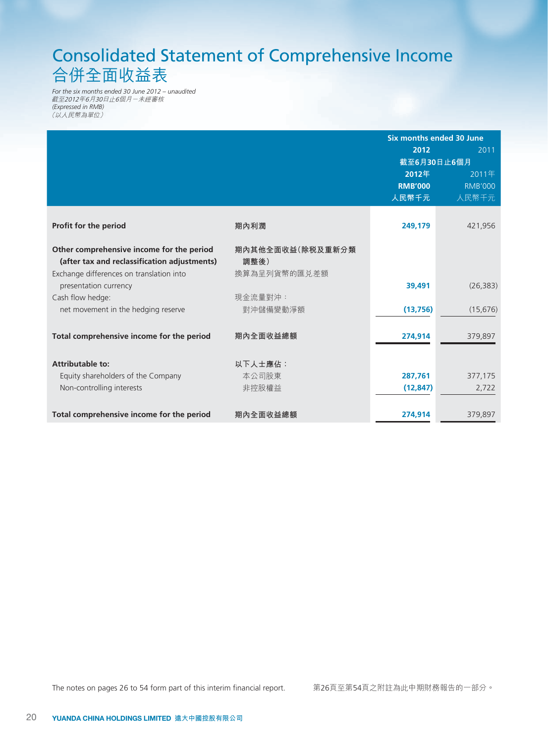# Consolidated Statement of Comprehensive Income
# 合併全面收益表

*For the six months ended 30 June 2012 – unaudited*
*截至2012年6月30日止6個月－未經審核*
*(Expressed in RMB)*
*(以人民幣為單位)*

| | | Six months ended 30 June 截至6月30日止6個月 | |
|---|---|---|---|
| | | **2012** **2012年** **RMB'000** **人民幣千元** | 2011 2011年 RMB'000 人民幣千元 |
| **Profit for the period** | **期內利潤** | **249,179** | 421,956 |
| **Other comprehensive income for the period (after tax and reclassification adjustments)** | **期內其他全面收益(除稅及重新分類調整後)** | | |
| Exchange differences on translation into presentation currency | 換算為呈列貨幣的匯兑差額 | **39,491** | (26,383) |
| Cash flow hedge: net movement in the hedging reserve | 現金流量對沖：對沖儲備變動淨額 | **(13,756)** | (15,676) |
| **Total comprehensive income for the period** | **期內全面收益總額** | **274,914** | 379,897 |
| **Attributable to:** | **以下人士應佔：** | | |
| Equity shareholders of the Company | 本公司股東 | **287,761** | 377,175 |
| Non-controlling interests | 非控股權益 | **(12,847)** | 2,722 |
| **Total comprehensive income for the period** | **期內全面收益總額** | **274,914** | 379,897 |

The notes on pages 26 to 54 form part of this interim financial report. 第26頁至第54頁之附註為此中期財務報告的一部分。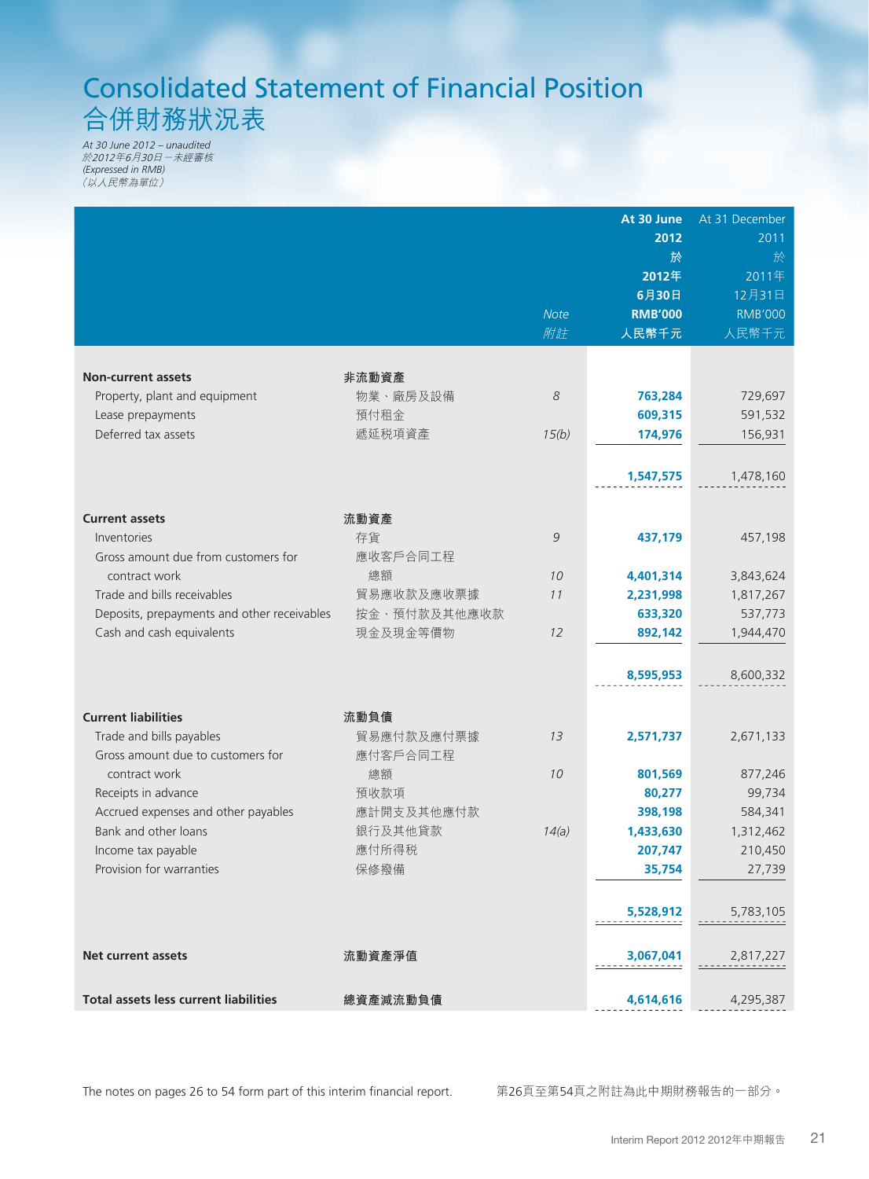# Consolidated Statement of Financial Position
# 合併財務狀況表

*At 30 June 2012 – unaudited*
*於2012年6月30日－未經審核*
*(Expressed in RMB)*
*(以人民幣為單位)*

| | | Note 附註 | At 30 June 2012 於2012年6月30日 RMB'000 人民幣千元 | At 31 December 2011 於2011年12月31日 RMB'000 人民幣千元 |
|---|---|---|---|---|
| **Non-current assets** | **非流動資產** | | | |
| Property, plant and equipment | 物業、廠房及設備 | 8 | **763,284** | 729,697 |
| Lease prepayments | 預付租金 | | **609,315** | 591,532 |
| Deferred tax assets | 遞延稅項資產 | 15(b) | **174,976** | 156,931 |
| | | | **1,547,575** | 1,478,160 |
| **Current assets** | **流動資產** | | | |
| Inventories | 存貨 | 9 | **437,179** | 457,198 |
| Gross amount due from customers for contract work | 應收客戶合同工程總額 | 10 | **4,401,314** | 3,843,624 |
| Trade and bills receivables | 貿易應收款及應收票據 | 11 | **2,231,998** | 1,817,267 |
| Deposits, prepayments and other receivables | 按金、預付款及其他應收款 | | **633,320** | 537,773 |
| Cash and cash equivalents | 現金及現金等價物 | 12 | **892,142** | 1,944,470 |
| | | | **8,595,953** | 8,600,332 |
| **Current liabilities** | **流動負債** | | | |
| Trade and bills payables | 貿易應付款及應付票據 | 13 | **2,571,737** | 2,671,133 |
| Gross amount due to customers for contract work | 應付客戶合同工程總額 | 10 | **801,569** | 877,246 |
| Receipts in advance | 預收款項 | | **80,277** | 99,734 |
| Accrued expenses and other payables | 應計開支及其他應付款 | | **398,198** | 584,341 |
| Bank and other loans | 銀行及其他貸款 | 14(a) | **1,433,630** | 1,312,462 |
| Income tax payable | 應付所得稅 | | **207,747** | 210,450 |
| Provision for warranties | 保修撥備 | | **35,754** | 27,739 |
| | | | **5,528,912** | 5,783,105 |
| **Net current assets** | **流動資產淨值** | | **3,067,041** | 2,817,227 |
| **Total assets less current liabilities** | **總資產減流動負債** | | **4,614,616** | 4,295,387 |

The notes on pages 26 to 54 form part of this interim financial report.

第26頁至第54頁之附註為此中期財務報告的一部分。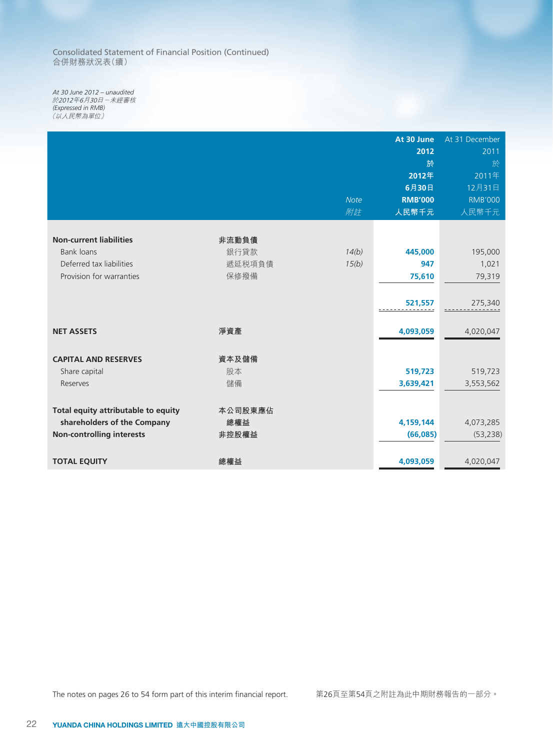Consolidated Statement of Financial Position (Continued)
合併財務狀況表(續)

*At 30 June 2012 – unaudited*
*於2012年6月30日－未經審核*
*(Expressed in RMB)*
*(以人民幣為單位)*

| | | Note 附註 | At 30 June 2012 於2012年6月30日 RMB'000 人民幣千元 | At 31 December 2011 於2011年12月31日 RMB'000 人民幣千元 |
|---|---|---|---|---|
| **Non-current liabilities** | **非流動負債** | | | |
| Bank loans | 銀行貸款 | *14(b)* | **445,000** | 195,000 |
| Deferred tax liabilities | 遞延税項負債 | *15(b)* | **947** | 1,021 |
| Provision for warranties | 保修撥備 | | **75,610** | 79,319 |
| | | | **521,557** | 275,340 |
| **NET ASSETS** | **淨資產** | | **4,093,059** | 4,020,047 |
| **CAPITAL AND RESERVES** | **資本及儲備** | | | |
| Share capital | 股本 | | **519,723** | 519,723 |
| Reserves | 儲備 | | **3,639,421** | 3,553,562 |
| **Total equity attributable to equity shareholders of the Company** | **本公司股東應佔總權益** | | **4,159,144** | 4,073,285 |
| **Non-controlling interests** | **非控股權益** | | **(66,085)** | (53,238) |
| **TOTAL EQUITY** | **總權益** | | **4,093,059** | 4,020,047 |

The notes on pages 26 to 54 form part of this interim financial report.

第26頁至第54頁之附註為此中期財務報告的一部分。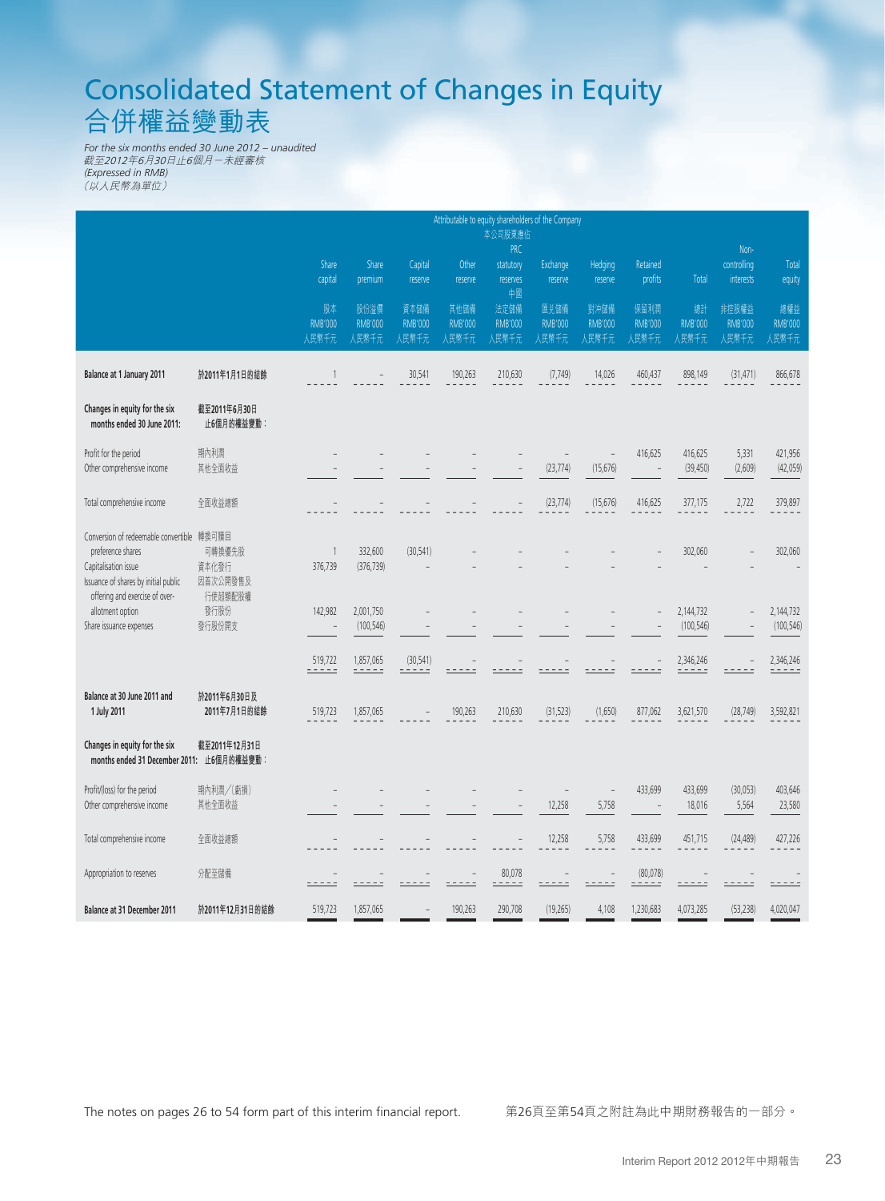# Consolidated Statement of Changes in Equity
# 合併權益變動表

*For the six months ended 30 June 2012 – unaudited*
*截至2012年6月30日止6個月－未經審核*
*(Expressed in RMB)*
*（以人民幣為單位）*

| | | Attributable to equity shareholders of the Company 本公司股東應佔 | | | | | | | | | | |
|---|---|---|---|---|---|---|---|---|---|---|---|---|
| | | Share capital 股本 RMB'000 人民幣千元 | Share premium 股份溢價 RMB'000 人民幣千元 | Capital reserve 資本儲備 RMB'000 人民幣千元 | Other reserve 其他儲備 RMB'000 人民幣千元 | PRC statutory reserves 中國法定儲備 RMB'000 人民幣千元 | Exchange reserve 匯兑儲備 RMB'000 人民幣千元 | Hedging reserve 對沖儲備 RMB'000 人民幣千元 | Retained profits 保留利潤 RMB'000 人民幣千元 | Total 總計 RMB'000 人民幣千元 | Non-controlling interests 非控股權益 RMB'000 人民幣千元 | Total equity 總權益 RMB'000 人民幣千元 |
| **Balance at 1 January 2011** | **於2011年1月1日的結餘** | 1 | – | 30,541 | 190,263 | 210,630 | (7,749) | 14,026 | 460,437 | 898,149 | (31,471) | 866,678 |
| **Changes in equity for the six months ended 30 June 2011:** | **截至2011年6月30日止6個月的權益變動：** | | | | | | | | | | | |
| Profit for the period | 期內利潤 | – | – | – | – | – | – | – | 416,625 | 416,625 | 5,331 | 421,956 |
| Other comprehensive income | 其他全面收益 | – | – | – | – | – | (23,774) | (15,676) | – | (39,450) | (2,609) | (42,059) |
| Total comprehensive income | 全面收益總額 | – | – | – | – | – | (23,774) | (15,676) | 416,625 | 377,175 | 2,722 | 379,897 |
| Conversion of redeemable convertible preference shares | 轉換可贖回可轉換優先股 | 1 | 332,600 | (30,541) | – | – | – | – | – | 302,060 | – | 302,060 |
| Capitalisation issue | 資本化發行 | 376,739 | (376,739) | – | – | – | – | – | – | – | – | – |
| Issuance of shares by initial public offering and exercise of over-allotment option | 因首次公開發售及行使超額配股權發行股份 | 142,982 | 2,001,750 | – | – | – | – | – | – | 2,144,732 | – | 2,144,732 |
| Share issuance expenses | 發行股份開支 | – | (100,546) | – | – | – | – | – | – | (100,546) | – | (100,546) |
| | | 519,722 | 1,857,065 | (30,541) | – | – | – | – | – | 2,346,246 | – | 2,346,246 |
| **Balance at 30 June 2011 and 1 July 2011** | **於2011年6月30日及2011年7月1日的結餘** | 519,723 | 1,857,065 | – | 190,263 | 210,630 | (31,523) | (1,650) | 877,062 | 3,621,570 | (28,749) | 3,592,821 |
| **Changes in equity for the six months ended 31 December 2011:** | **截至2011年12月31日止6個月的權益變動：** | | | | | | | | | | | |
| Profit/(loss) for the period | 期內利潤╱(虧損) | – | – | – | – | – | – | – | 433,699 | 433,699 | (30,053) | 403,646 |
| Other comprehensive income | 其他全面收益 | – | – | – | – | – | 12,258 | 5,758 | – | 18,016 | 5,564 | 23,580 |
| Total comprehensive income | 全面收益總額 | – | – | – | – | – | 12,258 | 5,758 | 433,699 | 451,715 | (24,489) | 427,226 |
| Appropriation to reserves | 分配至儲備 | – | – | – | – | 80,078 | – | – | (80,078) | – | – | – |
| **Balance at 31 December 2011** | **於2011年12月31日的結餘** | 519,723 | 1,857,065 | – | 190,263 | 290,708 | (19,265) | 4,108 | 1,230,683 | 4,073,285 | (53,238) | 4,020,047 |

The notes on pages 26 to 54 form part of this interim financial report.

第26頁至第54頁之附註為此中期財務報告的一部分。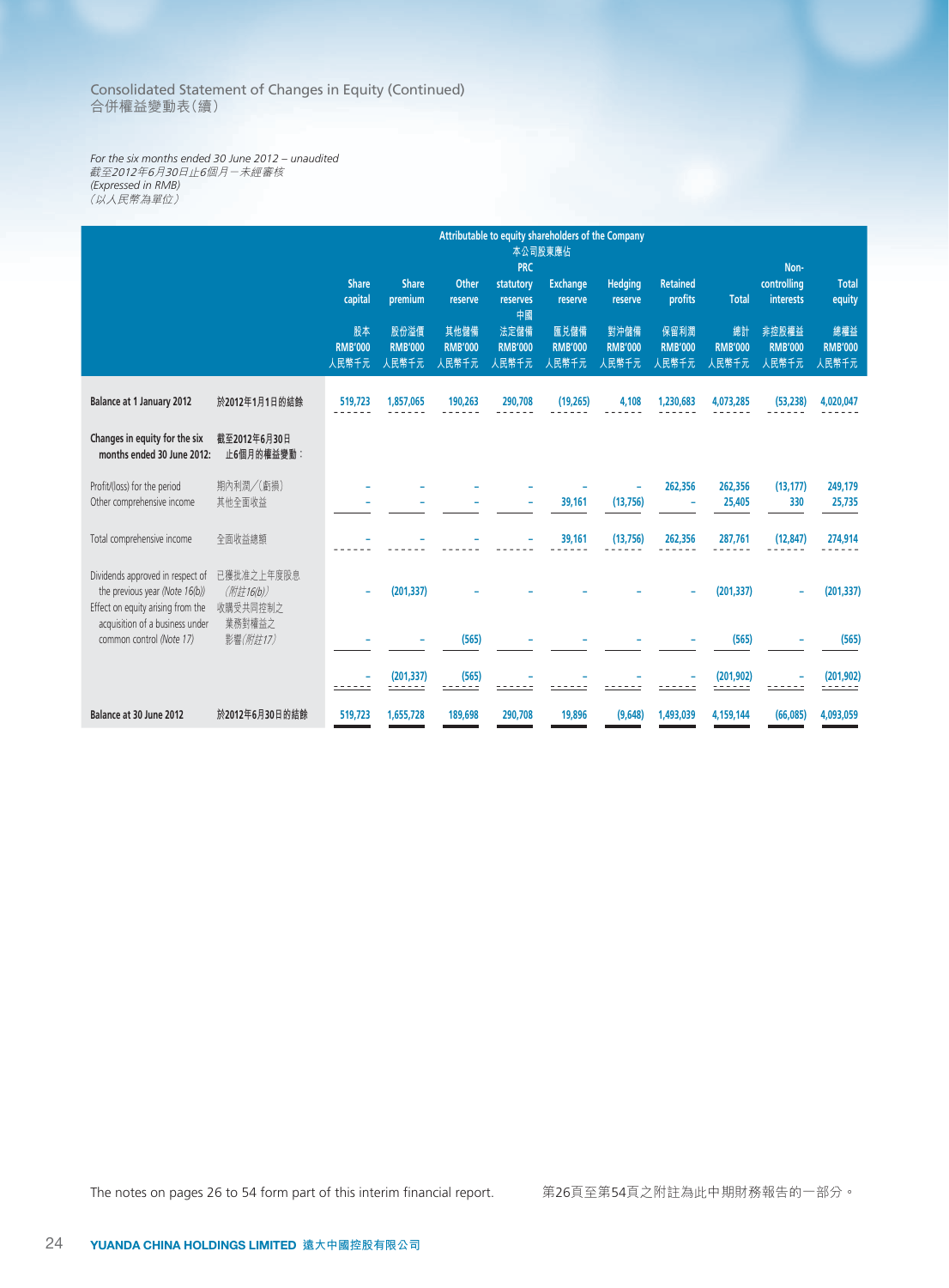# Consolidated Statement of Changes in Equity (Continued)
# 合併權益變動表（續）

*For the six months ended 30 June 2012 – unaudited*
*截至2012年6月30日止6個月－未經審核*
*(Expressed in RMB)*
*（以人民幣為單位）*

| | | Attributable to equity shareholders of the Company 本公司股東應佔 | | | | | | | | | |
|---|---|---|---|---|---|---|---|---|---|---|---|
| | | Share capital 股本 RMB'000 人民幣千元 | Share premium 股份溢價 RMB'000 人民幣千元 | Other reserve 其他儲備 RMB'000 人民幣千元 | PRC statutory reserves 中國法定儲備 RMB'000 人民幣千元 | Exchange reserve 匯兌儲備 RMB'000 人民幣千元 | Hedging reserve 對沖儲備 RMB'000 人民幣千元 | Retained profits 保留利潤 RMB'000 人民幣千元 | Total 總計 RMB'000 人民幣千元 | Non-controlling interests 非控股權益 RMB'000 人民幣千元 | Total equity 總權益 RMB'000 人民幣千元 |
| **Balance at 1 January 2012** | **於2012年1月1日的結餘** | 519,723 | 1,857,065 | 190,263 | 290,708 | (19,265) | 4,108 | 1,230,683 | 4,073,285 | (53,238) | 4,020,047 |
| **Changes in equity for the six months ended 30 June 2012:** | **截至2012年6月30日止6個月的權益變動：** | | | | | | | | | | |
| Profit/(loss) for the period | 期內利潤／(虧損) | – | – | – | – | – | – | 262,356 | 262,356 | (13,177) | 249,179 |
| Other comprehensive income | 其他全面收益 | – | – | – | – | 39,161 | (13,756) | – | 25,405 | 330 | 25,735 |
| Total comprehensive income | 全面收益總額 | – | – | – | – | 39,161 | (13,756) | 262,356 | 287,761 | (12,847) | 274,914 |
| Dividends approved in respect of the previous year *(Note 16(b))* | 已獲批准之上年度股息 *(附註16(b))* | – | (201,337) | – | – | – | – | – | (201,337) | – | (201,337) |
| Effect on equity arising from the acquisition of a business under common control *(Note 17)* | 收購受共同控制之業務對權益之影響 *(附註17)* | – | – | (565) | – | – | – | – | (565) | – | (565) |
| | | – | (201,337) | (565) | – | – | – | – | (201,902) | – | (201,902) |
| **Balance at 30 June 2012** | **於2012年6月30日的結餘** | 519,723 | 1,655,728 | 189,698 | 290,708 | 19,896 | (9,648) | 1,493,039 | 4,159,144 | (66,085) | 4,093,059 |

The notes on pages 26 to 54 form part of this interim financial report.

第26頁至第54頁之附註為此中期財務報告的一部分。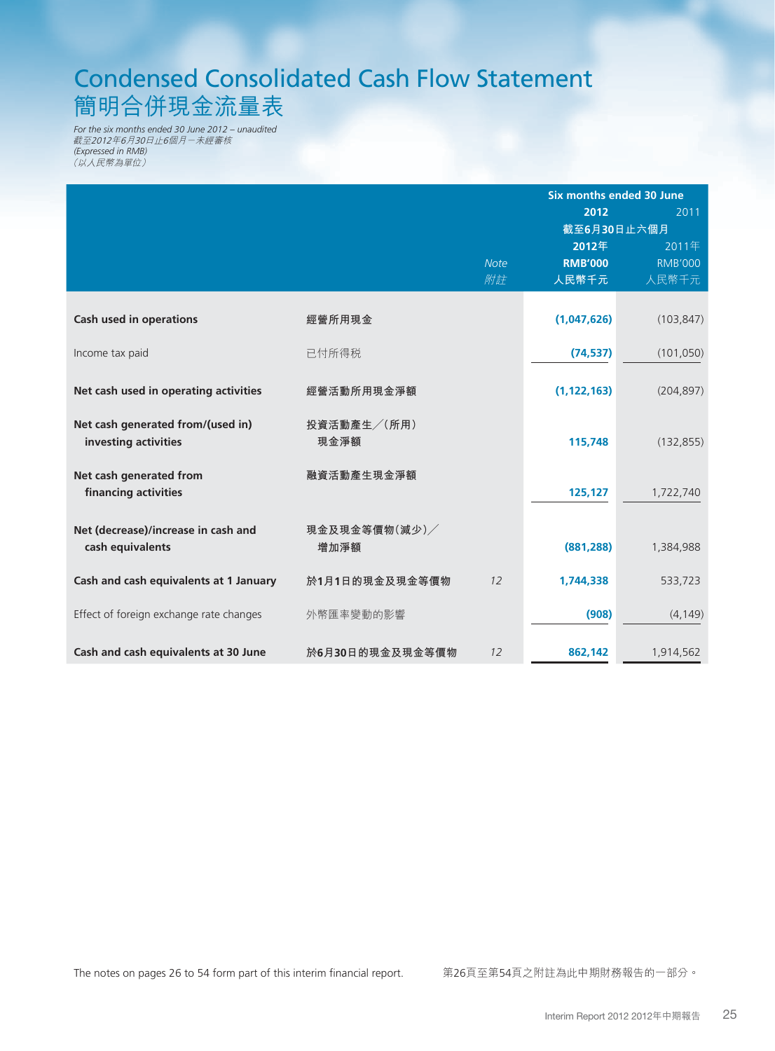# Condensed Consolidated Cash Flow Statement
# 簡明合併現金流量表

*For the six months ended 30 June 2012 – unaudited*
*截至2012年6月30日止6個月－未經審核*
*(Expressed in RMB)*
*（以人民幣為單位）*

| | | Note<br>附註 | Six months ended 30 June<br>截至6月30日止六個月<br>**2012**<br>**2012年**<br>**RMB'000**<br>**人民幣千元** | <br><br>2011<br>2011年<br>RMB'000<br>人民幣千元 |
|---|---|---|---|---|
| **Cash used in operations** | **經營所用現金** | | **(1,047,626)** | (103,847) |
| Income tax paid | 已付所得稅 | | **(74,537)** | (101,050) |
| **Net cash used in operating activities** | **經營活動所用現金淨額** | | **(1,122,163)** | (204,897) |
| **Net cash generated from/(used in) investing activities** | **投資活動產生╱(所用)現金淨額** | | **115,748** | (132,855) |
| **Net cash generated from financing activities** | **融資活動產生現金淨額** | | **125,127** | 1,722,740 |
| **Net (decrease)/increase in cash and cash equivalents** | **現金及現金等價物(減少)╱增加淨額** | | **(881,288)** | 1,384,988 |
| **Cash and cash equivalents at 1 January** | **於1月1日的現金及現金等價物** | 12 | **1,744,338** | 533,723 |
| Effect of foreign exchange rate changes | 外幣匯率變動的影響 | | **(908)** | (4,149) |
| **Cash and cash equivalents at 30 June** | **於6月30日的現金及現金等價物** | 12 | **862,142** | 1,914,562 |

The notes on pages 26 to 54 form part of this interim financial report.

第26頁至第54頁之附註為此中期財務報告的一部分。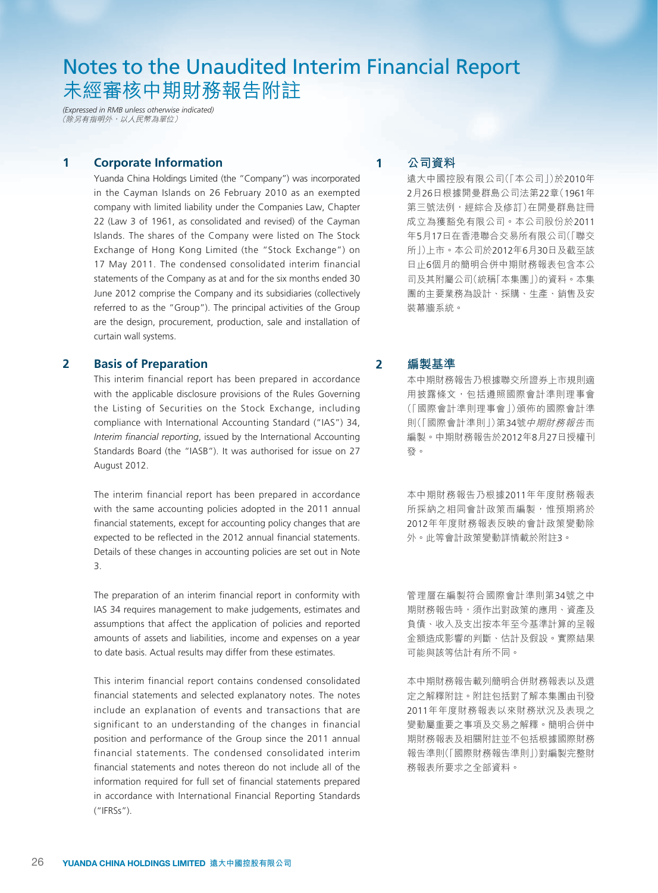# Notes to the Unaudited Interim Financial Report
# 未經審核中期財務報告附註

*(Expressed in RMB unless otherwise indicated)*
*（除另有指明外，以人民幣為單位）*

## 1 Corporate Information

Yuanda China Holdings Limited (the "Company") was incorporated in the Cayman Islands on 26 February 2010 as an exempted company with limited liability under the Companies Law, Chapter 22 (Law 3 of 1961, as consolidated and revised) of the Cayman Islands. The shares of the Company were listed on The Stock Exchange of Hong Kong Limited (the "Stock Exchange") on 17 May 2011. The condensed consolidated interim financial statements of the Company as at and for the six months ended 30 June 2012 comprise the Company and its subsidiaries (collectively referred to as the "Group"). The principal activities of the Group are the design, procurement, production, sale and installation of curtain wall systems.

## 1 公司資料

遠大中國控股有限公司（「本公司」）於2010年2月26日根據開曼群島公司法第22章（1961年第三號法例，經綜合及修訂）在開曼群島註冊成立為獲豁免有限公司。本公司股份於2011年5月17日在香港聯合交易所有限公司（「聯交所」）上市。本公司於2012年6月30日及截至該日止6個月的簡明合併中期財務報表包含本公司及其附屬公司（統稱「本集團」）的資料。本集團的主要業務為設計、採購、生產、銷售及安裝幕牆系統。

## 2 Basis of Preparation

This interim financial report has been prepared in accordance with the applicable disclosure provisions of the Rules Governing the Listing of Securities on the Stock Exchange, including compliance with International Accounting Standard ("IAS") 34, *Interim financial reporting*, issued by the International Accounting Standards Board (the "IASB"). It was authorised for issue on 27 August 2012.

The interim financial report has been prepared in accordance with the same accounting policies adopted in the 2011 annual financial statements, except for accounting policy changes that are expected to be reflected in the 2012 annual financial statements. Details of these changes in accounting policies are set out in Note 3.

The preparation of an interim financial report in conformity with IAS 34 requires management to make judgements, estimates and assumptions that affect the application of policies and reported amounts of assets and liabilities, income and expenses on a year to date basis. Actual results may differ from these estimates.

This interim financial report contains condensed consolidated financial statements and selected explanatory notes. The notes include an explanation of events and transactions that are significant to an understanding of the changes in financial position and performance of the Group since the 2011 annual financial statements. The condensed consolidated interim financial statements and notes thereon do not include all of the information required for full set of financial statements prepared in accordance with International Financial Reporting Standards ("IFRSs").

## 2 編製基準

本中期財務報告乃根據聯交所證券上市規則適用披露條文，包括遵照國際會計準則理事會（「國際會計準則理事會」）頒佈的國際會計準則（「國際會計準則」）第34號*中期財務報告*而編製。中期財務報告於2012年8月27日授權刊發。

本中期財務報告乃根據2011年年度財務報表所採納之相同會計政策而編製，惟預期將於2012年年度財務報表反映的會計政策變動除外。此等會計政策變動詳情載於附註3。

管理層在編製符合國際會計準則第34號之中期財務報告時，須作出對政策的應用、資產及負債、收入及支出按本年至今基準計算的呈報金額造成影響的判斷、估計及假設。實際結果可能與該等估計有所不同。

本中期財務報告載列簡明合併財務報表以及選定之解釋附註。附註包括對了解本集團由刊發2011年年度財務報表以來財務狀況及表現之變動屬重要之事項及交易之解釋。簡明合併中期財務報表及相關附註並不包括根據國際財務報告準則（「國際財務報告準則」）對編製完整財務報表所要求之全部資料。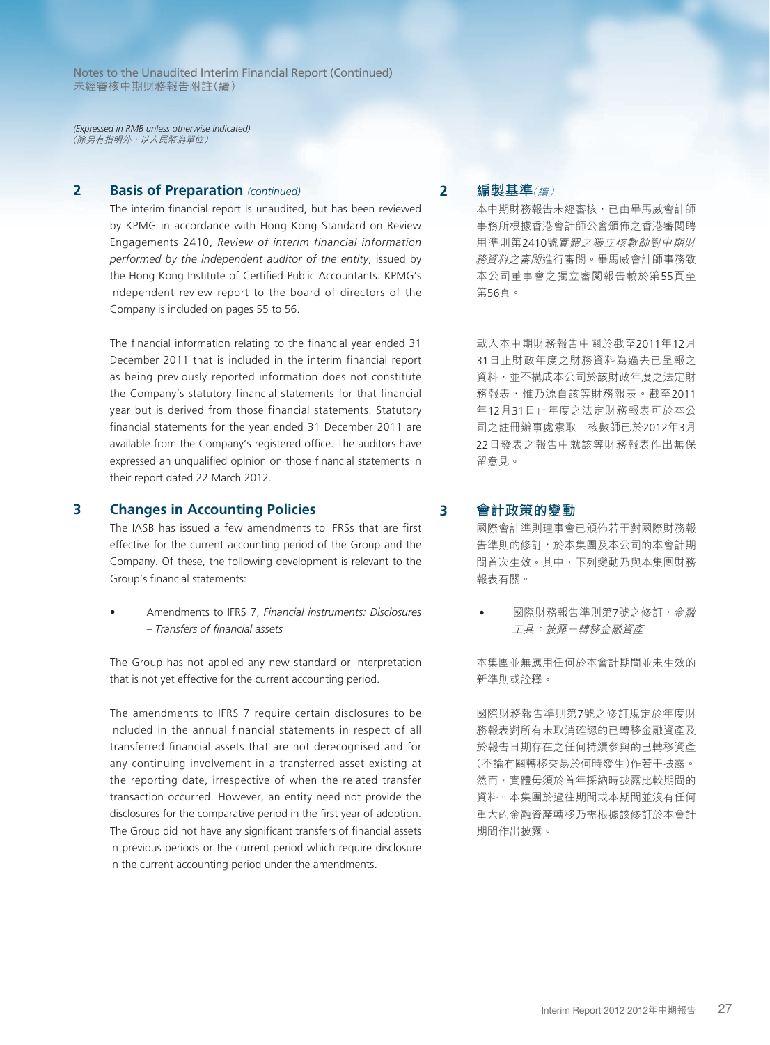Notes to the Unaudited Interim Financial Report (Continued)
未經審核中期財務報告附註（續）

*(Expressed in RMB unless otherwise indicated)*
*（除另有指明外，以人民幣為單位）*

## 2 Basis of Preparation *(continued)*

The interim financial report is unaudited, but has been reviewed by KPMG in accordance with Hong Kong Standard on Review Engagements 2410, *Review of interim financial information performed by the independent auditor of the entity*, issued by the Hong Kong Institute of Certified Public Accountants. KPMG's independent review report to the board of directors of the Company is included on pages 55 to 56.

The financial information relating to the financial year ended 31 December 2011 that is included in the interim financial report as being previously reported information does not constitute the Company's statutory financial statements for that financial year but is derived from those financial statements. Statutory financial statements for the year ended 31 December 2011 are available from the Company's registered office. The auditors have expressed an unqualified opinion on those financial statements in their report dated 22 March 2012.

## 3 Changes in Accounting Policies

The IASB has issued a few amendments to IFRSs that are first effective for the current accounting period of the Group and the Company. Of these, the following development is relevant to the Group's financial statements:

- Amendments to IFRS 7, *Financial instruments: Disclosures – Transfers of financial assets*

The Group has not applied any new standard or interpretation that is not yet effective for the current accounting period.

The amendments to IFRS 7 require certain disclosures to be included in the annual financial statements in respect of all transferred financial assets that are not derecognised and for any continuing involvement in a transferred asset existing at the reporting date, irrespective of when the related transfer transaction occurred. However, an entity need not provide the disclosures for the comparative period in the first year of adoption. The Group did not have any significant transfers of financial assets in previous periods or the current period which require disclosure in the current accounting period under the amendments.

## 2 編製基準*（續）*

本中期財務報告未經審核，已由畢馬威會計師事務所根據香港會計師公會頒佈之香港審閱聘用準則第2410號*實體之獨立核數師對中期財務資料之審閱*進行審閱。畢馬威會計師事務致本公司董事會之獨立審閱報告載於第55頁至第56頁。

載入本中期財務報告中關於截至2011年12月31日止財政年度之財務資料為過去已呈報之資料，並不構成本公司於該財政年度之法定財務報表，惟乃源自該等財務報表。截至2011年12月31日止年度之法定財務報表可於本公司之註冊辦事處索取。核數師已於2012年3月22日發表之報告中就該等財務報表作出無保留意見。

## 3 會計政策的變動

國際會計準則理事會已頒佈若干對國際財務報告準則的修訂，於本集團及本公司的本會計期間首次生效。其中，下列變動乃與本集團財務報表有關。

- 國際財務報告準則第7號之修訂，*金融工具：披露－轉移金融資產*

本集團並無應用任何於本會計期間並未生效的新準則或詮釋。

國際財務報告準則第7號之修訂規定於年度財務報表對所有未取消確認的已轉移金融資產及於報告日期存在之任何持續參與的已轉移資產（不論有關轉移交易於何時發生）作若干披露。然而，實體毋須於首年採納時披露比較期間的資料。本集團於過往期間或本期間並沒有任何重大的金融資產轉移乃需根據該修訂於本會計期間作出披露。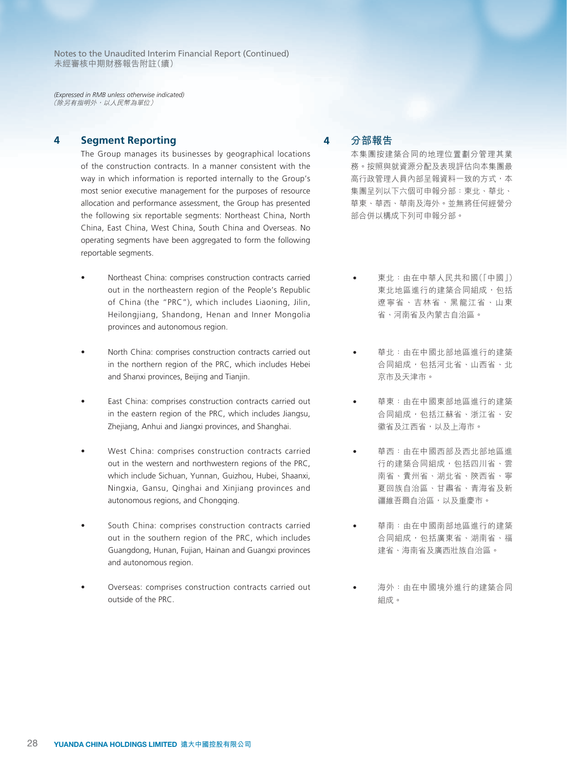*(Expressed in RMB unless otherwise indicated)*
*（除另有指明外，以人民幣為單位）*

## 4 Segment Reporting

The Group manages its businesses by geographical locations of the construction contracts. In a manner consistent with the way in which information is reported internally to the Group's most senior executive management for the purposes of resource allocation and performance assessment, the Group has presented the following six reportable segments: Northeast China, North China, East China, West China, South China and Overseas. No operating segments have been aggregated to form the following reportable segments.

- Northeast China: comprises construction contracts carried out in the northeastern region of the People's Republic of China (the "PRC"), which includes Liaoning, Jilin, Heilongjiang, Shandong, Henan and Inner Mongolia provinces and autonomous region.
- North China: comprises construction contracts carried out in the northern region of the PRC, which includes Hebei and Shanxi provinces, Beijing and Tianjin.
- East China: comprises construction contracts carried out in the eastern region of the PRC, which includes Jiangsu, Zhejiang, Anhui and Jiangxi provinces, and Shanghai.
- West China: comprises construction contracts carried out in the western and northwestern regions of the PRC, which include Sichuan, Yunnan, Guizhou, Hubei, Shaanxi, Ningxia, Gansu, Qinghai and Xinjiang provinces and autonomous regions, and Chongqing.
- South China: comprises construction contracts carried out in the southern region of the PRC, which includes Guangdong, Hunan, Fujian, Hainan and Guangxi provinces and autonomous region.
- Overseas: comprises construction contracts carried out outside of the PRC.

## 4 分部報告

本集團按建築合同的地理位置劃分管理其業務。按照與就資源分配及表現評估向本集團最高行政管理人員內部呈報資料一致的方式，本集團呈列以下六個可申報分部：東北、華北、華東、華西、華南及海外。並無將任何經營分部合併以構成下列可申報分部。

- 東北：由在中華人民共和國(「中國」)東北地區進行的建築合同組成，包括遼寧省、吉林省、黑龍江省、山東省、河南省及內蒙古自治區。
- 華北：由在中國北部地區進行的建築合同組成，包括河北省、山西省、北京市及天津市。
- 華東：由在中國東部地區進行的建築合同組成，包括江蘇省、浙江省、安徽省及江西省，以及上海市。
- 華西：由在中國西部及西北部地區進行的建築合同組成，包括四川省、雲南省、貴州省、湖北省、陝西省、寧夏回族自治區、甘肅省、青海省及新疆維吾爾自治區，以及重慶市。
- 華南：由在中國南部地區進行的建築合同組成，包括廣東省、湖南省、福建省、海南省及廣西壯族自治區。
- 海外：由在中國境外進行的建築合同組成。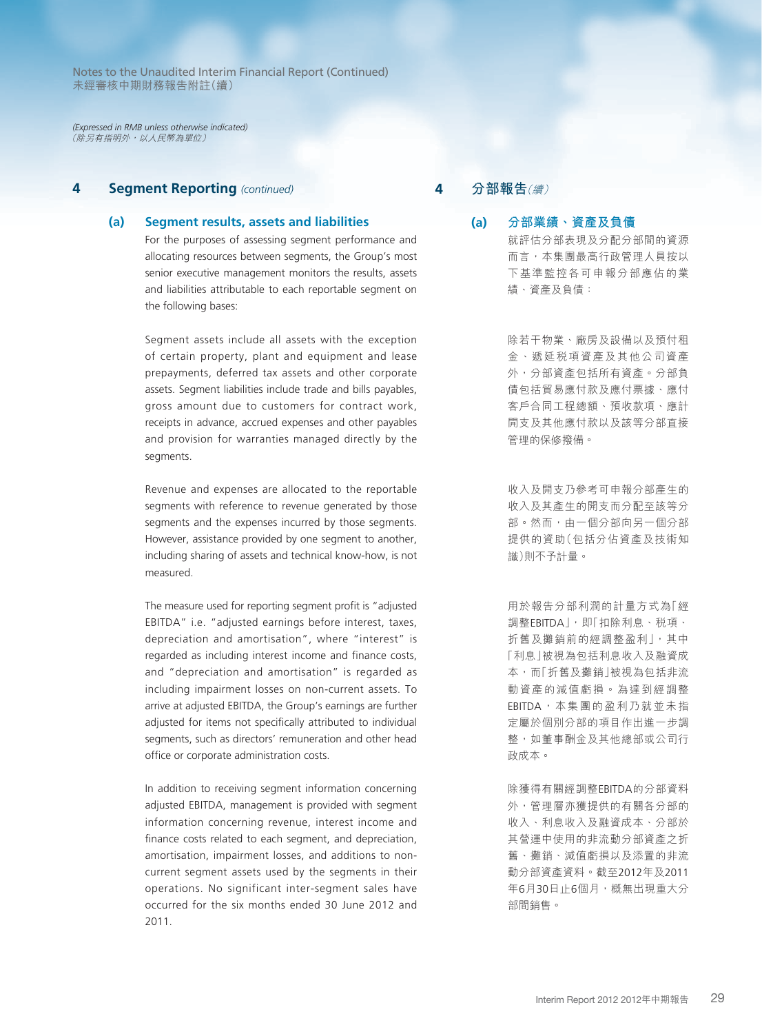*(Expressed in RMB unless otherwise indicated)*
*（除另有指明外，以人民幣為單位）*

## 4 Segment Reporting *(continued)*

### (a) Segment results, assets and liabilities

For the purposes of assessing segment performance and allocating resources between segments, the Group's most senior executive management monitors the results, assets and liabilities attributable to each reportable segment on the following bases:

Segment assets include all assets with the exception of certain property, plant and equipment and lease prepayments, deferred tax assets and other corporate assets. Segment liabilities include trade and bills payables, gross amount due to customers for contract work, receipts in advance, accrued expenses and other payables and provision for warranties managed directly by the segments.

Revenue and expenses are allocated to the reportable segments with reference to revenue generated by those segments and the expenses incurred by those segments. However, assistance provided by one segment to another, including sharing of assets and technical know-how, is not measured.

The measure used for reporting segment profit is "adjusted EBITDA" i.e. "adjusted earnings before interest, taxes, depreciation and amortisation", where "interest" is regarded as including interest income and finance costs, and "depreciation and amortisation" is regarded as including impairment losses on non-current assets. To arrive at adjusted EBITDA, the Group's earnings are further adjusted for items not specifically attributed to individual segments, such as directors' remuneration and other head office or corporate administration costs.

In addition to receiving segment information concerning adjusted EBITDA, management is provided with segment information concerning revenue, interest income and finance costs related to each segment, and depreciation, amortisation, impairment losses, and additions to non-current segment assets used by the segments in their operations. No significant inter-segment sales have occurred for the six months ended 30 June 2012 and 2011.

## 4 分部報告*（續）*

### (a) 分部業績、資產及負債

就評估分部表現及分配分部間的資源而言，本集團最高行政管理人員按以下基準監控各可申報分部應佔的業績、資產及負債：

除若干物業、廠房及設備以及預付租金、遞延稅項資產及其他公司資產外，分部資產包括所有資產。分部負債包括貿易應付款及應付票據、應付客戶合同工程總額、預收款項、應計開支及其他應付款以及該等分部直接管理的保修撥備。

收入及開支乃參考可申報分部產生的收入及其產生的開支而分配至該等分部。然而，由一個分部向另一個分部提供的資助（包括分佔資產及技術知識）則不予計量。

用於報告分部利潤的計量方式為「經調整EBITDA」，即「扣除利息、稅項、折舊及攤銷前的經調整盈利」，其中「利息」被視為包括利息收入及融資成本，而「折舊及攤銷」被視為包括非流動資產的減值虧損。為達到經調整EBITDA，本集團的盈利乃就並未指定屬於個別分部的項目作出進一步調整，如董事酬金及其他總部或公司行政成本。

除獲得有關經調整EBITDA的分部資料外，管理層亦獲提供的有關各分部的收入、利息收入及融資成本、分部於其營運中使用的非流動分部資產之折舊、攤銷、減值虧損以及添置的非流動分部資產資料。截至2012年及2011年6月30日止6個月，概無出現重大分部間銷售。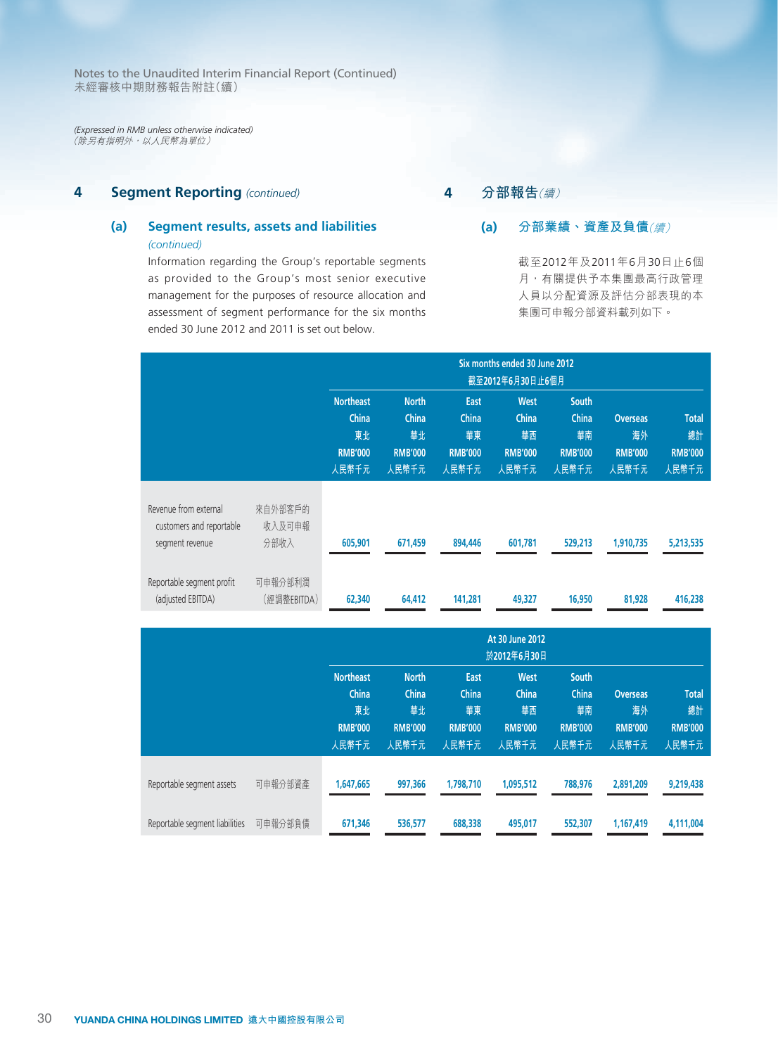## 4 Segment Reporting *(continued)*

## 4 分部報告*(續)*

### (a) Segment results, assets and liabilities *(continued)*

Information regarding the Group's reportable segments as provided to the Group's most senior executive management for the purposes of resource allocation and assessment of segment performance for the six months ended 30 June 2012 and 2011 is set out below.

### (a) 分部業績、資產及負債*(續)*

截至2012年及2011年6月30日止6個月，有關提供予本集團最高行政管理人員以分配資源及評估分部表現的本集團可申報分部資料載列如下。

| | | Six months ended 30 June 2012 截至2012年6月30日止6個月 | | | | | | |
|---|---|---|---|---|---|---|---|---|
| | | Northeast China 東北 RMB'000 人民幣千元 | North China 華北 RMB'000 人民幣千元 | East China 華東 RMB'000 人民幣千元 | West China 華西 RMB'000 人民幣千元 | South China 華南 RMB'000 人民幣千元 | Overseas 海外 RMB'000 人民幣千元 | Total 總計 RMB'000 人民幣千元 |
| Revenue from external customers and reportable segment revenue | 來自外部客戶的收入及可申報分部收入 | 605,901 | 671,459 | 894,446 | 601,781 | 529,213 | 1,910,735 | 5,213,535 |
| Reportable segment profit (adjusted EBITDA) | 可申報分部利潤（經調整EBITDA） | 62,340 | 64,412 | 141,281 | 49,327 | 16,950 | 81,928 | 416,238 |

| | | At 30 June 2012 於2012年6月30日 | | | | | | |
|---|---|---|---|---|---|---|---|---|
| | | Northeast China 東北 RMB'000 人民幣千元 | North China 華北 RMB'000 人民幣千元 | East China 華東 RMB'000 人民幣千元 | West China 華西 RMB'000 人民幣千元 | South China 華南 RMB'000 人民幣千元 | Overseas 海外 RMB'000 人民幣千元 | Total 總計 RMB'000 人民幣千元 |
| Reportable segment assets | 可申報分部資產 | 1,647,665 | 997,366 | 1,798,710 | 1,095,512 | 788,976 | 2,891,209 | 9,219,438 |
| Reportable segment liabilities | 可申報分部負債 | 671,346 | 536,577 | 688,338 | 495,017 | 552,307 | 1,167,419 | 4,111,004 |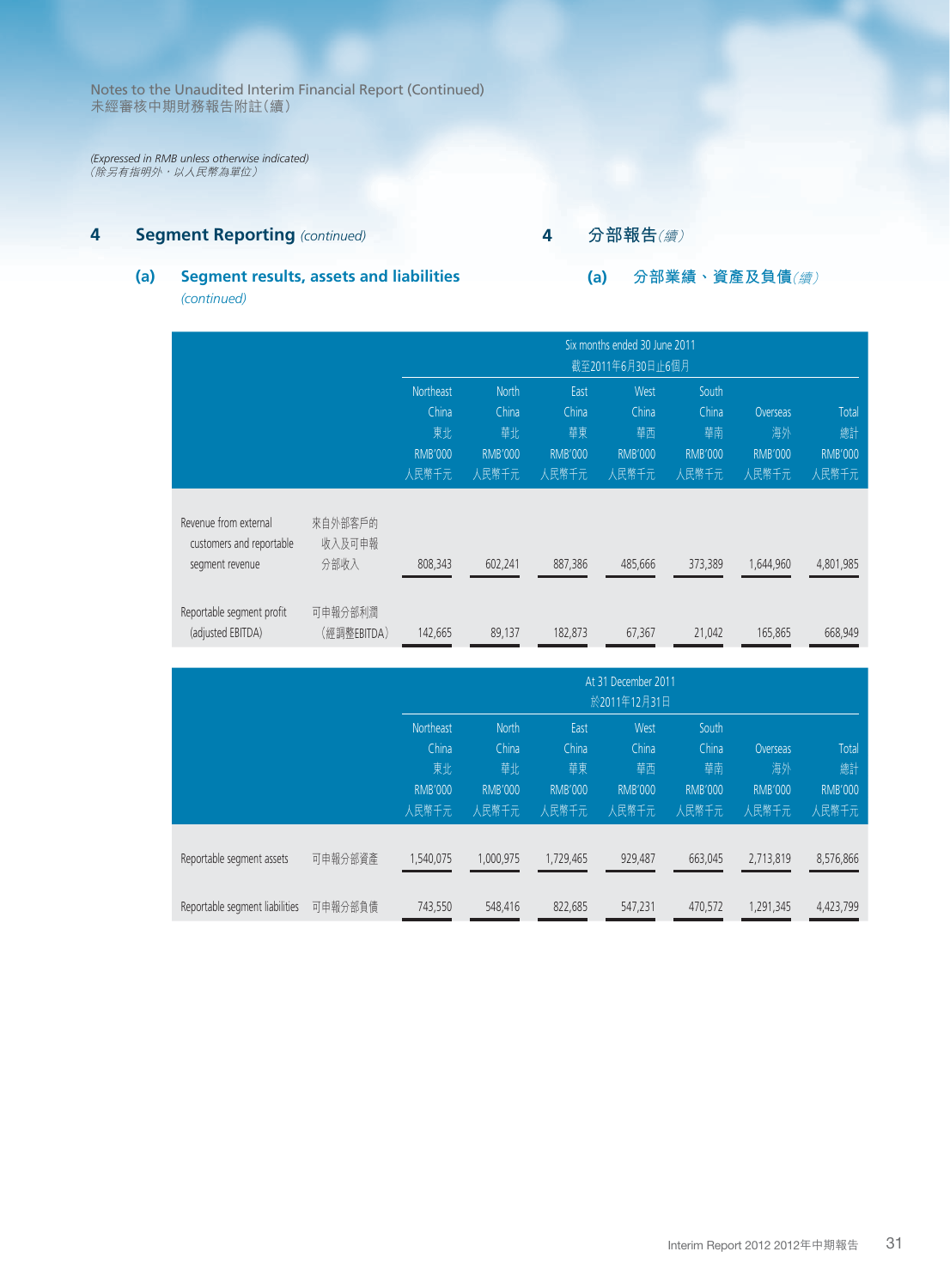Notes to the Unaudited Interim Financial Report (Continued)
未經審核中期財務報告附註(續)

*(Expressed in RMB unless otherwise indicated)*
*(除另有指明外,以人民幣為單位)*

## 4 Segment Reporting *(continued)* 4 分部報告*(續)*

### (a) Segment results, assets and liabilities *(continued)* (a) 分部業績、資產及負債*(續)*

| | | Six months ended 30 June 2011 截至2011年6月30日止6個月 | | | | | | |
|---|---|---|---|---|---|---|---|---|
| | | Northeast China 東北 RMB'000 人民幣千元 | North China 華北 RMB'000 人民幣千元 | East China 華東 RMB'000 人民幣千元 | West China 華西 RMB'000 人民幣千元 | South China 華南 RMB'000 人民幣千元 | Overseas 海外 RMB'000 人民幣千元 | Total 總計 RMB'000 人民幣千元 |
| Revenue from external customers and reportable segment revenue | 來自外部客戶的收入及可申報分部收入 | 808,343 | 602,241 | 887,386 | 485,666 | 373,389 | 1,644,960 | 4,801,985 |
| Reportable segment profit (adjusted EBITDA) | 可申報分部利潤(經調整EBITDA) | 142,665 | 89,137 | 182,873 | 67,367 | 21,042 | 165,865 | 668,949 |

| | | At 31 December 2011 於2011年12月31日 | | | | | | |
|---|---|---|---|---|---|---|---|---|
| | | Northeast China 東北 RMB'000 人民幣千元 | North China 華北 RMB'000 人民幣千元 | East China 華東 RMB'000 人民幣千元 | West China 華西 RMB'000 人民幣千元 | South China 華南 RMB'000 人民幣千元 | Overseas 海外 RMB'000 人民幣千元 | Total 總計 RMB'000 人民幣千元 |
| Reportable segment assets | 可申報分部資產 | 1,540,075 | 1,000,975 | 1,729,465 | 929,487 | 663,045 | 2,713,819 | 8,576,866 |
| Reportable segment liabilities | 可申報分部負債 | 743,550 | 548,416 | 822,685 | 547,231 | 470,572 | 1,291,345 | 4,423,799 |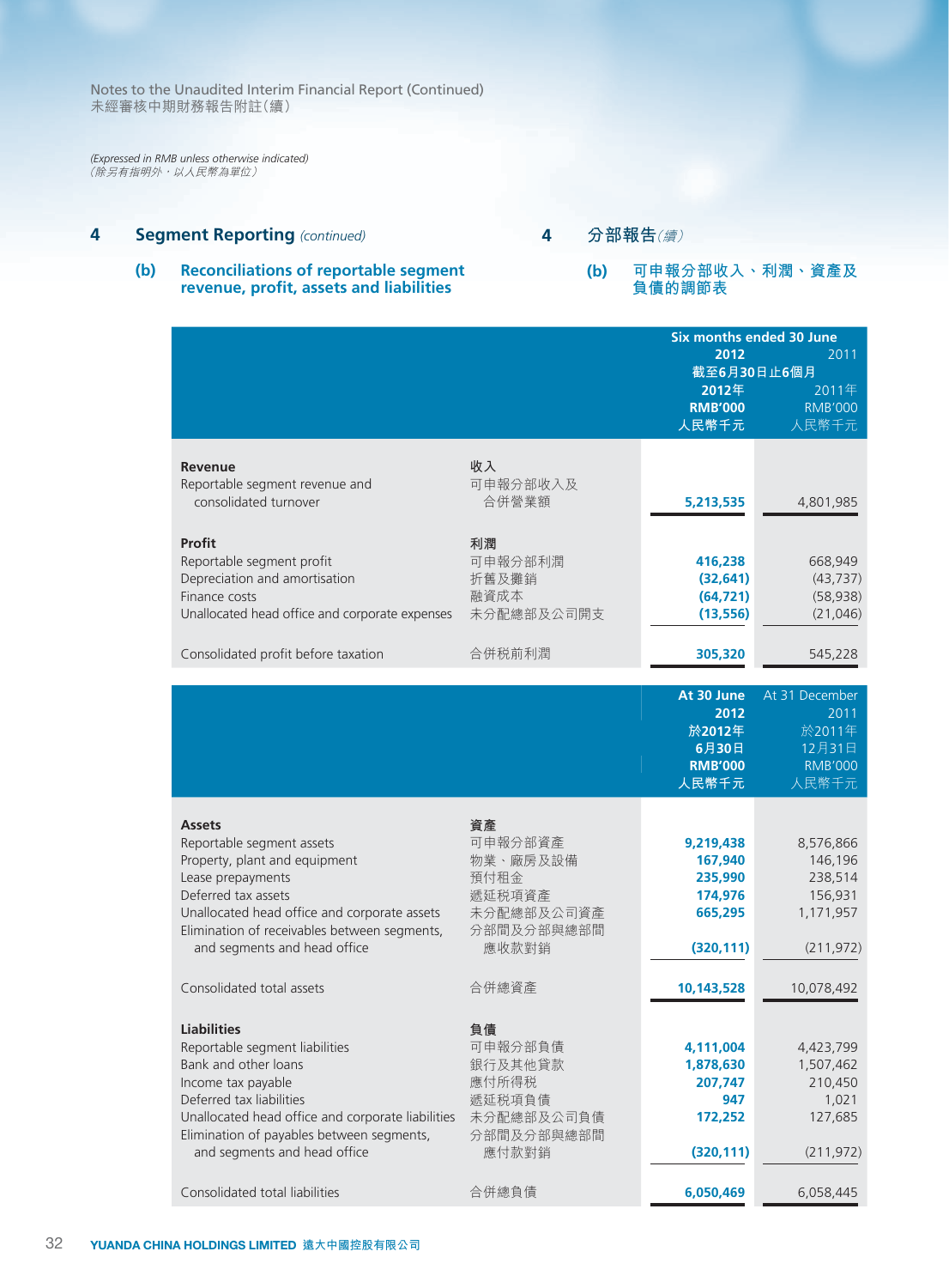Notes to the Unaudited Interim Financial Report (Continued)
未經審核中期財務報告附註（續）

*(Expressed in RMB unless otherwise indicated)*
*（除另有指明外，以人民幣為單位）*

## 4 Segment Reporting *(continued)* 4 分部報告*（續）*

### (b) Reconciliations of reportable segment revenue, profit, assets and liabilities (b) 可申報分部收入、利潤、資產及負債的調節表

| | | Six months ended 30 June 截至6月30日止6個月 | |
|---|---|---|---|
| | | **2012** **2012年** **RMB'000** **人民幣千元** | 2011 2011年 RMB'000 人民幣千元 |
| **Revenue** | **收入** | | |
| Reportable segment revenue and consolidated turnover | 可申報分部收入及合併營業額 | **5,213,535** | 4,801,985 |
| **Profit** | **利潤** | | |
| Reportable segment profit | 可申報分部利潤 | **416,238** | 668,949 |
| Depreciation and amortisation | 折舊及攤銷 | **(32,641)** | (43,737) |
| Finance costs | 融資成本 | **(64,721)** | (58,938) |
| Unallocated head office and corporate expenses | 未分配總部及公司開支 | **(13,556)** | (21,046) |
| Consolidated profit before taxation | 合併稅前利潤 | **305,320** | 545,228 |

| | | **At 30 June 2012** **於2012年6月30日** **RMB'000** **人民幣千元** | At 31 December 2011 於2011年12月31日 RMB'000 人民幣千元 |
|---|---|---|---|
| **Assets** | **資產** | | |
| Reportable segment assets | 可申報分部資產 | **9,219,438** | 8,576,866 |
| Property, plant and equipment | 物業、廠房及設備 | **167,940** | 146,196 |
| Lease prepayments | 預付租金 | **235,990** | 238,514 |
| Deferred tax assets | 遞延稅項資產 | **174,976** | 156,931 |
| Unallocated head office and corporate assets | 未分配總部及公司資產 | **665,295** | 1,171,957 |
| Elimination of receivables between segments, and segments and head office | 分部間及分部與總部間應收款對銷 | **(320,111)** | (211,972) |
| Consolidated total assets | 合併總資產 | **10,143,528** | 10,078,492 |
| **Liabilities** | **負債** | | |
| Reportable segment liabilities | 可申報分部負債 | **4,111,004** | 4,423,799 |
| Bank and other loans | 銀行及其他貸款 | **1,878,630** | 1,507,462 |
| Income tax payable | 應付所得稅 | **207,747** | 210,450 |
| Deferred tax liabilities | 遞延稅項負債 | **947** | 1,021 |
| Unallocated head office and corporate liabilities | 未分配總部及公司負債 | **172,252** | 127,685 |
| Elimination of payables between segments, and segments and head office | 分部間及分部與總部間應付款對銷 | **(320,111)** | (211,972) |
| Consolidated total liabilities | 合併總負債 | **6,050,469** | 6,058,445 |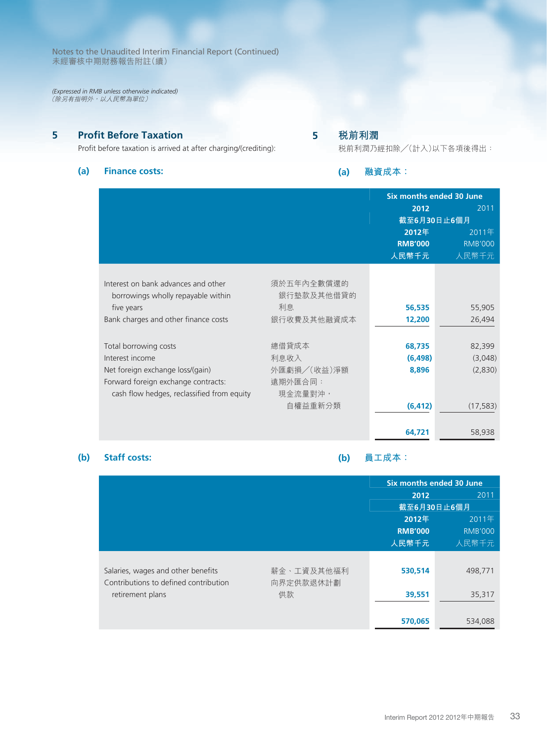Notes to the Unaudited Interim Financial Report (Continued)
未經審核中期財務報告附註（續）

*(Expressed in RMB unless otherwise indicated)*
*（除另有指明外，以人民幣為單位）*

## 5 Profit Before Taxation

## 5 稅前利潤

Profit before taxation is arrived at after charging/(crediting):

稅前利潤乃經扣除／（計入）以下各項後得出：

### (a) Finance costs:

### (a) 融資成本：

| | | Six months ended 30 June 截至6月30日止6個月 | |
|---|---|---|---|
| | | **2012** **2012年** **RMB'000** **人民幣千元** | 2011 2011年 RMB'000 人民幣千元 |
| Interest on bank advances and other borrowings wholly repayable within five years | 須於五年內全數償還的銀行墊款及其他借貸的利息 | **56,535** | 55,905 |
| Bank charges and other finance costs | 銀行收費及其他融資成本 | **12,200** | 26,494 |
| Total borrowing costs | 總借貸成本 | **68,735** | 82,399 |
| Interest income | 利息收入 | **(6,498)** | (3,048) |
| Net foreign exchange loss/(gain) | 外匯虧損／（收益）淨額 | **8,896** | (2,830) |
| Forward foreign exchange contracts: cash flow hedges, reclassified from equity | 遠期外匯合同：現金流量對沖，自權益重新分類 | **(6,412)** | (17,583) |
| | | **64,721** | 58,938 |

### (b) Staff costs:

### (b) 員工成本：

| | | Six months ended 30 June 截至6月30日止6個月 | |
|---|---|---|---|
| | | **2012** **2012年** **RMB'000** **人民幣千元** | 2011 2011年 RMB'000 人民幣千元 |
| Salaries, wages and other benefits | 薪金、工資及其他福利 | **530,514** | 498,771 |
| Contributions to defined contribution retirement plans | 向界定供款退休計劃供款 | **39,551** | 35,317 |
| | | **570,065** | 534,088 |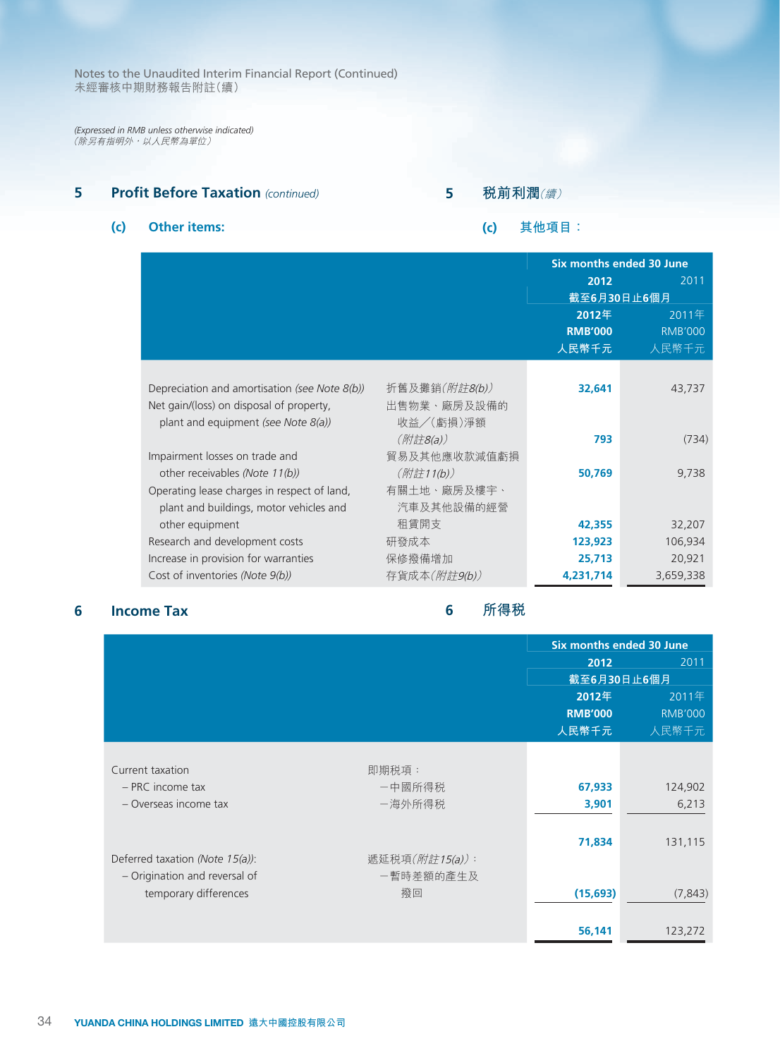Notes to the Unaudited Interim Financial Report (Continued)
未經審核中期財務報告附註（續）

*(Expressed in RMB unless otherwise indicated)*
*（除另有指明外，以人民幣為單位）*

## 5 Profit Before Taxation *(continued)* 5 稅前利潤*（續）*

### (c) Other items: (c) 其他項目：

| | | Six months ended 30 June 截至6月30日止6個月 | |
|---|---|---|---|
| | | **2012** **2012年** **RMB'000** **人民幣千元** | 2011 2011年 RMB'000 人民幣千元 |
| Depreciation and amortisation *(see Note 8(b))* | 折舊及攤銷*（附註8(b)）* | **32,641** | 43,737 |
| Net gain/(loss) on disposal of property, plant and equipment *(see Note 8(a))* | 出售物業、廠房及設備的收益／（虧損）淨額*（附註8(a)）* | **793** | (734) |
| Impairment losses on trade and other receivables *(Note 11(b))* | 貿易及其他應收款減值虧損*（附註11(b)）* | **50,769** | 9,738 |
| Operating lease charges in respect of land, plant and buildings, motor vehicles and other equipment | 有關土地、廠房及樓宇、汽車及其他設備的經營租賃開支 | **42,355** | 32,207 |
| Research and development costs | 研發成本 | **123,923** | 106,934 |
| Increase in provision for warranties | 保修撥備增加 | **25,713** | 20,921 |
| Cost of inventories *(Note 9(b))* | 存貨成本*（附註9(b)）* | **4,231,714** | 3,659,338 |

## 6 Income Tax 6 所得稅

| | | Six months ended 30 June 截至6月30日止6個月 | |
|---|---|---|---|
| | | **2012** **2012年** **RMB'000** **人民幣千元** | 2011 2011年 RMB'000 人民幣千元 |
| Current taxation | 即期稅項： | | |
| – PRC income tax | －中國所得稅 | **67,933** | 124,902 |
| – Overseas income tax | －海外所得稅 | **3,901** | 6,213 |
| | | **71,834** | 131,115 |
| Deferred taxation *(Note 15(a))*: | 遞延稅項*（附註15(a)）*： | | |
| – Origination and reversal of temporary differences | －暫時差額的產生及撥回 | **(15,693)** | (7,843) |
| | | **56,141** | 123,272 |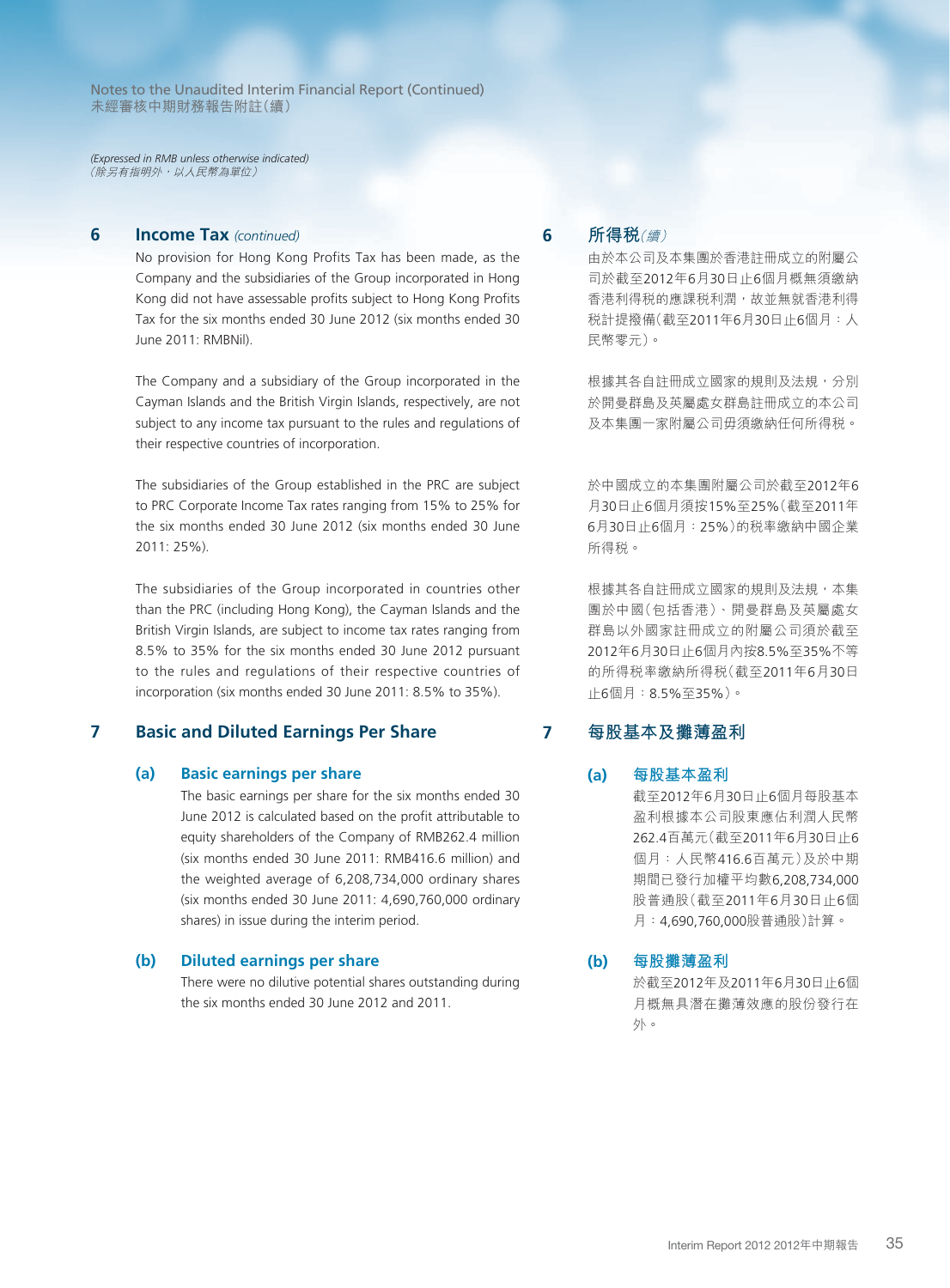*(Expressed in RMB unless otherwise indicated)*
*（除另有指明外，以人民幣為單位）*

## 6 Income Tax *(continued)*

No provision for Hong Kong Profits Tax has been made, as the Company and the subsidiaries of the Group incorporated in Hong Kong did not have assessable profits subject to Hong Kong Profits Tax for the six months ended 30 June 2012 (six months ended 30 June 2011: RMBNil).

The Company and a subsidiary of the Group incorporated in the Cayman Islands and the British Virgin Islands, respectively, are not subject to any income tax pursuant to the rules and regulations of their respective countries of incorporation.

The subsidiaries of the Group established in the PRC are subject to PRC Corporate Income Tax rates ranging from 15% to 25% for the six months ended 30 June 2012 (six months ended 30 June 2011: 25%).

The subsidiaries of the Group incorporated in countries other than the PRC (including Hong Kong), the Cayman Islands and the British Virgin Islands, are subject to income tax rates ranging from 8.5% to 35% for the six months ended 30 June 2012 pursuant to the rules and regulations of their respective countries of incorporation (six months ended 30 June 2011: 8.5% to 35%).

## 6 所得稅*(續)*

由於本公司及本集團於香港註冊成立的附屬公司於截至2012年6月30日止6個月概無須繳納香港利得稅的應課稅利潤，故並無就香港利得稅計提撥備(截至2011年6月30日止6個月：人民幣零元)。

根據其各自註冊成立國家的規則及法規，分別於開曼群島及英屬處女群島註冊成立的本公司及本集團一家附屬公司毋須繳納任何所得稅。

於中國成立的本集團附屬公司於截至2012年6月30日止6個月須按15%至25%(截至2011年6月30日止6個月：25%)的稅率繳納中國企業所得稅。

根據其各自註冊成立國家的規則及法規，本集團於中國(包括香港)、開曼群島及英屬處女群島以外國家註冊成立的附屬公司須於截至2012年6月30日止6個月內按8.5%至35%不等的所得稅率繳納所得稅(截至2011年6月30日止6個月：8.5%至35%)。

## 7 Basic and Diluted Earnings Per Share

### (a) Basic earnings per share

The basic earnings per share for the six months ended 30 June 2012 is calculated based on the profit attributable to equity shareholders of the Company of RMB262.4 million (six months ended 30 June 2011: RMB416.6 million) and the weighted average of 6,208,734,000 ordinary shares (six months ended 30 June 2011: 4,690,760,000 ordinary shares) in issue during the interim period.

### (b) Diluted earnings per share

There were no dilutive potential shares outstanding during the six months ended 30 June 2012 and 2011.

## 7 每股基本及攤薄盈利

### (a) 每股基本盈利

截至2012年6月30日止6個月每股基本盈利根據本公司股東應佔利潤人民幣262.4百萬元(截至2011年6月30日止6個月：人民幣416.6百萬元)及於中期期間已發行加權平均數6,208,734,000股普通股(截至2011年6月30日止6個月：4,690,760,000股普通股)計算。

### (b) 每股攤薄盈利

於截至2012年及2011年6月30日止6個月概無具潛在攤薄效應的股份發行在外。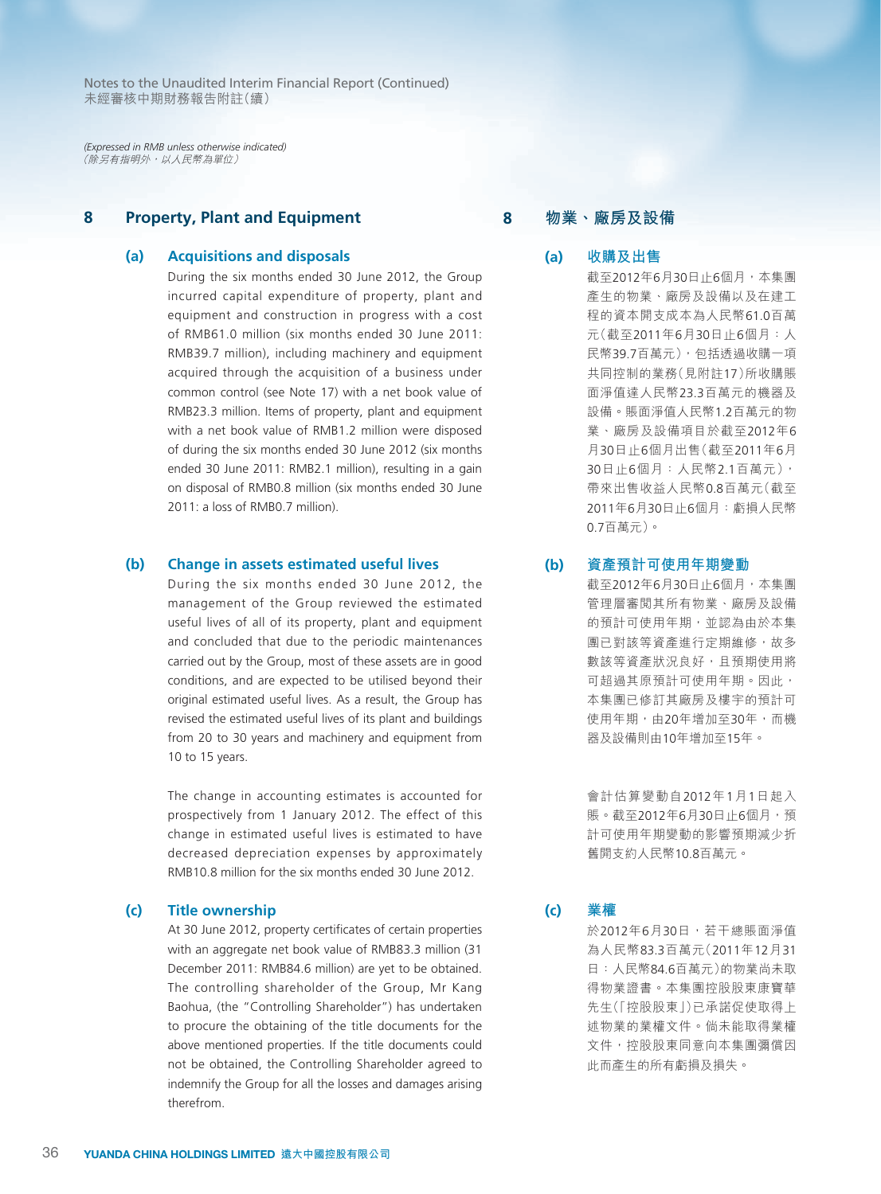*(Expressed in RMB unless otherwise indicated)*
*（除另有指明外，以人民幣為單位）*

## 8 Property, Plant and Equipment

### (a) Acquisitions and disposals

During the six months ended 30 June 2012, the Group incurred capital expenditure of property, plant and equipment and construction in progress with a cost of RMB61.0 million (six months ended 30 June 2011: RMB39.7 million), including machinery and equipment acquired through the acquisition of a business under common control (see Note 17) with a net book value of RMB23.3 million. Items of property, plant and equipment with a net book value of RMB1.2 million were disposed of during the six months ended 30 June 2012 (six months ended 30 June 2011: RMB2.1 million), resulting in a gain on disposal of RMB0.8 million (six months ended 30 June 2011: a loss of RMB0.7 million).

### (b) Change in assets estimated useful lives

During the six months ended 30 June 2012, the management of the Group reviewed the estimated useful lives of all of its property, plant and equipment and concluded that due to the periodic maintenances carried out by the Group, most of these assets are in good conditions, and are expected to be utilised beyond their original estimated useful lives. As a result, the Group has revised the estimated useful lives of its plant and buildings from 20 to 30 years and machinery and equipment from 10 to 15 years.

The change in accounting estimates is accounted for prospectively from 1 January 2012. The effect of this change in estimated useful lives is estimated to have decreased depreciation expenses by approximately RMB10.8 million for the six months ended 30 June 2012.

### (c) Title ownership

At 30 June 2012, property certificates of certain properties with an aggregate net book value of RMB83.3 million (31 December 2011: RMB84.6 million) are yet to be obtained. The controlling shareholder of the Group, Mr Kang Baohua, (the "Controlling Shareholder") has undertaken to procure the obtaining of the title documents for the above mentioned properties. If the title documents could not be obtained, the Controlling Shareholder agreed to indemnify the Group for all the losses and damages arising therefrom.

## 8 物業、廠房及設備

### (a) 收購及出售

截至2012年6月30日止6個月，本集團產生的物業、廠房及設備以及在建工程的資本開支成本為人民幣61.0百萬元（截至2011年6月30日止6個月：人民幣39.7百萬元），包括透過收購一項共同控制的業務（見附註17）所收購賬面淨值達人民幣23.3百萬元的機器及設備。賬面淨值人民幣1.2百萬元的物業、廠房及設備項目於截至2012年6月30日止6個月出售（截至2011年6月30日止6個月：人民幣2.1百萬元），帶來出售收益人民幣0.8百萬元（截至2011年6月30日止6個月：虧損人民幣0.7百萬元）。

### (b) 資產預計可使用年期變動

截至2012年6月30日止6個月，本集團管理層審閱其所有物業、廠房及設備的預計可使用年期，並認為由於本集團已對該等資產進行定期維修，故多數該等資產狀況良好，且預期使用將可超過其原預計可使用年期。因此，本集團已修訂其廠房及樓宇的預計可使用年期，由20年增加至30年，而機器及設備則由10年增加至15年。

會計估算變動自2012年1月1日起入賬。截至2012年6月30日止6個月，預計可使用年期變動的影響預期減少折舊開支約人民幣10.8百萬元。

### (c) 業權

於2012年6月30日，若干總賬面淨值為人民幣83.3百萬元（2011年12月31日：人民幣84.6百萬元）的物業尚未取得物業證書。本集團控股股東康寶華先生（「控股股東」）已承諾促使取得上述物業的業權文件。倘未能取得業權文件，控股股東同意向本集團彌償因此而產生的所有虧損及損失。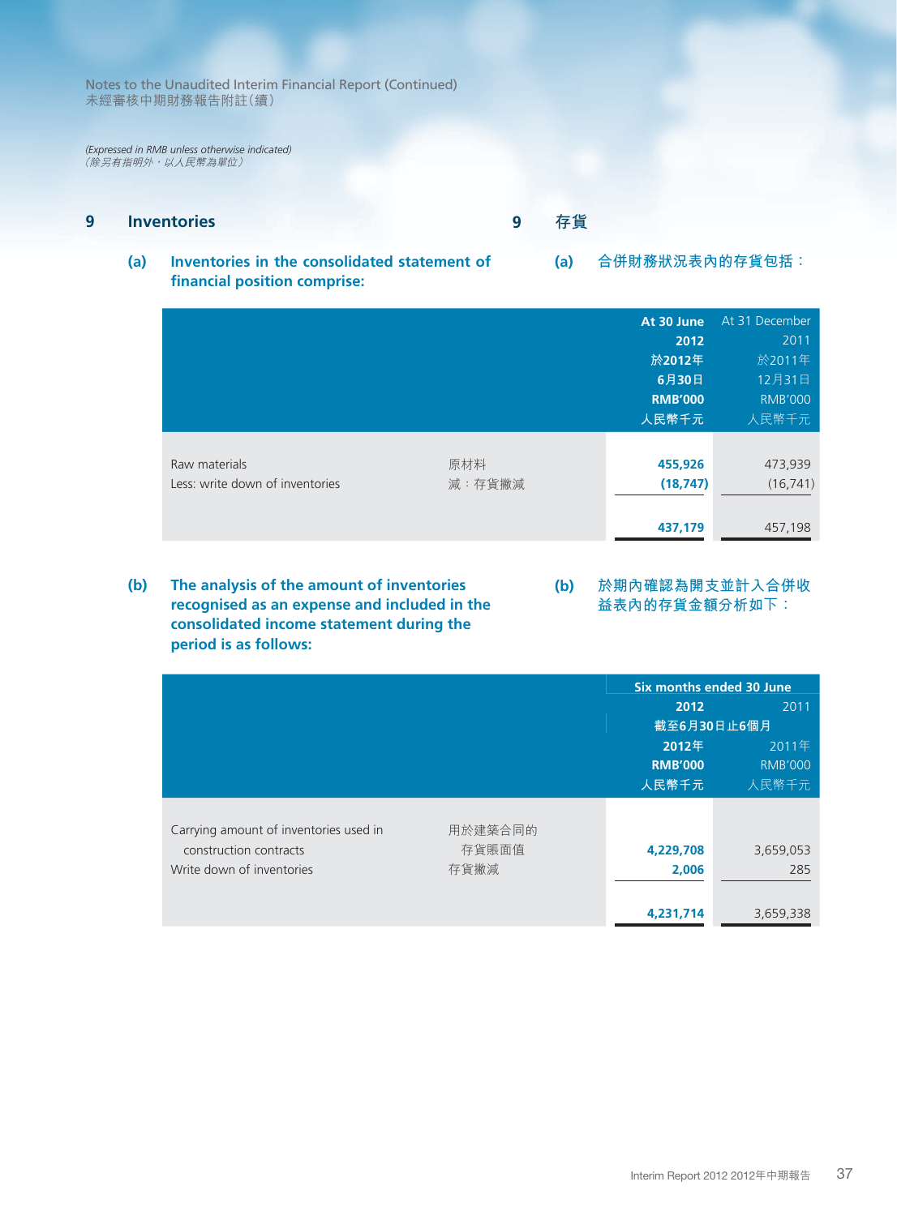*(Expressed in RMB unless otherwise indicated)*
*（除另有指明外，以人民幣為單位）*

## 9 Inventories

## 9 存貨

### (a) Inventories in the consolidated statement of financial position comprise:

### (a) 合併財務狀況表內的存貨包括：

| | | At 30 June 2012 於2012年6月30日 RMB'000 人民幣千元 | At 31 December 2011 於2011年12月31日 RMB'000 人民幣千元 |
|---|---|---|---|
| Raw materials | 原材料 | **455,926** | 473,939 |
| Less: write down of inventories | 減：存貨撇減 | **(18,747)** | (16,741) |
| | | **437,179** | 457,198 |

### (b) The analysis of the amount of inventories recognised as an expense and included in the consolidated income statement during the period is as follows:

### (b) 於期內確認為開支並計入合併收益表內的存貨金額分析如下：

| | | Six months ended 30 June 截至6月30日止6個月 | |
|---|---|---|---|
| | | 2012 2012年 RMB'000 人民幣千元 | 2011 2011年 RMB'000 人民幣千元 |
| Carrying amount of inventories used in construction contracts | 用於建築合同的存貨賬面值 | **4,229,708** | 3,659,053 |
| Write down of inventories | 存貨撇減 | **2,006** | 285 |
| | | **4,231,714** | 3,659,338 |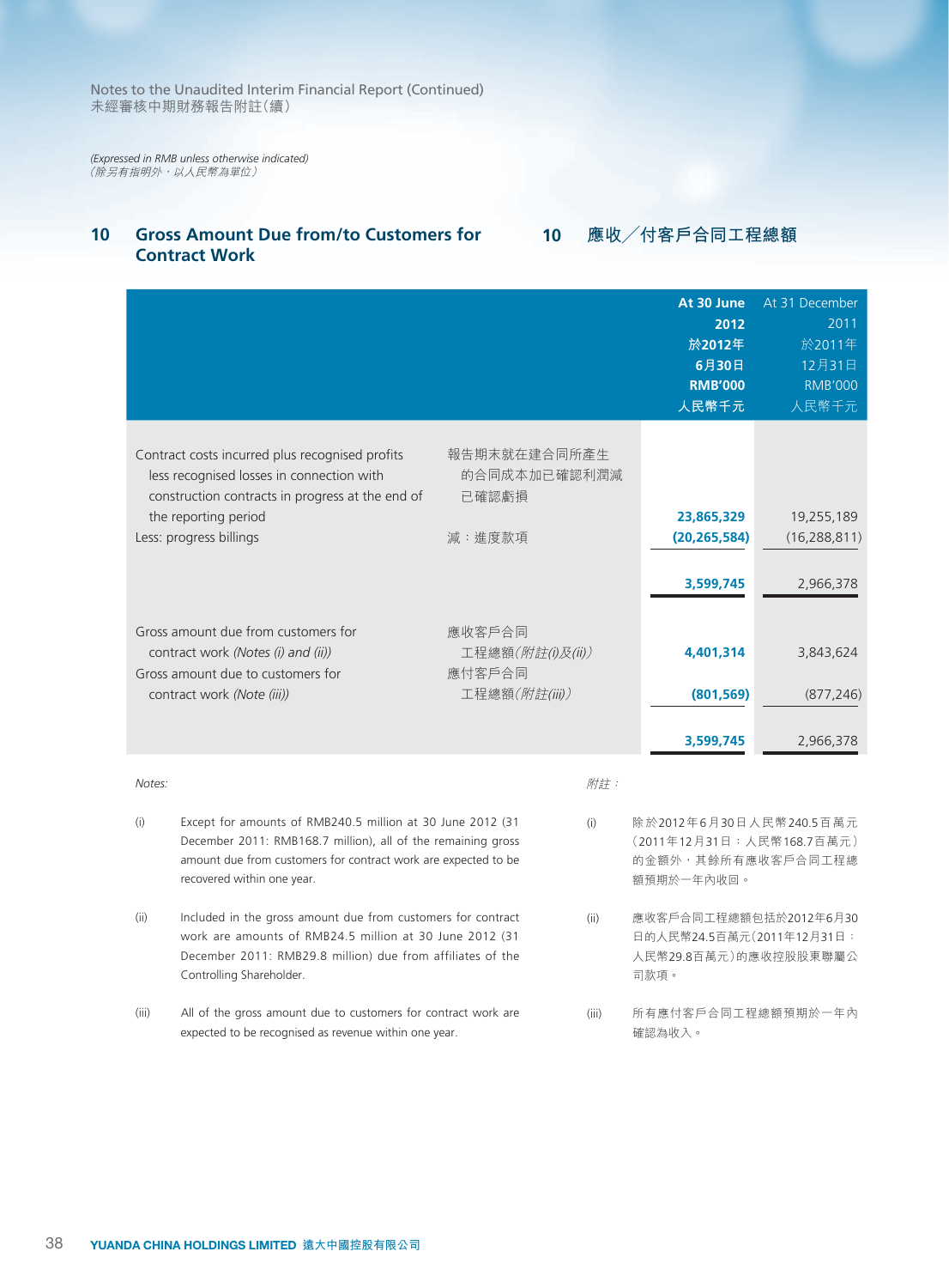(Expressed in RMB unless otherwise indicated)
（除另有指明外，以人民幣為單位）

## 10 Gross Amount Due from/to Customers for Contract Work

## 10 應收╱付客戶合同工程總額

| | | At 30 June 2012 於2012年6月30日 RMB'000 人民幣千元 | At 31 December 2011 於2011年12月31日 RMB'000 人民幣千元 |
|---|---|---|---|
| Contract costs incurred plus recognised profits less recognised losses in connection with construction contracts in progress at the end of the reporting period | 報告期末就在建合同所產生的合同成本加已確認利潤減已確認虧損 | **23,865,329** | 19,255,189 |
| Less: progress billings | 減：進度款項 | **(20,265,584)** | (16,288,811) |
| | | **3,599,745** | 2,966,378 |
| Gross amount due from customers for contract work *(Notes (i) and (ii))* | 應收客戶合同工程總額*(附註(i)及(ii))* | **4,401,314** | 3,843,624 |
| Gross amount due to customers for contract work *(Note (iii))* | 應付客戶合同工程總額*(附註(iii))* | **(801,569)** | (877,246) |
| | | **3,599,745** | 2,966,378 |

*Notes:*

(i) Except for amounts of RMB240.5 million at 30 June 2012 (31 December 2011: RMB168.7 million), all of the remaining gross amount due from customers for contract work are expected to be recovered within one year.

(ii) Included in the gross amount due from customers for contract work are amounts of RMB24.5 million at 30 June 2012 (31 December 2011: RMB29.8 million) due from affiliates of the Controlling Shareholder.

(iii) All of the gross amount due to customers for contract work are expected to be recognised as revenue within one year.

*附註：*

(i) 除於2012年6月30日人民幣240.5百萬元（2011年12月31日：人民幣168.7百萬元）的金額外，其餘所有應收客戶合同工程總額預期於一年內收回。

(ii) 應收客戶合同工程總額包括於2012年6月30日的人民幣24.5百萬元(2011年12月31日：人民幣29.8百萬元)的應收控股股東聯屬公司款項。

(iii) 所有應付客戶合同工程總額預期於一年內確認為收入。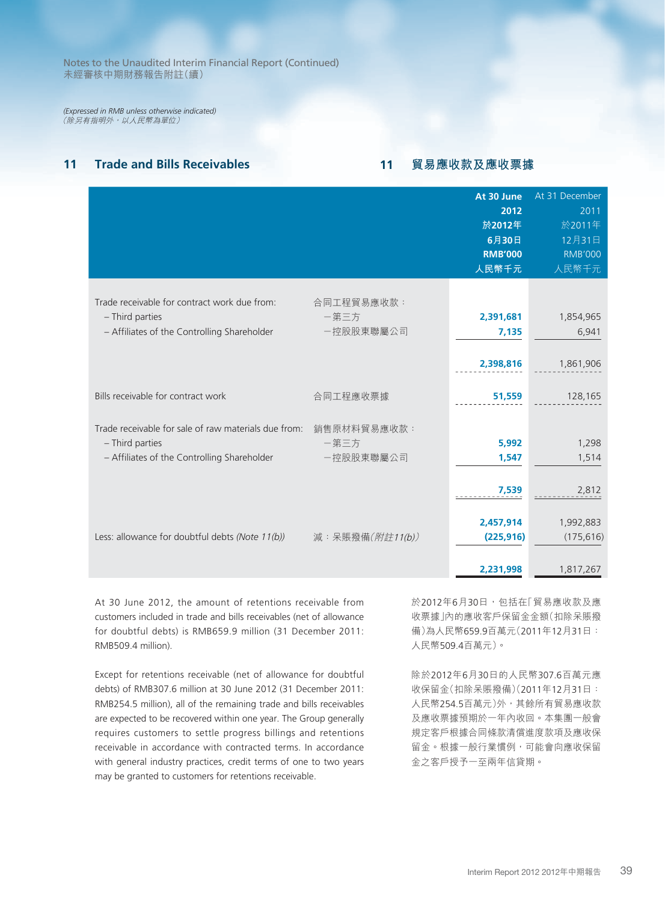*(Expressed in RMB unless otherwise indicated)*
*（除另有指明外，以人民幣為單位）*

## 11 Trade and Bills Receivables

## 11 貿易應收款及應收票據

| | | At 30 June 2012 於2012年6月30日 RMB'000 人民幣千元 | At 31 December 2011 於2011年12月31日 RMB'000 人民幣千元 |
|---|---|---|---|
| Trade receivable for contract work due from: | 合同工程貿易應收款： | | |
| – Third parties | －第三方 | 2,391,681 | 1,854,965 |
| – Affiliates of the Controlling Shareholder | －控股股東聯屬公司 | 7,135 | 6,941 |
| | | 2,398,816 | 1,861,906 |
| Bills receivable for contract work | 合同工程應收票據 | 51,559 | 128,165 |
| Trade receivable for sale of raw materials due from: | 銷售原材料貿易應收款： | | |
| – Third parties | －第三方 | 5,992 | 1,298 |
| – Affiliates of the Controlling Shareholder | －控股股東聯屬公司 | 1,547 | 1,514 |
| | | 7,539 | 2,812 |
| | | 2,457,914 | 1,992,883 |
| Less: allowance for doubtful debts *(Note 11(b))* | 減：呆賬撥備*(附註11(b))* | (225,916) | (175,616) |
| | | 2,231,998 | 1,817,267 |

At 30 June 2012, the amount of retentions receivable from customers included in trade and bills receivables (net of allowance for doubtful debts) is RMB659.9 million (31 December 2011: RMB509.4 million).

Except for retentions receivable (net of allowance for doubtful debts) of RMB307.6 million at 30 June 2012 (31 December 2011: RMB254.5 million), all of the remaining trade and bills receivables are expected to be recovered within one year. The Group generally requires customers to settle progress billings and retentions receivable in accordance with contracted terms. In accordance with general industry practices, credit terms of one to two years may be granted to customers for retentions receivable.

於2012年6月30日，包括在「貿易應收款及應收票據」內的應收客戶保留金金額（扣除呆賬撥備）為人民幣659.9百萬元（2011年12月31日：人民幣509.4百萬元）。

除於2012年6月30日的人民幣307.6百萬元應收保留金（扣除呆賬撥備）（2011年12月31日：人民幣254.5百萬元）外，其餘所有貿易應收款及應收票據預期於一年內收回。本集團一般會規定客戶根據合同條款清償進度款項及應收保留金。根據一般行業慣例，可能會向應收保留金之客戶授予一至兩年信貸期。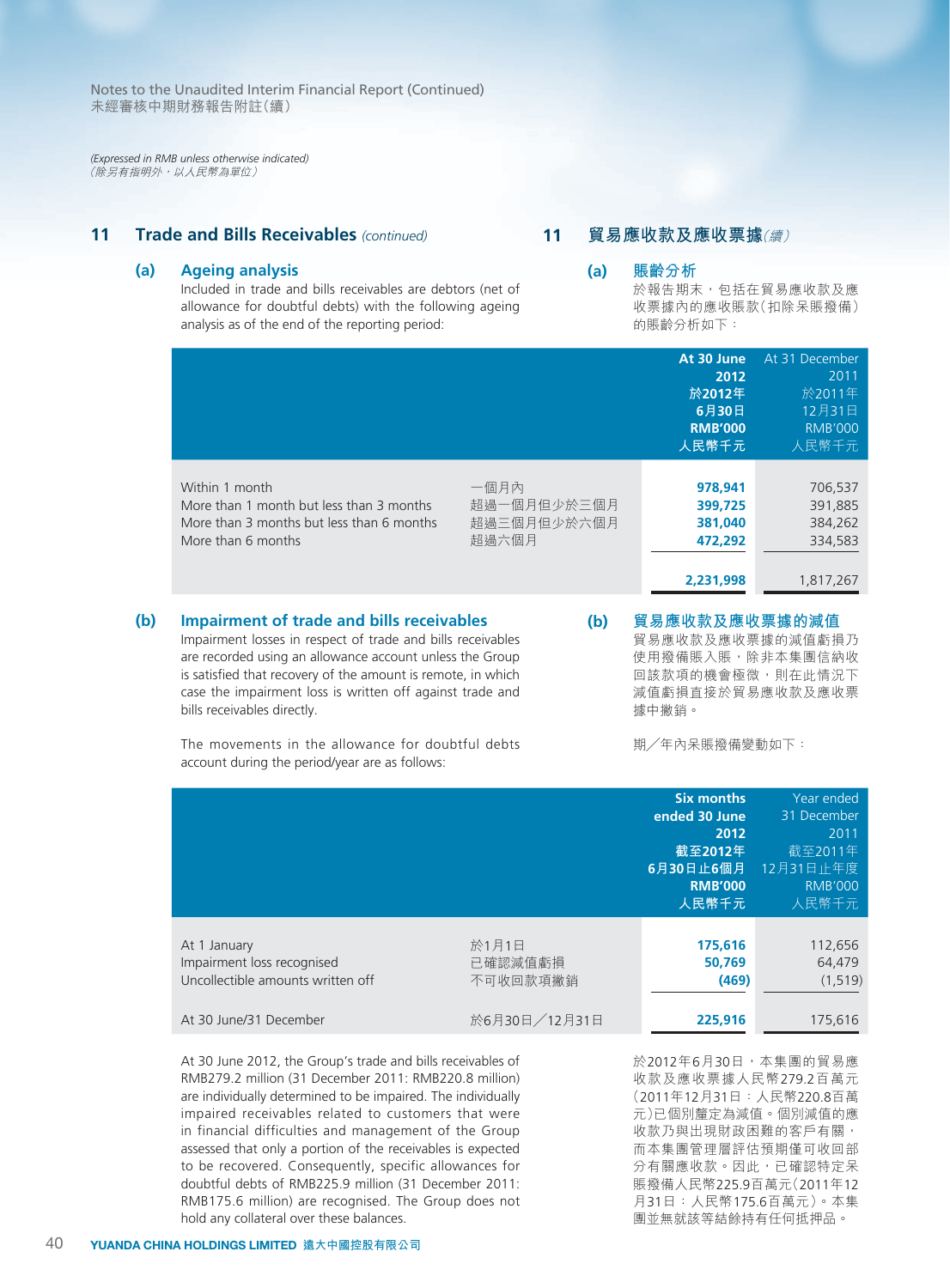(Expressed in RMB unless otherwise indicated)
（除另有指明外，以人民幣為單位）

## 11 Trade and Bills Receivables *(continued)*

## 11 貿易應收款及應收票據*(續)*

### (a) Ageing analysis

Included in trade and bills receivables are debtors (net of allowance for doubtful debts) with the following ageing analysis as of the end of the reporting period:

### (a) 賬齡分析

於報告期末，包括在貿易應收款及應收票據內的應收賬款（扣除呆賬撥備）的賬齡分析如下：

| | | **At 30 June 2012 於2012年6月30日 RMB'000 人民幣千元** | At 31 December 2011 於2011年12月31日 RMB'000 人民幣千元 |
|---|---|---|---|
| Within 1 month | 一個月內 | **978,941** | 706,537 |
| More than 1 month but less than 3 months | 超過一個月但少於三個月 | **399,725** | 391,885 |
| More than 3 months but less than 6 months | 超過三個月但少於六個月 | **381,040** | 384,262 |
| More than 6 months | 超過六個月 | **472,292** | 334,583 |
| | | **2,231,998** | 1,817,267 |

### (b) Impairment of trade and bills receivables

Impairment losses in respect of trade and bills receivables are recorded using an allowance account unless the Group is satisfied that recovery of the amount is remote, in which case the impairment loss is written off against trade and bills receivables directly.

The movements in the allowance for doubtful debts account during the period/year are as follows:

### (b) 貿易應收款及應收票據的減值

貿易應收款及應收票據的減值虧損乃使用撥備賬入賬，除非本集團信納收回該款項的機會極微，則在此情況下減值虧損直接於貿易應收款及應收票據中撇銷。

期／年內呆賬撥備變動如下：

| | | **Six months ended 30 June 2012 截至2012年6月30日止6個月 RMB'000 人民幣千元** | Year ended 31 December 2011 截至2011年12月31日止年度 RMB'000 人民幣千元 |
|---|---|---|---|
| At 1 January | 於1月1日 | **175,616** | 112,656 |
| Impairment loss recognised | 已確認減值虧損 | **50,769** | 64,479 |
| Uncollectible amounts written off | 不可收回款項撇銷 | **(469)** | (1,519) |
| At 30 June/31 December | 於6月30日／12月31日 | **225,916** | 175,616 |

At 30 June 2012, the Group's trade and bills receivables of RMB279.2 million (31 December 2011: RMB220.8 million) are individually determined to be impaired. The individually impaired receivables related to customers that were in financial difficulties and management of the Group assessed that only a portion of the receivables is expected to be recovered. Consequently, specific allowances for doubtful debts of RMB225.9 million (31 December 2011: RMB175.6 million) are recognised. The Group does not hold any collateral over these balances.

於2012年6月30日，本集團的貿易應收款及應收票據人民幣279.2百萬元（2011年12月31日：人民幣220.8百萬元）已個別釐定為減值。個別減值的應收款乃與出現財政困難的客戶有關，而本集團管理層評估預期僅可收回部分有關應收款。因此，已確認特定呆賬撥備人民幣225.9百萬元（2011年12月31日：人民幣175.6百萬元）。本集團並無就該等結餘持有任何抵押品。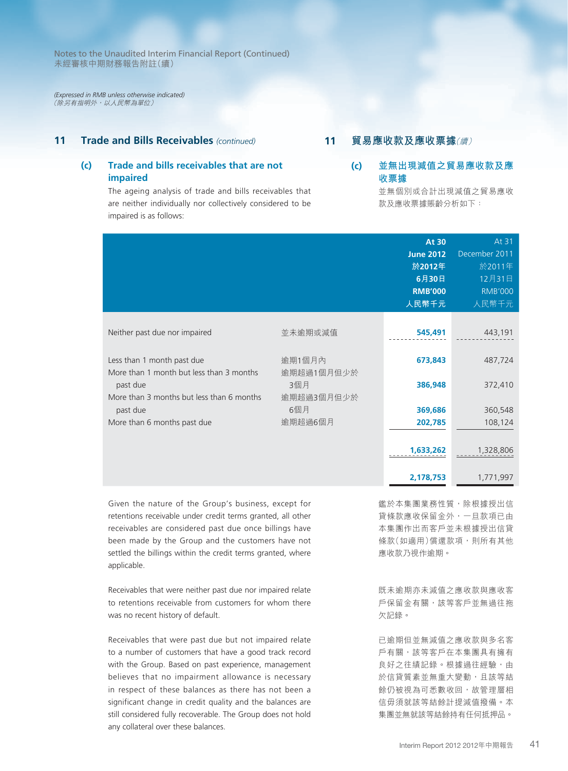*(Expressed in RMB unless otherwise indicated)*
*（除另有指明外，以人民幣為單位）*

## 11 Trade and Bills Receivables *(continued)*

## 11 貿易應收款及應收票據*(續)*

### (c) Trade and bills receivables that are not impaired

The ageing analysis of trade and bills receivables that are neither individually nor collectively considered to be impaired is as follows:

### (c) 並無出現減值之貿易應收款及應收票據

並無個別或合計出現減值之貿易應收款及應收票據賬齡分析如下：

| | | At 30 June 2012 於2012年6月30日 RMB'000 人民幣千元 | At 31 December 2011 於2011年12月31日 RMB'000 人民幣千元 |
|---|---|---|---|
| Neither past due nor impaired | 並未逾期或減值 | **545,491** | 443,191 |
| Less than 1 month past due | 逾期1個月內 | **673,843** | 487,724 |
| More than 1 month but less than 3 months past due | 逾期超過1個月但少於3個月 | **386,948** | 372,410 |
| More than 3 months but less than 6 months past due | 逾期超過3個月但少於6個月 | **369,686** | 360,548 |
| More than 6 months past due | 逾期超過6個月 | **202,785** | 108,124 |
| | | **1,633,262** | 1,328,806 |
| | | **2,178,753** | 1,771,997 |

Given the nature of the Group's business, except for retentions receivable under credit terms granted, all other receivables are considered past due once billings have been made by the Group and the customers have not settled the billings within the credit terms granted, where applicable.

鑑於本集團業務性質，除根據授出信貸條款應收保留金外，一旦款項已由本集團作出而客戶並未根據授出信貸條款（如適用）償還款項，則所有其他應收款乃視作逾期。

Receivables that were neither past due nor impaired relate to retentions receivable from customers for whom there was no recent history of default.

既未逾期亦未減值之應收款與應收客戶保留金有關，該等客戶並無過往拖欠記錄。

Receivables that were past due but not impaired relate to a number of customers that have a good track record with the Group. Based on past experience, management believes that no impairment allowance is necessary in respect of these balances as there has not been a significant change in credit quality and the balances are still considered fully recoverable. The Group does not hold any collateral over these balances.

已逾期但並無減值之應收款與多名客戶有關，該等客戶在本集團具有擁有良好之往績記錄。根據過往經驗，由於信貸質素並無重大變動，且該等結餘仍被視為可悉數收回，故管理層相信毋須就該等結餘計提減值撥備。本集團並無就該等結餘持有任何抵押品。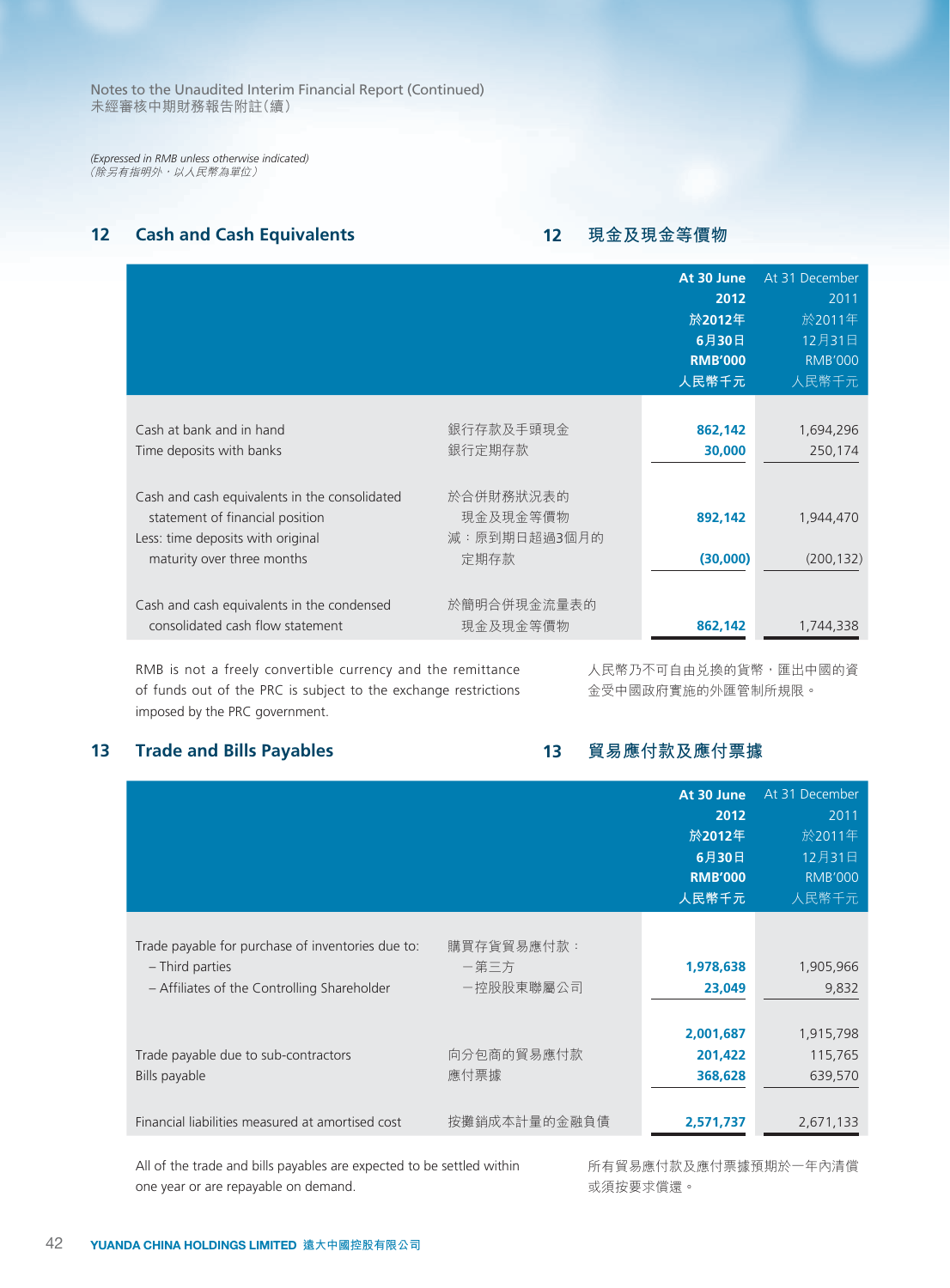Notes to the Unaudited Interim Financial Report (Continued)
未經審核中期財務報告附註（續）

*(Expressed in RMB unless otherwise indicated)*
*（除另有指明外，以人民幣為單位）*

## 12 Cash and Cash Equivalents

## 12 現金及現金等價物

| | | At 30 June 2012 於2012年6月30日 RMB'000 人民幣千元 | At 31 December 2011 於2011年12月31日 RMB'000 人民幣千元 |
|---|---|---|---|
| Cash at bank and in hand | 銀行存款及手頭現金 | 862,142 | 1,694,296 |
| Time deposits with banks | 銀行定期存款 | 30,000 | 250,174 |
| Cash and cash equivalents in the consolidated statement of financial position | 於合併財務狀況表的現金及現金等價物 | 892,142 | 1,944,470 |
| Less: time deposits with original maturity over three months | 減：原到期日超過3個月的定期存款 | (30,000) | (200,132) |
| Cash and cash equivalents in the condensed consolidated cash flow statement | 於簡明合併現金流量表的現金及現金等價物 | 862,142 | 1,744,338 |

RMB is not a freely convertible currency and the remittance of funds out of the PRC is subject to the exchange restrictions imposed by the PRC government.

人民幣乃不可自由兌換的貨幣，匯出中國的資金受中國政府實施的外匯管制所規限。

## 13 Trade and Bills Payables

## 13 貿易應付款及應付票據

| | | At 30 June 2012 於2012年6月30日 RMB'000 人民幣千元 | At 31 December 2011 於2011年12月31日 RMB'000 人民幣千元 |
|---|---|---|---|
| Trade payable for purchase of inventories due to: | 購買存貨貿易應付款： | | |
| – Third parties | －第三方 | 1,978,638 | 1,905,966 |
| – Affiliates of the Controlling Shareholder | －控股股東聯屬公司 | 23,049 | 9,832 |
| | | 2,001,687 | 1,915,798 |
| Trade payable due to sub-contractors | 向分包商的貿易應付款 | 201,422 | 115,765 |
| Bills payable | 應付票據 | 368,628 | 639,570 |
| Financial liabilities measured at amortised cost | 按攤銷成本計量的金融負債 | 2,571,737 | 2,671,133 |

All of the trade and bills payables are expected to be settled within one year or are repayable on demand.

所有貿易應付款及應付票據預期於一年內清償或須按要求償還。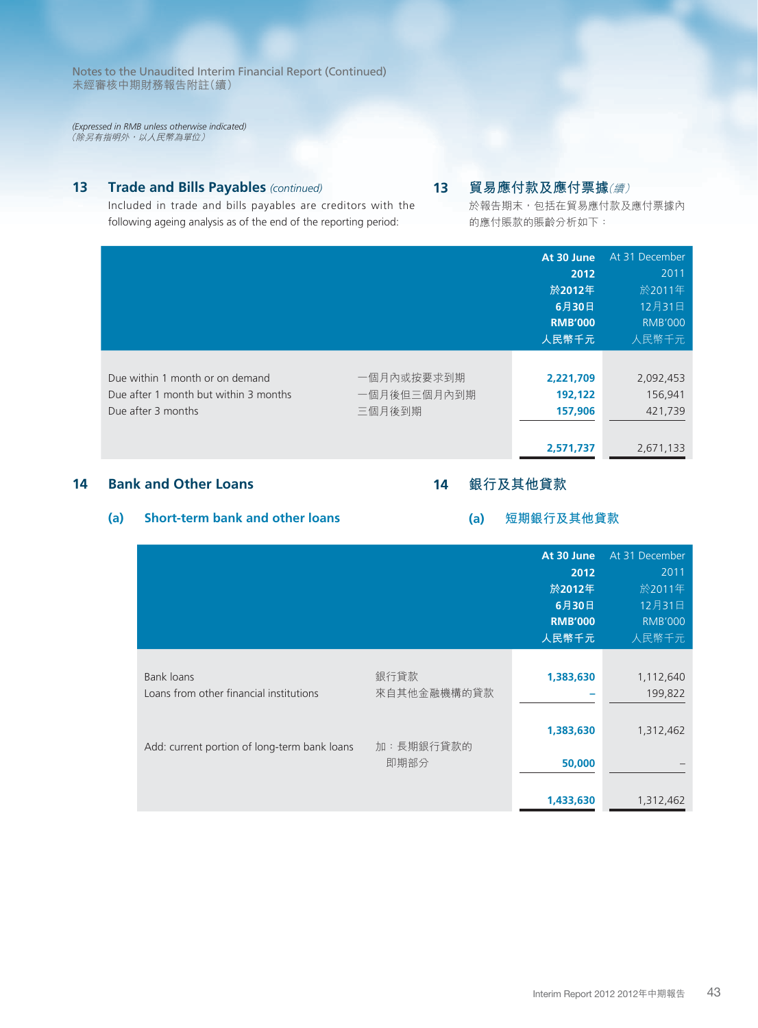*(Expressed in RMB unless otherwise indicated)*
*（除另有指明外，以人民幣為單位）*

## 13 Trade and Bills Payables *(continued)*

## 13 貿易應付款及應付票據 *(續)*

Included in trade and bills payables are creditors with the following ageing analysis as of the end of the reporting period:

於報告期末，包括在貿易應付款及應付票據內的應付賬款的賬齡分析如下：

| | | **At 30 June 2012 於2012年6月30日 RMB'000 人民幣千元** | At 31 December 2011 於2011年12月31日 RMB'000 人民幣千元 |
|---|---|---|---|
| Due within 1 month or on demand | 一個月內或按要求到期 | **2,221,709** | 2,092,453 |
| Due after 1 month but within 3 months | 一個月後但三個月內到期 | **192,122** | 156,941 |
| Due after 3 months | 三個月後到期 | **157,906** | 421,739 |
| | | **2,571,737** | 2,671,133 |

## 14 Bank and Other Loans

## 14 銀行及其他貸款

### (a) Short-term bank and other loans

### (a) 短期銀行及其他貸款

| | | **At 30 June 2012 於2012年6月30日 RMB'000 人民幣千元** | At 31 December 2011 於2011年12月31日 RMB'000 人民幣千元 |
|---|---|---|---|
| Bank loans | 銀行貸款 | **1,383,630** | 1,112,640 |
| Loans from other financial institutions | 來自其他金融機構的貸款 | **–** | 199,822 |
| | | **1,383,630** | 1,312,462 |
| Add: current portion of long-term bank loans | 加：長期銀行貸款的即期部分 | **50,000** | – |
| | | **1,433,630** | 1,312,462 |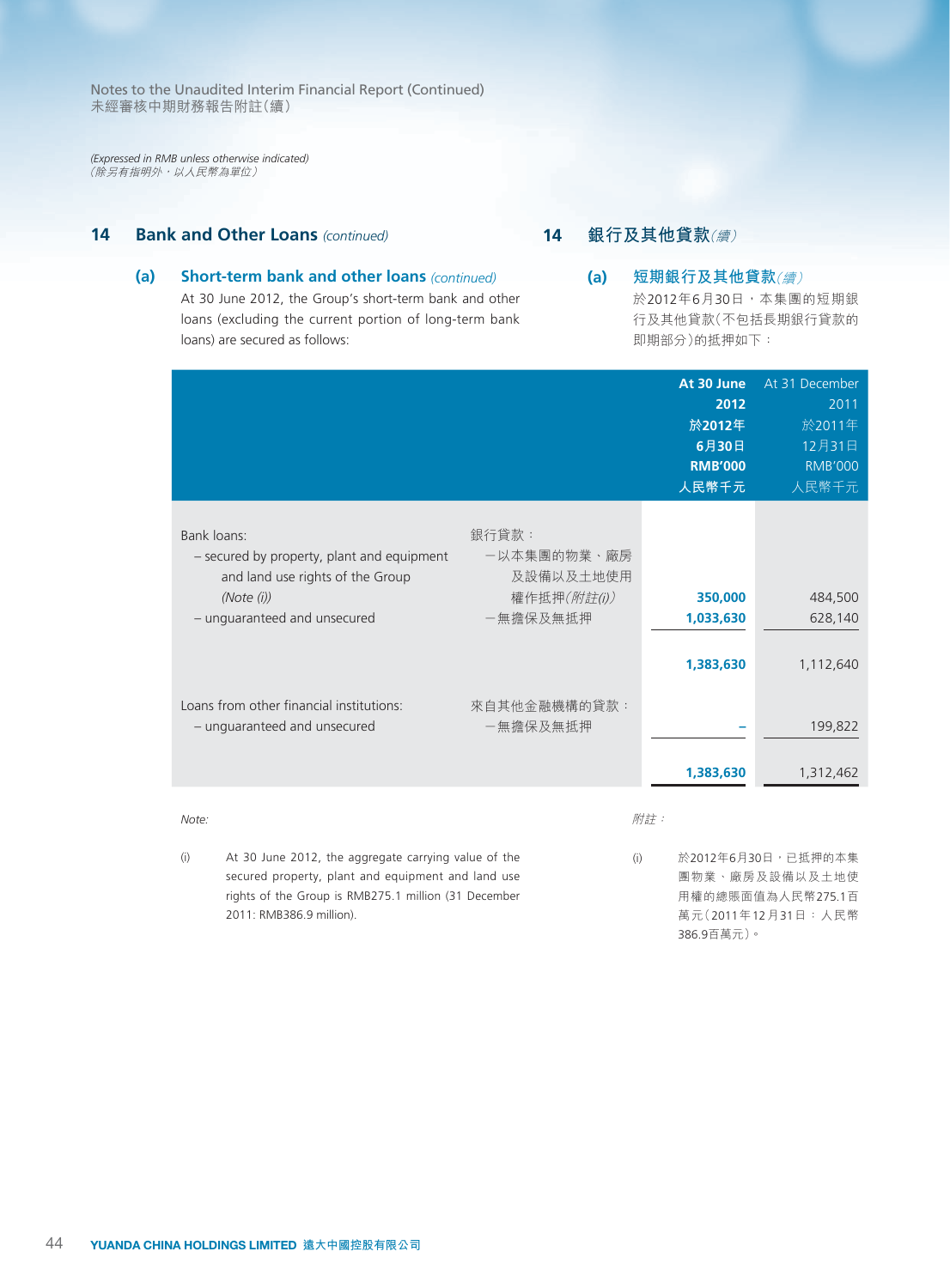(Expressed in RMB unless otherwise indicated)
（除另有指明外，以人民幣為單位）

## 14 Bank and Other Loans *(continued)*

## 14 銀行及其他貸款*(續)*

### (a) Short-term bank and other loans *(continued)*

At 30 June 2012, the Group's short-term bank and other loans (excluding the current portion of long-term bank loans) are secured as follows:

### (a) 短期銀行及其他貸款*(續)*

於2012年6月30日，本集團的短期銀行及其他貸款(不包括長期銀行貸款的即期部分)的抵押如下：

| | | **At 30 June 2012 於2012年6月30日 RMB'000 人民幣千元** | At 31 December 2011 於2011年12月31日 RMB'000 人民幣千元 |
|---|---|---|---|
| Bank loans: | 銀行貸款： | | |
| – secured by property, plant and equipment and land use rights of the Group *(Note (i))* | –以本集團的物業、廠房及設備以及土地使用權作抵押*(附註(i))* | **350,000** | 484,500 |
| – unguaranteed and unsecured | –無擔保及無抵押 | **1,033,630** | 628,140 |
| | | **1,383,630** | 1,112,640 |
| Loans from other financial institutions: | 來自其他金融機構的貸款： | | |
| – unguaranteed and unsecured | –無擔保及無抵押 | **–** | 199,822 |
| | | **1,383,630** | 1,312,462 |

*Note:*

(i) At 30 June 2012, the aggregate carrying value of the secured property, plant and equipment and land use rights of the Group is RMB275.1 million (31 December 2011: RMB386.9 million).

*附註：*

(i) 於2012年6月30日，已抵押的本集團物業、廠房及設備以及土地使用權的總賬面值為人民幣275.1百萬元(2011年12月31日：人民幣386.9百萬元)。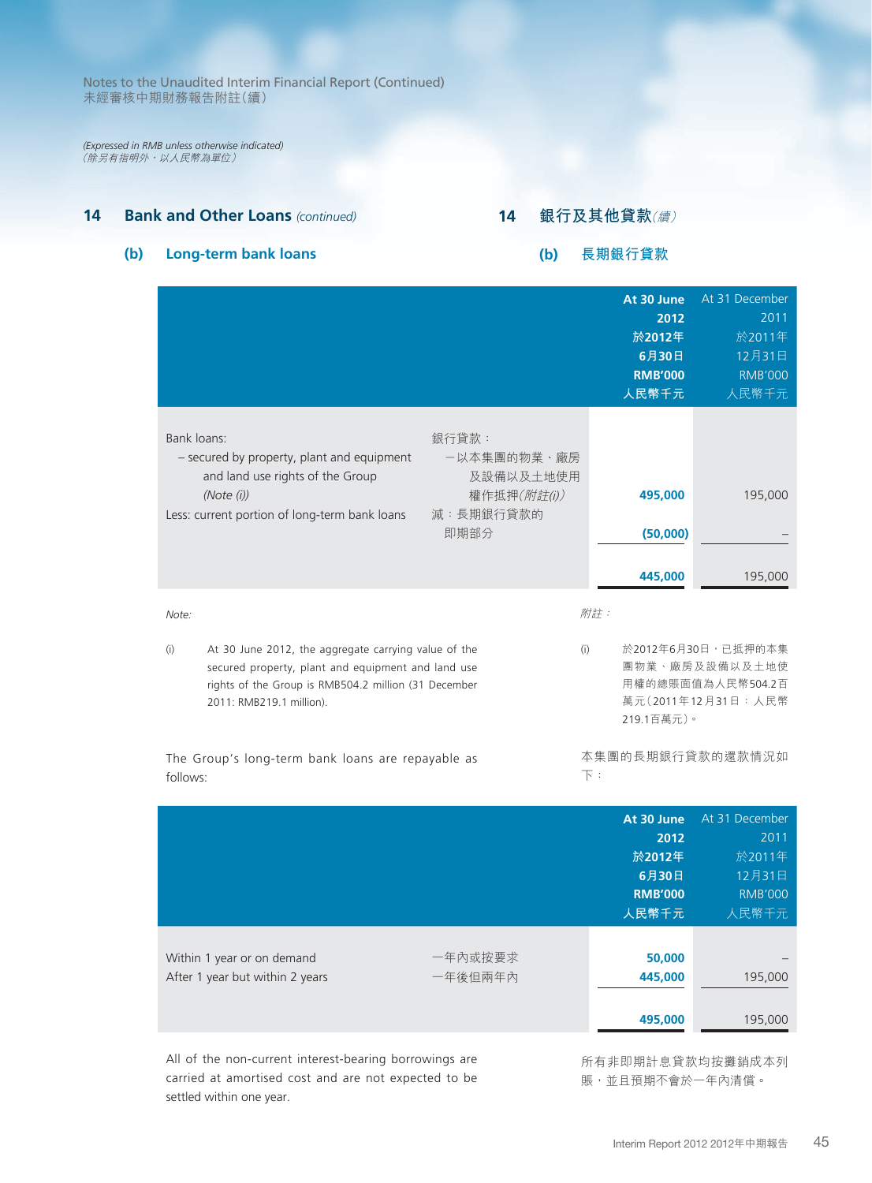Notes to the Unaudited Interim Financial Report (Continued)
未經審核中期財務報告附註(續)

*(Expressed in RMB unless otherwise indicated)*
*(除另有指明外，以人民幣為單位)*

## 14 Bank and Other Loans *(continued)* / 銀行及其他貸款*(續)*

### (b) Long-term bank loans / 長期銀行貸款

| | | At 30 June 2012 於2012年6月30日 RMB'000 人民幣千元 | At 31 December 2011 於2011年12月31日 RMB'000 人民幣千元 |
|---|---|---|---|
| Bank loans: | 銀行貸款： | | |
| – secured by property, plant and equipment and land use rights of the Group *(Note (i))* | –以本集團的物業、廠房及設備以及土地使用權作抵押*(附註(i))* | **495,000** | 195,000 |
| Less: current portion of long-term bank loans | 減：長期銀行貸款的即期部分 | **(50,000)** | – |
| | | **445,000** | 195,000 |

*Note:*

(i) At 30 June 2012, the aggregate carrying value of the secured property, plant and equipment and land use rights of the Group is RMB504.2 million (31 December 2011: RMB219.1 million).

*附註：*

(i) 於2012年6月30日，已抵押的本集團物業、廠房及設備以及土地使用權的總賬面值為人民幣504.2百萬元(2011年12月31日：人民幣219.1百萬元)。

The Group's long-term bank loans are repayable as follows:

本集團的長期銀行貸款的還款情況如下：

| | | At 30 June 2012 於2012年6月30日 RMB'000 人民幣千元 | At 31 December 2011 於2011年12月31日 RMB'000 人民幣千元 |
|---|---|---|---|
| Within 1 year or on demand | 一年內或按要求 | **50,000** | – |
| After 1 year but within 2 years | 一年後但兩年內 | **445,000** | 195,000 |
| | | **495,000** | 195,000 |

All of the non-current interest-bearing borrowings are carried at amortised cost and are not expected to be settled within one year.

所有非即期計息貸款均按攤銷成本列賬，並且預期不會於一年內清償。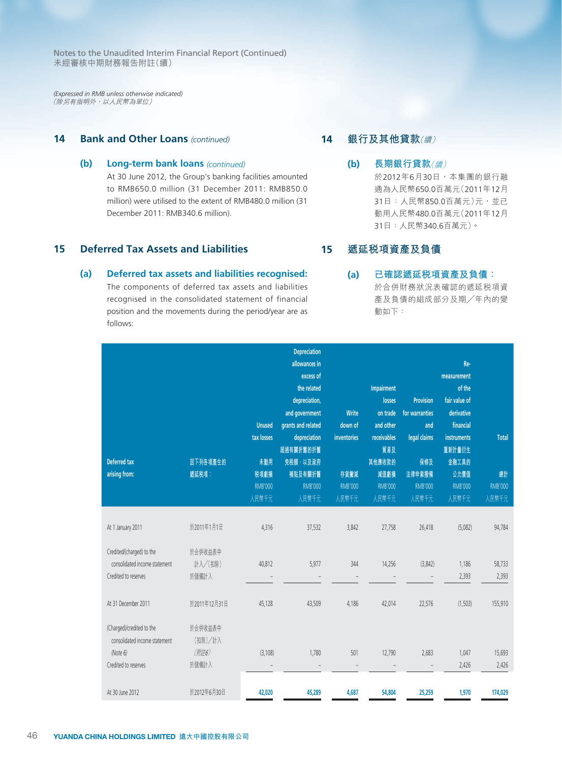*(Expressed in RMB unless otherwise indicated)*
*（除另有指明外，以人民幣為單位）*

## 14 Bank and Other Loans *(continued)*

### (b) Long-term bank loans *(continued)*

At 30 June 2012, the Group's banking facilities amounted to RMB650.0 million (31 December 2011: RMB850.0 million) were utilised to the extent of RMB480.0 million (31 December 2011: RMB340.6 million).

## 14 銀行及其他貸款*(續)*

### (b) 長期銀行貸款*(續)*

於2012年6月30日，本集團的銀行融通為人民幣650.0百萬元(2011年12月31日：人民幣850.0百萬元)，並已動用人民幣480.0百萬元(2011年12月31日：人民幣340.6百萬元)。

## 15 Deferred Tax Assets and Liabilities

### (a) Deferred tax assets and liabilities recognised:

The components of deferred tax assets and liabilities recognised in the consolidated statement of financial position and the movements during the period/year are as follows:

## 15 遞延稅項資產及負債

### (a) 已確認遞延稅項資產及負債：

於合併財務狀況表確認的遞延稅項資產及負債的組成部分及期／年內的變動如下：

| Deferred tax arising from: | 因下列各項產生的遞延稅項： | Unused tax losses 未動用稅項虧損 RMB'000 人民幣千元 | Depreciation allowances in excess of the related depreciation, and government grants and related depreciation 超過有關折舊的折舊免稅額，以及政府補貼及有關折舊 RMB'000 人民幣千元 | Write down of inventories 存貨撇減 RMB'000 人民幣千元 | Impairment losses on trade and other receivables 貿易及其他應收款的減值虧損 RMB'000 人民幣千元 | Provision for warranties and legal claims 保修及法律申索撥備 RMB'000 人民幣千元 | Re-measurement of the fair value of derivative financial instruments 重新計量衍生金融工具的公允價值 RMB'000 人民幣千元 | Total 總計 RMB'000 人民幣千元 |
|---|---|---|---|---|---|---|---|---|
| At 1 January 2011 | 於2011年1月1日 | 4,316 | 37,532 | 3,842 | 27,758 | 26,418 | (5,082) | 94,784 |
| Credited/(charged) to the consolidated income statement | 於合併收益表中計入／(扣除) | 40,812 | 5,977 | 344 | 14,256 | (3,842) | 1,186 | 58,733 |
| Credited to reserves | 於儲備計入 | – | – | – | – | – | 2,393 | 2,393 |
| At 31 December 2011 | 於2011年12月31日 | 45,128 | 43,509 | 4,186 | 42,014 | 22,576 | (1,503) | 155,910 |
| (Charged)/credited to the consolidated income statement (Note 6) | 於合併收益表中(扣除)／計入(附註6) | (3,108) | 1,780 | 501 | 12,790 | 2,683 | 1,047 | 15,693 |
| Credited to reserves | 於儲備計入 | – | – | – | – | – | 2,426 | 2,426 |
| At 30 June 2012 | 於2012年6月30日 | 42,020 | 45,289 | 4,687 | 54,804 | 25,259 | 1,970 | 174,029 |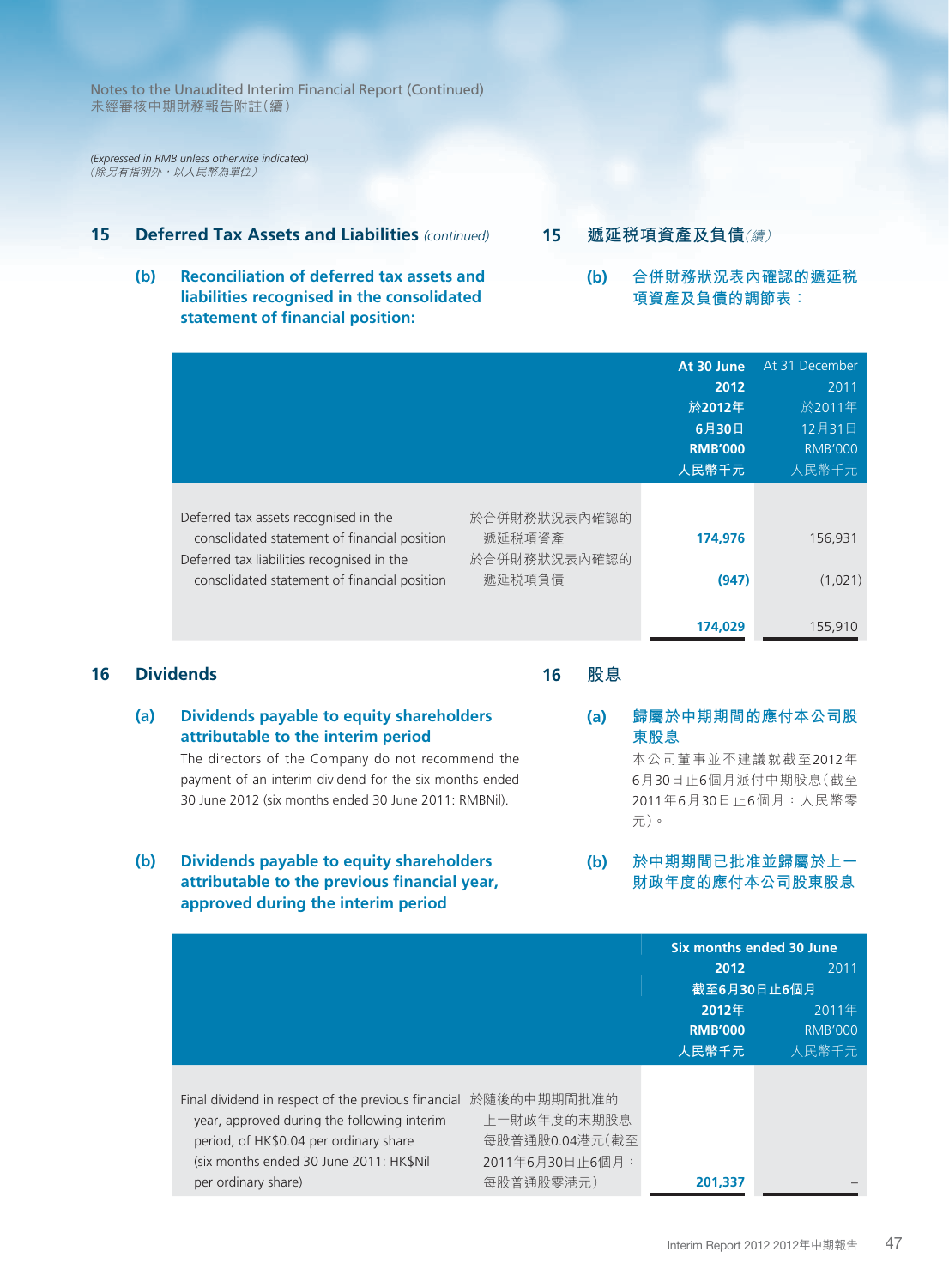*(Expressed in RMB unless otherwise indicated)*
*（除另有指明外，以人民幣為單位）*

## 15 Deferred Tax Assets and Liabilities *(continued)*

## 15 遞延税項資產及負債*（續）*

### (b) Reconciliation of deferred tax assets and liabilities recognised in the consolidated statement of financial position:

### (b) 合併財務狀況表內確認的遞延税項資產及負債的調節表：

| | | **At 30 June 2012 於2012年6月30日 RMB'000 人民幣千元** | At 31 December 2011 於2011年12月31日 RMB'000 人民幣千元 |
|---|---|---|---|
| Deferred tax assets recognised in the consolidated statement of financial position | 於合併財務狀況表內確認的遞延税項資產 | **174,976** | 156,931 |
| Deferred tax liabilities recognised in the consolidated statement of financial position | 於合併財務狀況表內確認的遞延税項負債 | **(947)** | (1,021) |
| | | **174,029** | 155,910 |

## 16 Dividends

## 16 股息

### (a) Dividends payable to equity shareholders attributable to the interim period

The directors of the Company do not recommend the payment of an interim dividend for the six months ended 30 June 2012 (six months ended 30 June 2011: RMBNil).

### (a) 歸屬於中期期間的應付本公司股東股息

本公司董事並不建議就截至2012年6月30日止6個月派付中期股息（截至2011年6月30日止6個月：人民幣零元）。

### (b) Dividends payable to equity shareholders attributable to the previous financial year, approved during the interim period

### (b) 於中期期間已批准並歸屬於上一財政年度的應付本公司股東股息

| | | **Six months ended 30 June 截至6月30日止6個月 2012 2012年 RMB'000 人民幣千元** | 2011 2011年 RMB'000 人民幣千元 |
|---|---|---|---|
| Final dividend in respect of the previous financial year, approved during the following interim period, of HK$0.04 per ordinary share (six months ended 30 June 2011: HK$Nil per ordinary share) | 於隨後的中期期間批准的上一財政年度的末期股息每股普通股0.04港元（截至2011年6月30日止6個月：每股普通股零港元） | **201,337** | – |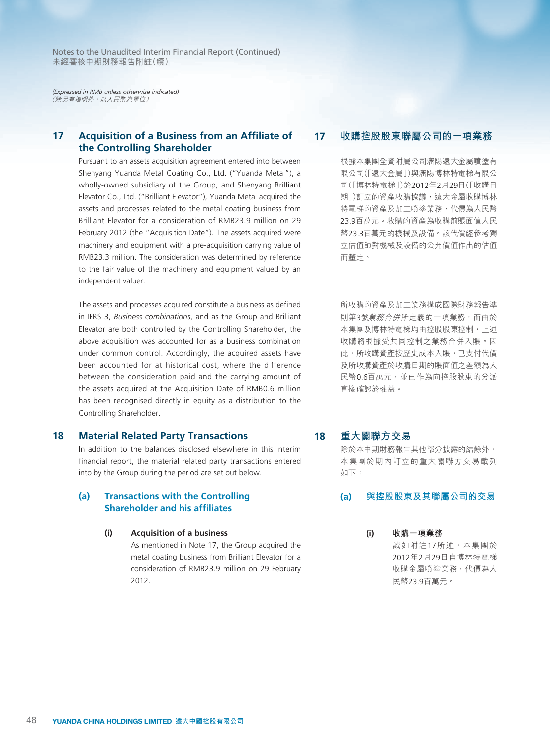*(Expressed in RMB unless otherwise indicated)*
*（除另有指明外，以人民幣為單位）*

## 17 Acquisition of a Business from an Affiliate of the Controlling Shareholder

Pursuant to an assets acquisition agreement entered into between Shenyang Yuanda Metal Coating Co., Ltd. ("Yuanda Metal"), a wholly-owned subsidiary of the Group, and Shenyang Brilliant Elevator Co., Ltd. ("Brilliant Elevator"), Yuanda Metal acquired the assets and processes related to the metal coating business from Brilliant Elevator for a consideration of RMB23.9 million on 29 February 2012 (the "Acquisition Date"). The assets acquired were machinery and equipment with a pre-acquisition carrying value of RMB23.3 million. The consideration was determined by reference to the fair value of the machinery and equipment valued by an independent valuer.

The assets and processes acquired constitute a business as defined in IFRS 3, *Business combinations*, and as the Group and Brilliant Elevator are both controlled by the Controlling Shareholder, the above acquisition was accounted for as a business combination under common control. Accordingly, the acquired assets have been accounted for at historical cost, where the difference between the consideration paid and the carrying amount of the assets acquired at the Acquisition Date of RMB0.6 million has been recognised directly in equity as a distribution to the Controlling Shareholder.

## 18 Material Related Party Transactions

In addition to the balances disclosed elsewhere in this interim financial report, the material related party transactions entered into by the Group during the period are set out below.

### (a) Transactions with the Controlling Shareholder and his affiliates

#### (i) Acquisition of a business

As mentioned in Note 17, the Group acquired the metal coating business from Brilliant Elevator for a consideration of RMB23.9 million on 29 February 2012.

## 17 收購控股股東聯屬公司的一項業務

根據本集團全資附屬公司瀋陽遠大金屬噴塗有限公司(「遠大金屬」)與瀋陽博林特電梯有限公司(「博林特電梯」)於2012年2月29日(「收購日期」)訂立的資產收購協議，遠大金屬收購博林特電梯的資產及加工噴塗業務，代價為人民幣23.9百萬元。收購的資產為收購前賬面值人民幣23.3百萬元的機械及設備。該代價經參考獨立估值師對機械及設備的公允價值作出的估值而釐定。

所收購的資產及加工業務構成國際財務報告準則第3號*業務合併*所定義的一項業務，而由於本集團及博林特電梯均由控股股東控制，上述收購將根據受共同控制之業務合併入賬。因此，所收購資產按歷史成本入賬，已支付代價及所收購資產於收購日期的賬面值之差額為人民幣0.6百萬元，並已作為向控股股東的分派直接確認於權益。

## 18 重大關聯方交易

除於本中期財務報告其他部分披露的結餘外，本集團於期內訂立的重大關聯方交易載列如下：

### (a) 與控股股東及其聯屬公司的交易

#### (i) 收購一項業務

誠如附註17所述，本集團於2012年2月29日自博林特電梯收購金屬噴塗業務，代價為人民幣23.9百萬元。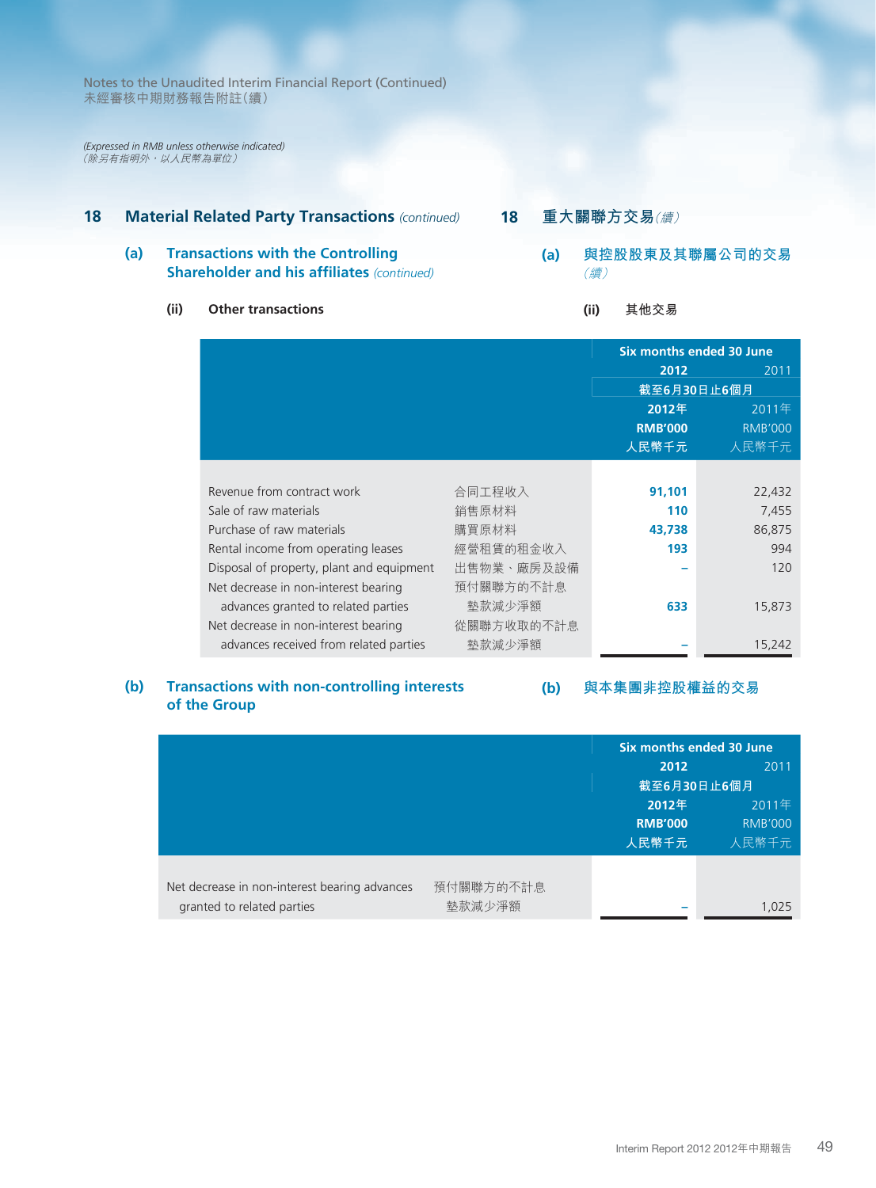## 18 Material Related Party Transactions *(continued)* 18 重大關聯方交易*(續)*

### (a) Transactions with the Controlling Shareholder and his affiliates *(continued)* 與控股股東及其聯屬公司的交易*(續)*

#### (ii) Other transactions 其他交易

| | | Six months ended 30 June 截至6月30日止6個月 | |
|---|---|---|---|
| | | **2012** **2012年** **RMB'000** **人民幣千元** | 2011 2011年 RMB'000 人民幣千元 |
| Revenue from contract work | 合同工程收入 | **91,101** | 22,432 |
| Sale of raw materials | 銷售原材料 | **110** | 7,455 |
| Purchase of raw materials | 購買原材料 | **43,738** | 86,875 |
| Rental income from operating leases | 經營租賃的租金收入 | **193** | 994 |
| Disposal of property, plant and equipment | 出售物業、廠房及設備 | **–** | 120 |
| Net decrease in non-interest bearing advances granted to related parties | 預付關聯方的不計息墊款減少淨額 | **633** | 15,873 |
| Net decrease in non-interest bearing advances received from related parties | 從關聯方收取的不計息墊款減少淨額 | **–** | 15,242 |

### (b) Transactions with non-controlling interests of the Group 與本集團非控股權益的交易

| | | Six months ended 30 June 截至6月30日止6個月 | |
|---|---|---|---|
| | | **2012** **2012年** **RMB'000** **人民幣千元** | 2011 2011年 RMB'000 人民幣千元 |
| Net decrease in non-interest bearing advances granted to related parties | 預付關聯方的不計息墊款減少淨額 | **–** | 1,025 |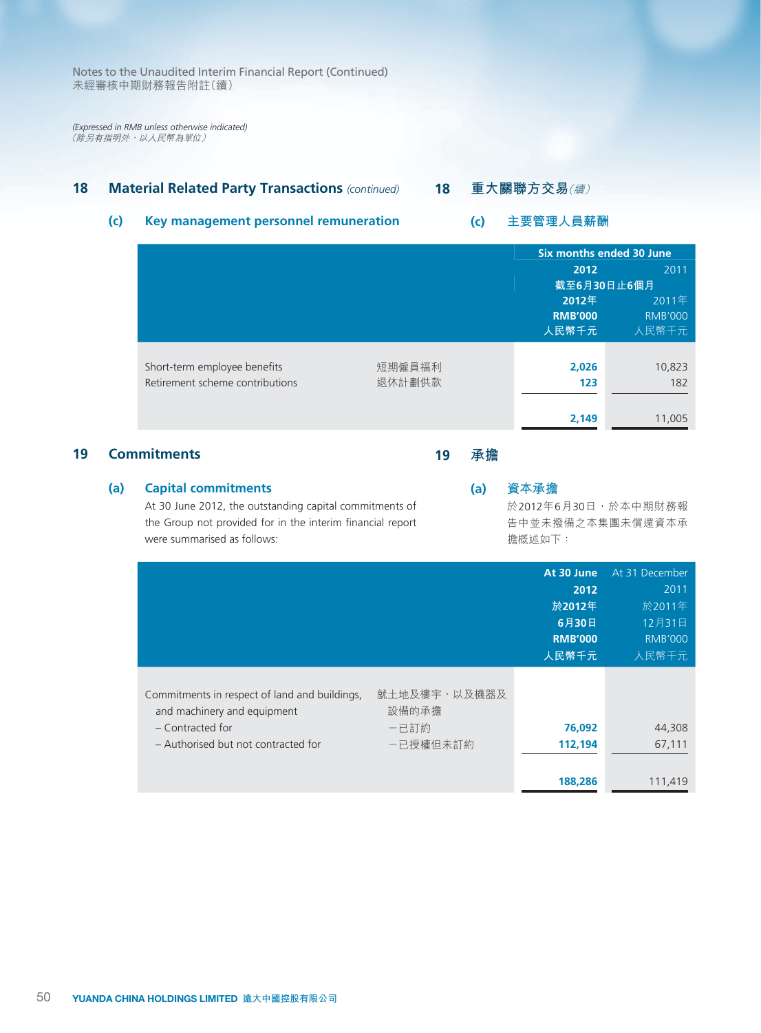*(Expressed in RMB unless otherwise indicated)*
*（除另有指明外，以人民幣為單位）*

## 18 Material Related Party Transactions *(continued)* 18 重大關聯方交易*(續)*

### (c) Key management personnel remuneration (c) 主要管理人員薪酬

| | | Six months ended 30 June 截至6月30日止6個月 | |
|---|---|---|---|
| | | **2012** **2012年** **RMB'000** **人民幣千元** | 2011 2011年 RMB'000 人民幣千元 |
| Short-term employee benefits | 短期僱員福利 | **2,026** | 10,823 |
| Retirement scheme contributions | 退休計劃供款 | **123** | 182 |
| | | **2,149** | 11,005 |

## 19 Commitments 19 承擔

### (a) Capital commitments (a) 資本承擔

At 30 June 2012, the outstanding capital commitments of the Group not provided for in the interim financial report were summarised as follows:

於2012年6月30日，於本中期財務報告中並未撥備之本集團未償還資本承擔概述如下：

| | | **At 30 June 2012 於2012年 6月30日 RMB'000 人民幣千元** | At 31 December 2011 於2011年 12月31日 RMB'000 人民幣千元 |
|---|---|---|---|
| Commitments in respect of land and buildings, and machinery and equipment | 就土地及樓宇，以及機器及設備的承擔 | | |
| – Contracted for | －已訂約 | **76,092** | 44,308 |
| – Authorised but not contracted for | －已授權但未訂約 | **112,194** | 67,111 |
| | | **188,286** | 111,419 |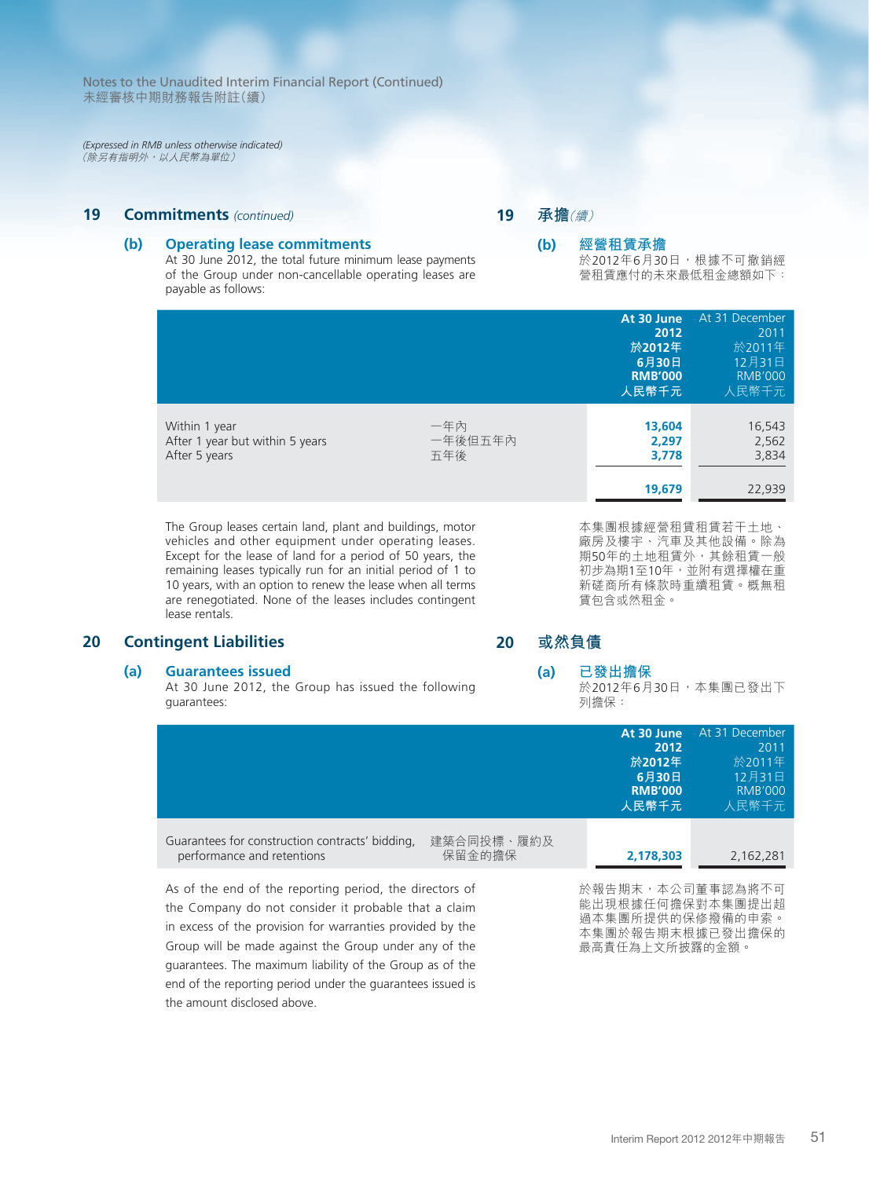## 19 Commitments *(continued)*

## 19 承擔*(續)*

### (b) Operating lease commitments

At 30 June 2012, the total future minimum lease payments of the Group under non-cancellable operating leases are payable as follows:

### (b) 經營租賃承擔

於2012年6月30日，根據不可撤銷經營租賃應付的未來最低租金總額如下：

| | | **At 30 June 2012 於2012年6月30日 RMB'000 人民幣千元** | At 31 December 2011 於2011年12月31日 RMB'000 人民幣千元 |
|---|---|---|---|
| Within 1 year | 一年內 | **13,604** | 16,543 |
| After 1 year but within 5 years | 一年後但五年內 | **2,297** | 2,562 |
| After 5 years | 五年後 | **3,778** | 3,834 |
| | | **19,679** | 22,939 |

The Group leases certain land, plant and buildings, motor vehicles and other equipment under operating leases. Except for the lease of land for a period of 50 years, the remaining leases typically run for an initial period of 1 to 10 years, with an option to renew the lease when all terms are renegotiated. None of the leases includes contingent lease rentals.

本集團根據經營租賃租賃若干土地、廠房及樓宇、汽車及其他設備。除為期50年的土地租賃外，其餘租賃一般初步為期1至10年，並附有選擇權在重新磋商所有條款時重續租賃。概無租賃包含或然租金。

## 20 Contingent Liabilities

## 20 或然負債

### (a) Guarantees issued

At 30 June 2012, the Group has issued the following guarantees:

### (a) 已發出擔保

於2012年6月30日，本集團已發出下列擔保：

| | | **At 30 June 2012 於2012年6月30日 RMB'000 人民幣千元** | At 31 December 2011 於2011年12月31日 RMB'000 人民幣千元 |
|---|---|---|---|
| Guarantees for construction contracts' bidding, performance and retentions | 建築合同投標、履約及保留金的擔保 | **2,178,303** | 2,162,281 |

As of the end of the reporting period, the directors of the Company do not consider it probable that a claim in excess of the provision for warranties provided by the Group will be made against the Group under any of the guarantees. The maximum liability of the Group as of the end of the reporting period under the guarantees issued is the amount disclosed above.

於報告期末，本公司董事認為將不可能出現根據任何擔保對本集團提出超過本集團所提供的保修撥備的申索。本集團於報告期末根據已發出擔保的最高責任為上文所披露的金額。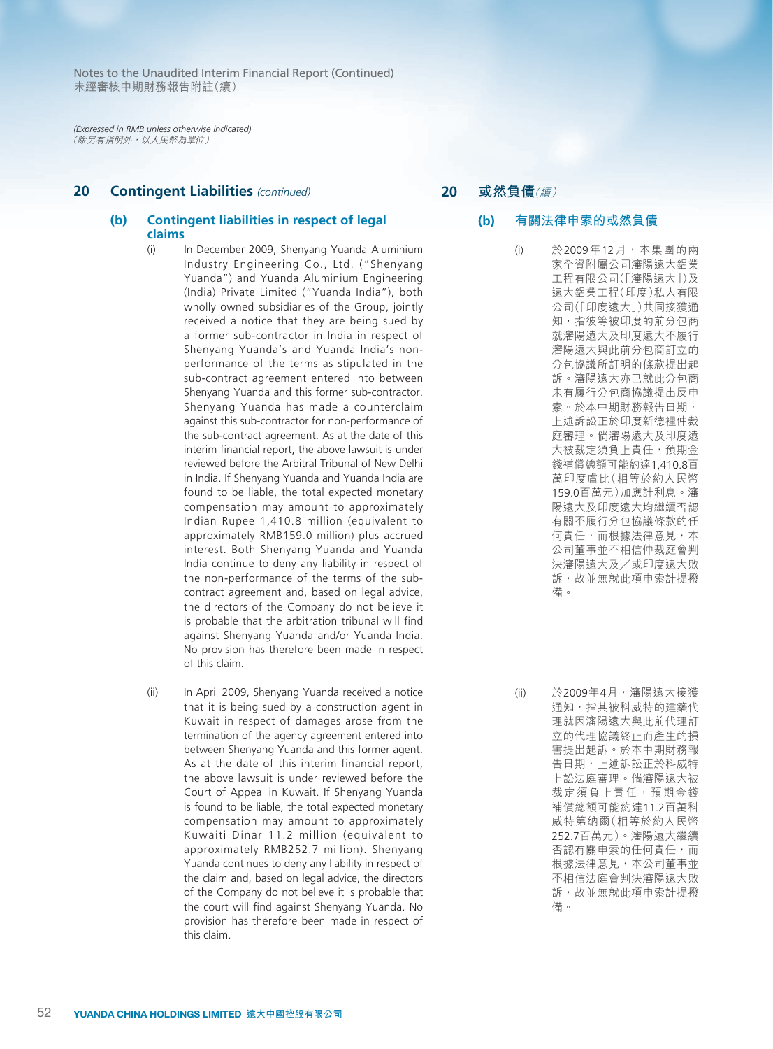*(Expressed in RMB unless otherwise indicated)*
*（除另有指明外，以人民幣為單位）*

## 20 Contingent Liabilities *(continued)*

### (b) Contingent liabilities in respect of legal claims

(i) In December 2009, Shenyang Yuanda Aluminium Industry Engineering Co., Ltd. ("Shenyang Yuanda") and Yuanda Aluminium Engineering (India) Private Limited ("Yuanda India"), both wholly owned subsidiaries of the Group, jointly received a notice that they are being sued by a former sub-contractor in India in respect of Shenyang Yuanda's and Yuanda India's non-performance of the terms as stipulated in the sub-contract agreement entered into between Shenyang Yuanda and this former sub-contractor. Shenyang Yuanda has made a counterclaim against this sub-contractor for non-performance of the sub-contract agreement. As at the date of this interim financial report, the above lawsuit is under reviewed before the Arbitral Tribunal of New Delhi in India. If Shenyang Yuanda and Yuanda India are found to be liable, the total expected monetary compensation may amount to approximately Indian Rupee 1,410.8 million (equivalent to approximately RMB159.0 million) plus accrued interest. Both Shenyang Yuanda and Yuanda India continue to deny any liability in respect of the non-performance of the terms of the sub-contract agreement and, based on legal advice, the directors of the Company do not believe it is probable that the arbitration tribunal will find against Shenyang Yuanda and/or Yuanda India. No provision has therefore been made in respect of this claim.

(ii) In April 2009, Shenyang Yuanda received a notice that it is being sued by a construction agent in Kuwait in respect of damages arose from the termination of the agency agreement entered into between Shenyang Yuanda and this former agent. As at the date of this interim financial report, the above lawsuit is under reviewed before the Court of Appeal in Kuwait. If Shenyang Yuanda is found to be liable, the total expected monetary compensation may amount to approximately Kuwaiti Dinar 11.2 million (equivalent to approximately RMB252.7 million). Shenyang Yuanda continues to deny any liability in respect of the claim and, based on legal advice, the directors of the Company do not believe it is probable that the court will find against Shenyang Yuanda. No provision has therefore been made in respect of this claim.

## 20 或然負債*（續）*

### (b) 有關法律申索的或然負債

(i) 於2009年12月，本集團的兩家全資附屬公司瀋陽遠大鋁業工程有限公司（「瀋陽遠大」）及遠大鋁業工程（印度）私人有限公司（「印度遠大」）共同接獲通知，指彼等被印度的前分包商就瀋陽遠大及印度遠大不履行瀋陽遠大與此前分包商訂立的分包協議所訂明的條款提出起訴。瀋陽遠大亦已就此分包商未有履行分包商協議提出反申索。於本中期財務報告日期，上述訴訟正於印度新德裡仲裁庭審理。倘瀋陽遠大及印度遠大被裁定須負上責任，預期金錢補償總額可能約達1,410.8百萬印度盧比（相等於約人民幣159.0百萬元）加應計利息。瀋陽遠大及印度遠大均繼續否認有關不履行分包協議條款的任何責任，而根據法律意見，本公司董事並不相信仲裁庭會判決瀋陽遠大及／或印度遠大敗訴，故並無就此項申索計提撥備。

(ii) 於2009年4月，瀋陽遠大接獲通知，指其被科威特的建築代理就因瀋陽遠大與此前代理訂立的代理協議終止而產生的損害提出起訴。於本中期財務報告日期，上述訴訟正於科威特上訴法庭審理。倘瀋陽遠大被裁定須負上責任，預期金錢補償總額可能約達11.2百萬科威特第納爾（相等於約人民幣252.7百萬元）。瀋陽遠大繼續否認有關申索的任何責任，而根據法律意見，本公司董事並不相信法庭會判決瀋陽遠大敗訴，故並無就此項申索計提撥備。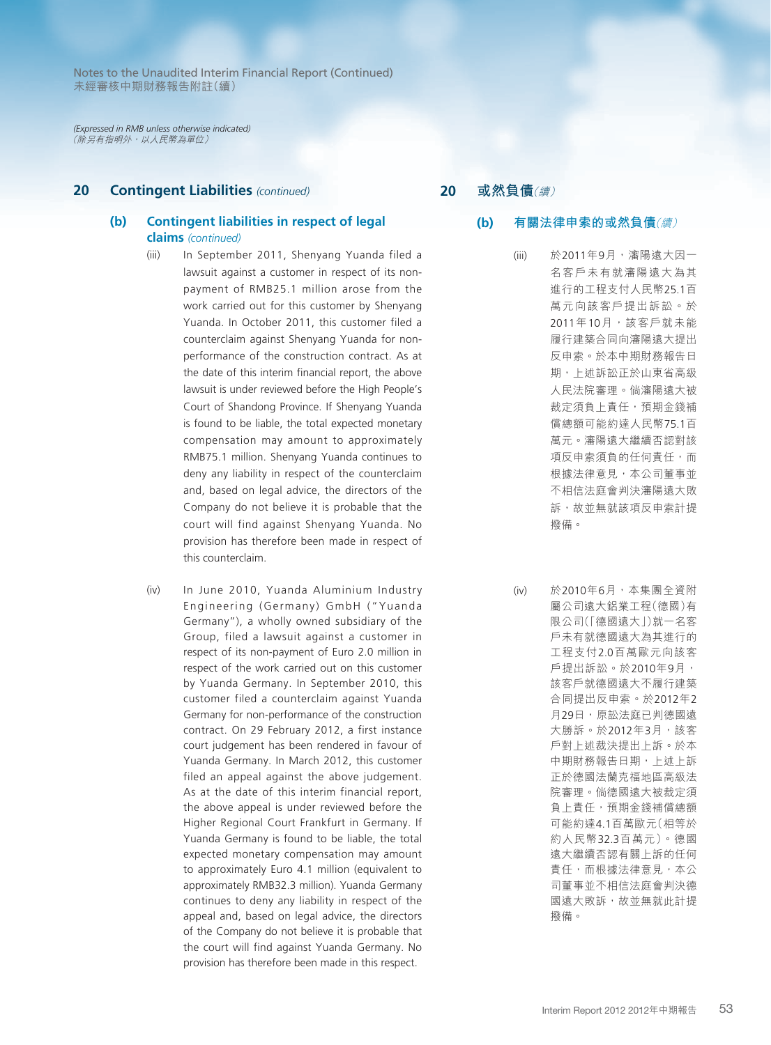*(Expressed in RMB unless otherwise indicated)*
*（除另有指明外，以人民幣為單位）*

## 20 Contingent Liabilities *(continued)*

### (b) Contingent liabilities in respect of legal claims *(continued)*

(iii) In September 2011, Shenyang Yuanda filed a lawsuit against a customer in respect of its non-payment of RMB25.1 million arose from the work carried out for this customer by Shenyang Yuanda. In October 2011, this customer filed a counterclaim against Shenyang Yuanda for non-performance of the construction contract. As at the date of this interim financial report, the above lawsuit is under reviewed before the High People's Court of Shandong Province. If Shenyang Yuanda is found to be liable, the total expected monetary compensation may amount to approximately RMB75.1 million. Shenyang Yuanda continues to deny any liability in respect of the counterclaim and, based on legal advice, the directors of the Company do not believe it is probable that the court will find against Shenyang Yuanda. No provision has therefore been made in respect of this counterclaim.

(iv) In June 2010, Yuanda Aluminium Industry Engineering (Germany) GmbH ("Yuanda Germany"), a wholly owned subsidiary of the Group, filed a lawsuit against a customer in respect of its non-payment of Euro 2.0 million in respect of the work carried out on this customer by Yuanda Germany. In September 2010, this customer filed a counterclaim against Yuanda Germany for non-performance of the construction contract. On 29 February 2012, a first instance court judgement has been rendered in favour of Yuanda Germany. In March 2012, this customer filed an appeal against the above judgement. As at the date of this interim financial report, the above appeal is under reviewed before the Higher Regional Court Frankfurt in Germany. If Yuanda Germany is found to be liable, the total expected monetary compensation may amount to approximately Euro 4.1 million (equivalent to approximately RMB32.3 million). Yuanda Germany continues to deny any liability in respect of the appeal and, based on legal advice, the directors of the Company do not believe it is probable that the court will find against Yuanda Germany. No provision has therefore been made in this respect.

## 20 或然負債*（續）*

### (b) 有關法律申索的或然負債*（續）*

(iii) 於2011年9月，瀋陽遠大因一名客戶未有就瀋陽遠大為其進行的工程支付人民幣25.1百萬元向該客戶提出訴訟。於2011年10月，該客戶就未能履行建築合同向瀋陽遠大提出反申索。於本中期財務報告日期，上述訴訟正於山東省高級人民法院審理。倘瀋陽遠大被裁定須負上責任，預期金錢補償總額可能約達人民幣75.1百萬元。瀋陽遠大繼續否認對該項反申索須負的任何責任，而根據法律意見，本公司董事並不相信法庭會判決瀋陽遠大敗訴，故並無就該項反申索計提撥備。

(iv) 於2010年6月，本集團全資附屬公司遠大鋁業工程（德國）有限公司（「德國遠大」）就一名客戶未有就德國遠大為其進行的工程支付2.0百萬歐元向該客戶提出訴訟。於2010年9月，該客戶就德國遠大不履行建築合同提出反申索。於2012年2月29日，原訟法庭已判德國遠大勝訴。於2012年3月，該客戶對上述裁決提出上訴。於本中期財務報告日期，上述上訴正於德國法蘭克福地區高級法院審理。倘德國遠大被裁定須負上責任，預期金錢補償總額可能約達4.1百萬歐元（相等於約人民幣32.3百萬元）。德國遠大繼續否認有關上訴的任何責任，而根據法律意見，本公司董事並不相信法庭會判決德國遠大敗訴，故並無就此計提撥備。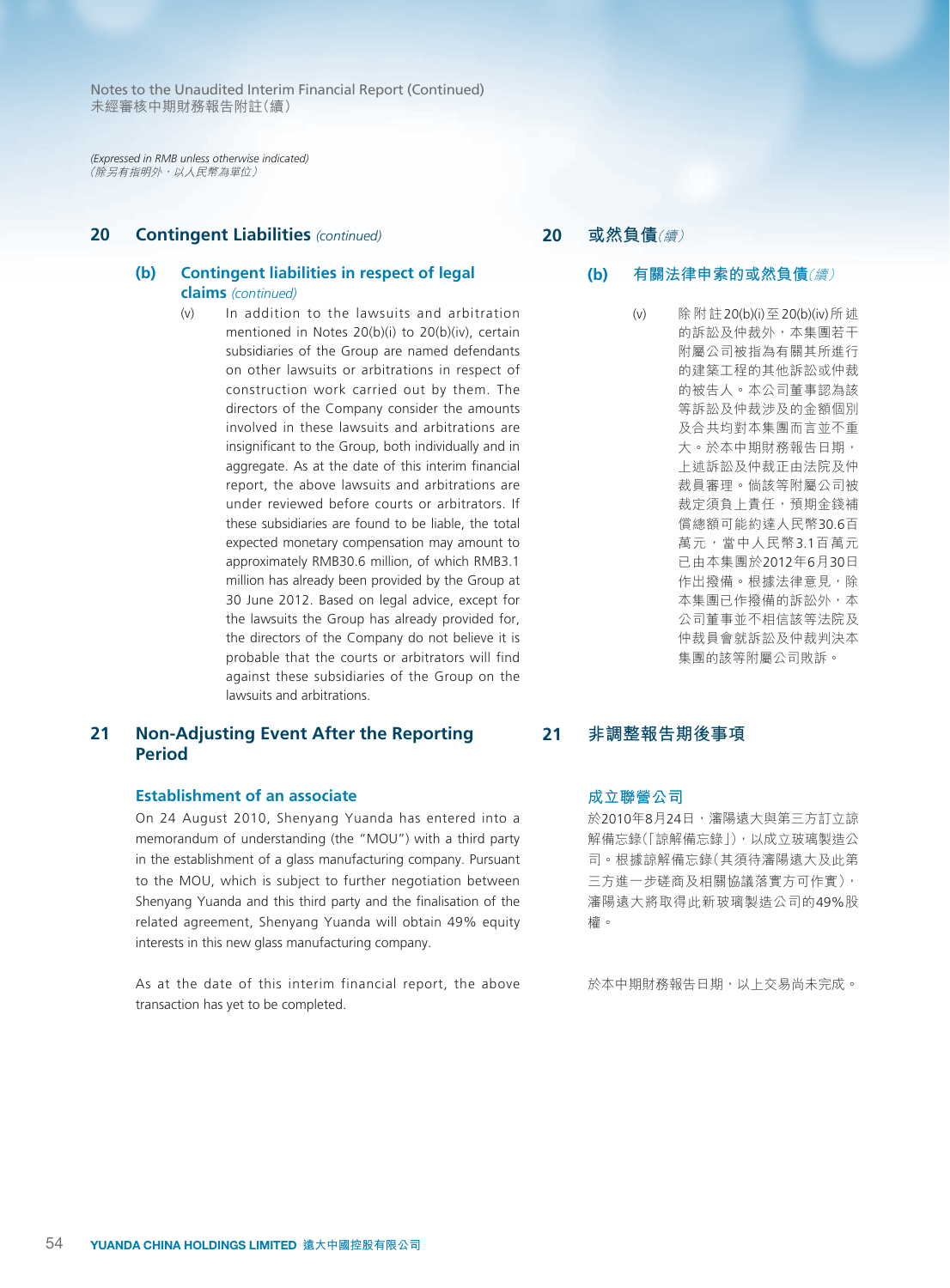*(Expressed in RMB unless otherwise indicated)*
*（除另有指明外，以人民幣為單位）*

## 20 Contingent Liabilities *(continued)*

### (b) Contingent liabilities in respect of legal claims *(continued)*

(v) In addition to the lawsuits and arbitration mentioned in Notes 20(b)(i) to 20(b)(iv), certain subsidiaries of the Group are named defendants on other lawsuits or arbitrations in respect of construction work carried out by them. The directors of the Company consider the amounts involved in these lawsuits and arbitrations are insignificant to the Group, both individually and in aggregate. As at the date of this interim financial report, the above lawsuits and arbitrations are under reviewed before courts or arbitrators. If these subsidiaries are found to be liable, the total expected monetary compensation may amount to approximately RMB30.6 million, of which RMB3.1 million has already been provided by the Group at 30 June 2012. Based on legal advice, except for the lawsuits the Group has already provided for, the directors of the Company do not believe it is probable that the courts or arbitrators will find against these subsidiaries of the Group on the lawsuits and arbitrations.

## 21 Non-Adjusting Event After the Reporting Period

### Establishment of an associate

On 24 August 2010, Shenyang Yuanda has entered into a memorandum of understanding (the "MOU") with a third party in the establishment of a glass manufacturing company. Pursuant to the MOU, which is subject to further negotiation between Shenyang Yuanda and this third party and the finalisation of the related agreement, Shenyang Yuanda will obtain 49% equity interests in this new glass manufacturing company.

As at the date of this interim financial report, the above transaction has yet to be completed.

## 20 或然負債*（續）*

### (b) 有關法律申索的或然負債*（續）*

(v) 除附註20(b)(i)至20(b)(iv)所述的訴訟及仲裁外，本集團若干附屬公司被指為有關其所進行的建築工程的其他訴訟或仲裁的被告人。本公司董事認為該等訴訟及仲裁涉及的金額個別及合共均對本集團而言並不重大。於本中期財務報告日期，上述訴訟及仲裁正由法院及仲裁員審理。倘該等附屬公司被裁定須負上責任，預期金錢補償總額可能約達人民幣30.6百萬元，當中人民幣3.1百萬元已由本集團於2012年6月30日作出撥備。根據法律意見，除本集團已作撥備的訴訟外，本公司董事並不相信該等法院及仲裁員會就訴訟及仲裁判決本集團的該等附屬公司敗訴。

## 21 非調整報告期後事項

### 成立聯營公司

於2010年8月24日，瀋陽遠大與第三方訂立諒解備忘錄（「諒解備忘錄」），以成立玻璃製造公司。根據諒解備忘錄（其須待瀋陽遠大及此第三方進一步磋商及相關協議落實方可作實），瀋陽遠大將取得此新玻璃製造公司的49%股權。

於本中期財務報告日期，以上交易尚未完成。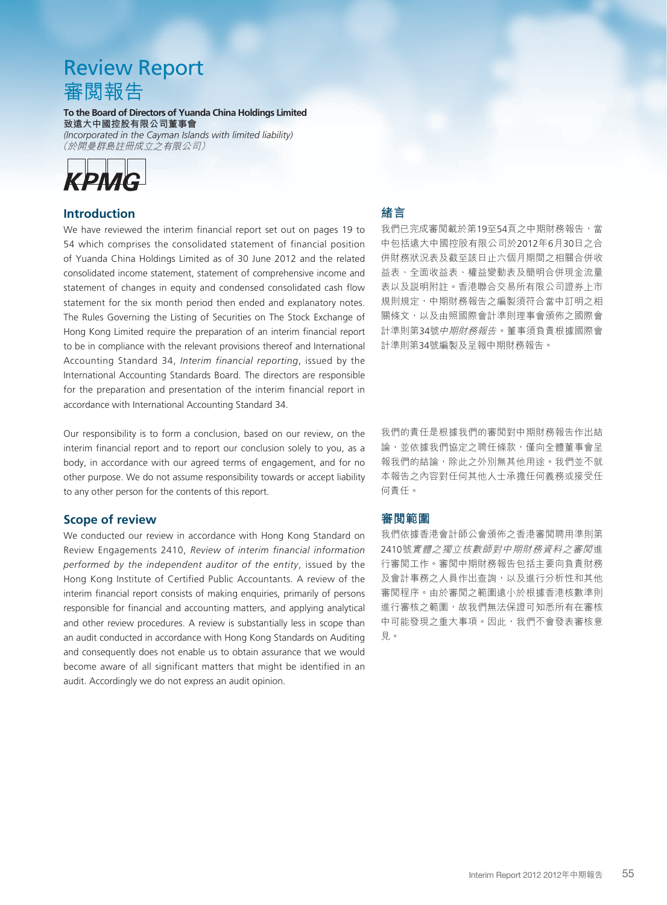# Review Report
# 審閱報告

**To the Board of Directors of Yuanda China Holdings Limited**
**致遠大中國控股有限公司董事會**
*(Incorporated in the Cayman Islands with limited liability)*
*（於開曼群島註冊成立之有限公司）*

KPMG

## Introduction

We have reviewed the interim financial report set out on pages 19 to 54 which comprises the consolidated statement of financial position of Yuanda China Holdings Limited as of 30 June 2012 and the related consolidated income statement, statement of comprehensive income and statement of changes in equity and condensed consolidated cash flow statement for the six month period then ended and explanatory notes. The Rules Governing the Listing of Securities on The Stock Exchange of Hong Kong Limited require the preparation of an interim financial report to be in compliance with the relevant provisions thereof and International Accounting Standard 34, *Interim financial reporting*, issued by the International Accounting Standards Board. The directors are responsible for the preparation and presentation of the interim financial report in accordance with International Accounting Standard 34.

Our responsibility is to form a conclusion, based on our review, on the interim financial report and to report our conclusion solely to you, as a body, in accordance with our agreed terms of engagement, and for no other purpose. We do not assume responsibility towards or accept liability to any other person for the contents of this report.

## Scope of review

We conducted our review in accordance with Hong Kong Standard on Review Engagements 2410, *Review of interim financial information performed by the independent auditor of the entity*, issued by the Hong Kong Institute of Certified Public Accountants. A review of the interim financial report consists of making enquiries, primarily of persons responsible for financial and accounting matters, and applying analytical and other review procedures. A review is substantially less in scope than an audit conducted in accordance with Hong Kong Standards on Auditing and consequently does not enable us to obtain assurance that we would become aware of all significant matters that might be identified in an audit. Accordingly we do not express an audit opinion.

## 緒言

我們已完成審閱載於第19至54頁之中期財務報告，當中包括遠大中國控股有限公司於2012年6月30日之合併財務狀況表及截至該日止六個月期間之相關合併收益表、全面收益表、權益變動表及簡明合併現金流量表以及說明附註。香港聯合交易所有限公司證券上市規則規定，中期財務報告之編製須符合當中訂明之相關條文，以及由照國際會計準則理事會頒佈之國際會計準則第34號*中期財務報告*。董事須負責根據國際會計準則第34號編製及呈報中期財務報告。

我們的責任是根據我們的審閱對中期財務報告作出結論，並依據我們協定之聘任條款，僅向全體董事會呈報我們的結論，除此之外別無其他用途。我們並不就本報告之內容對任何其他人士承擔任何義務或接受任何責任。

## 審閱範圍

我們依據香港會計師公會頒佈之香港審閱聘用準則第2410號*實體之獨立核數師對中期財務資料之審閱*進行審閱工作。審閱中期財務報告包括主要向負責財務及會計事務之人員作出查詢，以及進行分析性和其他審閱程序。由於審閱之範圍遠小於根據香港核數準則進行審核之範圍，故我們無法保證可知悉所有在審核中可能發現之重大事項。因此，我們不會發表審核意見。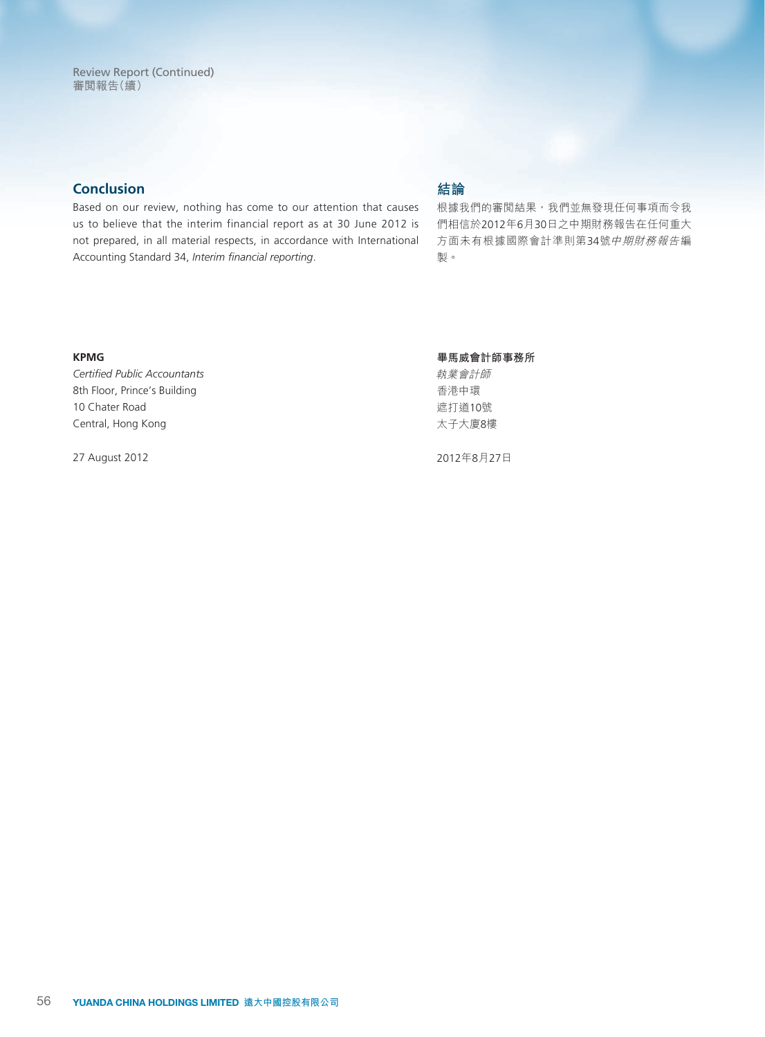## Conclusion

Based on our review, nothing has come to our attention that causes us to believe that the interim financial report as at 30 June 2012 is not prepared, in all material respects, in accordance with International Accounting Standard 34, *Interim financial reporting*.

## 結論

根據我們的審閱結果，我們並無發現任何事項而令我們相信於2012年6月30日之中期財務報告在任何重大方面未有根據國際會計準則第34號*中期財務報告*編製。

**KPMG**
*Certified Public Accountants*
8th Floor, Prince's Building
10 Chater Road
Central, Hong Kong

27 August 2012

**畢馬威會計師事務所**
*執業會計師*
香港中環
遮打道10號
太子大廈8樓

2012年8月27日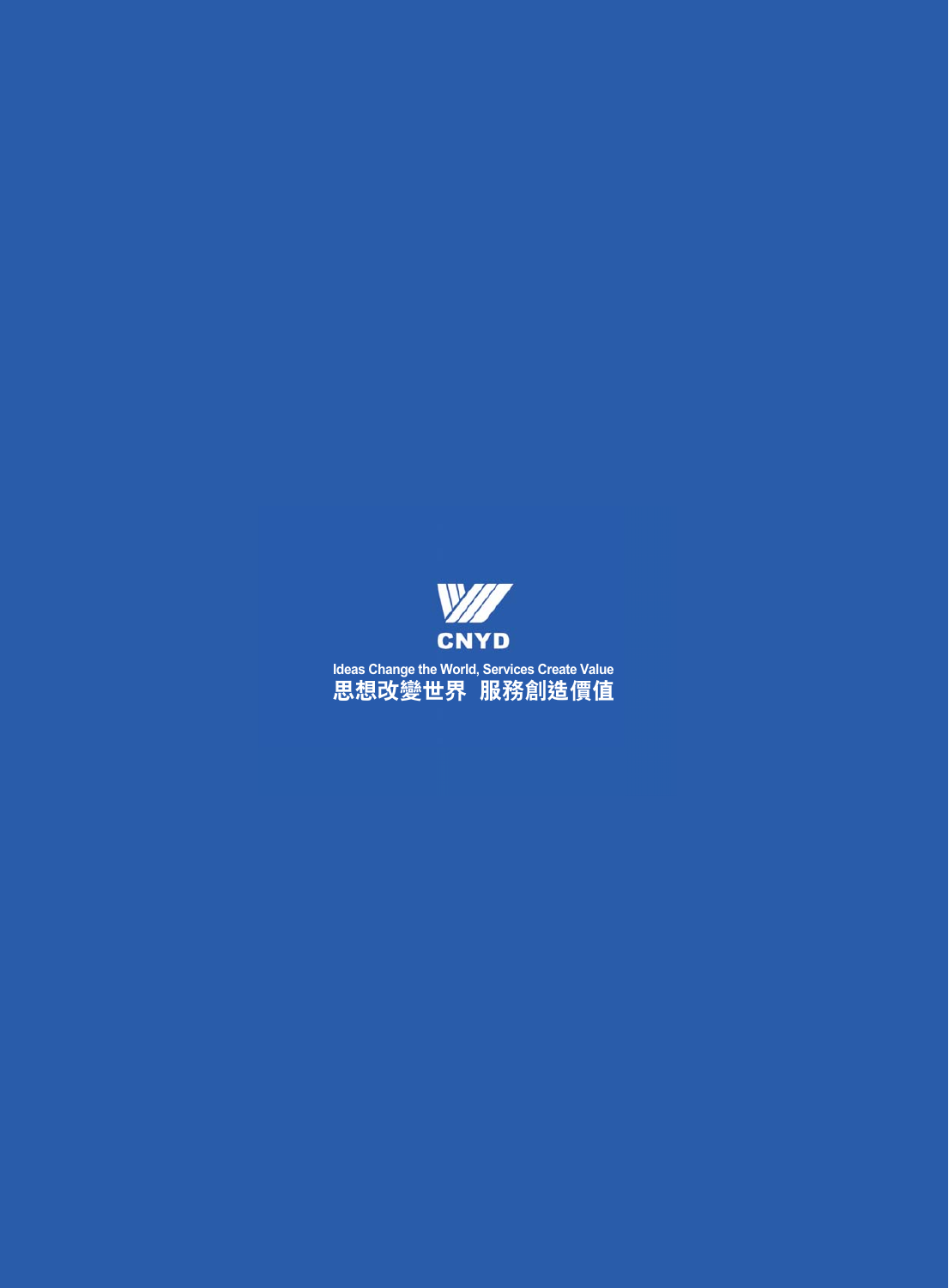CNYD

Ideas Change the World, Services Create Value

思想改變世界　服務創造價值